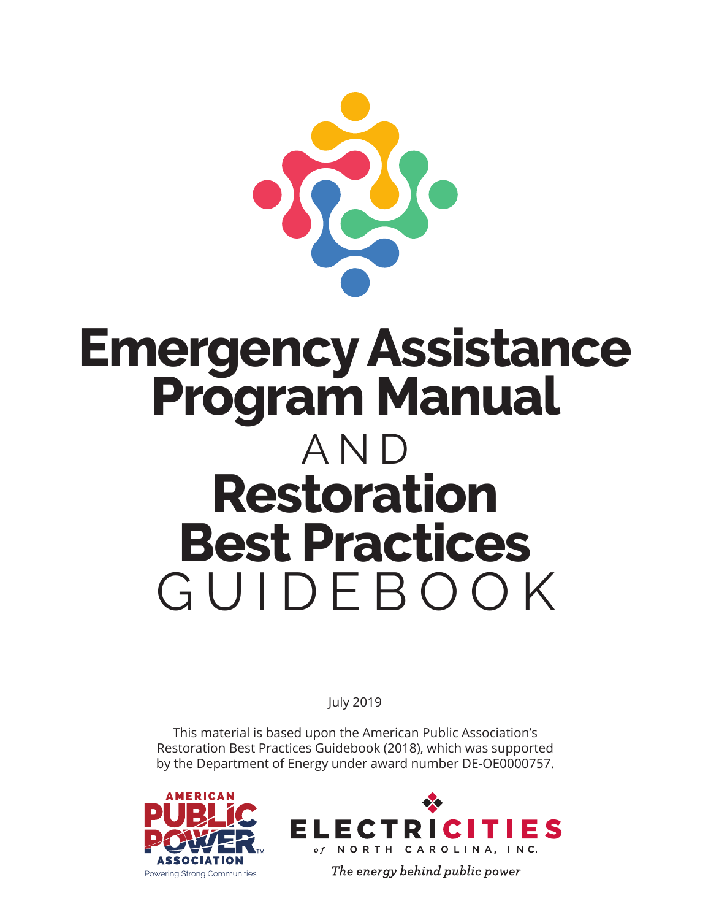# Emergency Assistance Program Manual

AND

# Restoration Best Practices

GUIDEBOOK

July 2019

This material is based upon the American Public Association's Restoration Best Practices Guidebook (2018), which was supported by the Department of Energy under award number DE-OE0000757.

AMERICAN PUBLIC POWER ASSOCIATION

Powering Strong Communities

ELECTRICITIES of NORTH CAROLINA, INC.

*The energy behind public power*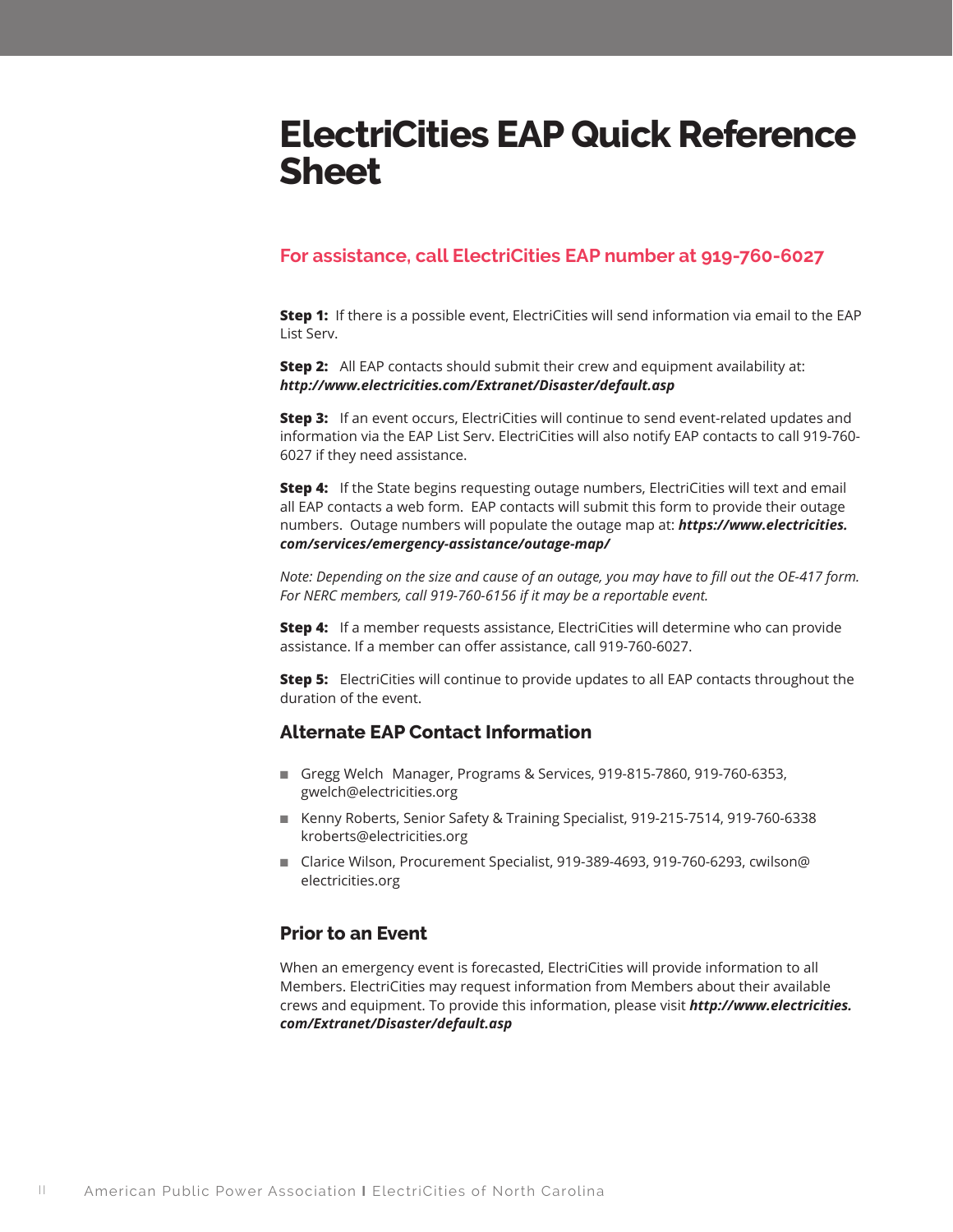# ElectriCities EAP Quick Reference Sheet

## For assistance, call ElectriCities EAP number at 919-760-6027

**Step 1:** If there is a possible event, ElectriCities will send information via email to the EAP List Serv.

**Step 2:** All EAP contacts should submit their crew and equipment availability at: ***http://www.electricities.com/Extranet/Disaster/default.asp***

**Step 3:** If an event occurs, ElectriCities will continue to send event-related updates and information via the EAP List Serv. ElectriCities will also notify EAP contacts to call 919-760-6027 if they need assistance.

**Step 4:** If the State begins requesting outage numbers, ElectriCities will text and email all EAP contacts a web form. EAP contacts will submit this form to provide their outage numbers. Outage numbers will populate the outage map at: ***https://www.electricities.com/services/emergency-assistance/outage-map/***

*Note: Depending on the size and cause of an outage, you may have to fill out the OE-417 form. For NERC members, call 919-760-6156 if it may be a reportable event.*

**Step 4:** If a member requests assistance, ElectriCities will determine who can provide assistance. If a member can offer assistance, call 919-760-6027.

**Step 5:** ElectriCities will continue to provide updates to all EAP contacts throughout the duration of the event.

### Alternate EAP Contact Information

- Gregg Welch Manager, Programs & Services, 919-815-7860, 919-760-6353, gwelch@electricities.org
- Kenny Roberts, Senior Safety & Training Specialist, 919-215-7514, 919-760-6338 kroberts@electricities.org
- Clarice Wilson, Procurement Specialist, 919-389-4693, 919-760-6293, cwilson@electricities.org

### Prior to an Event

When an emergency event is forecasted, ElectriCities will provide information to all Members. ElectriCities may request information from Members about their available crews and equipment. To provide this information, please visit ***http://www.electricities.com/Extranet/Disaster/default.asp***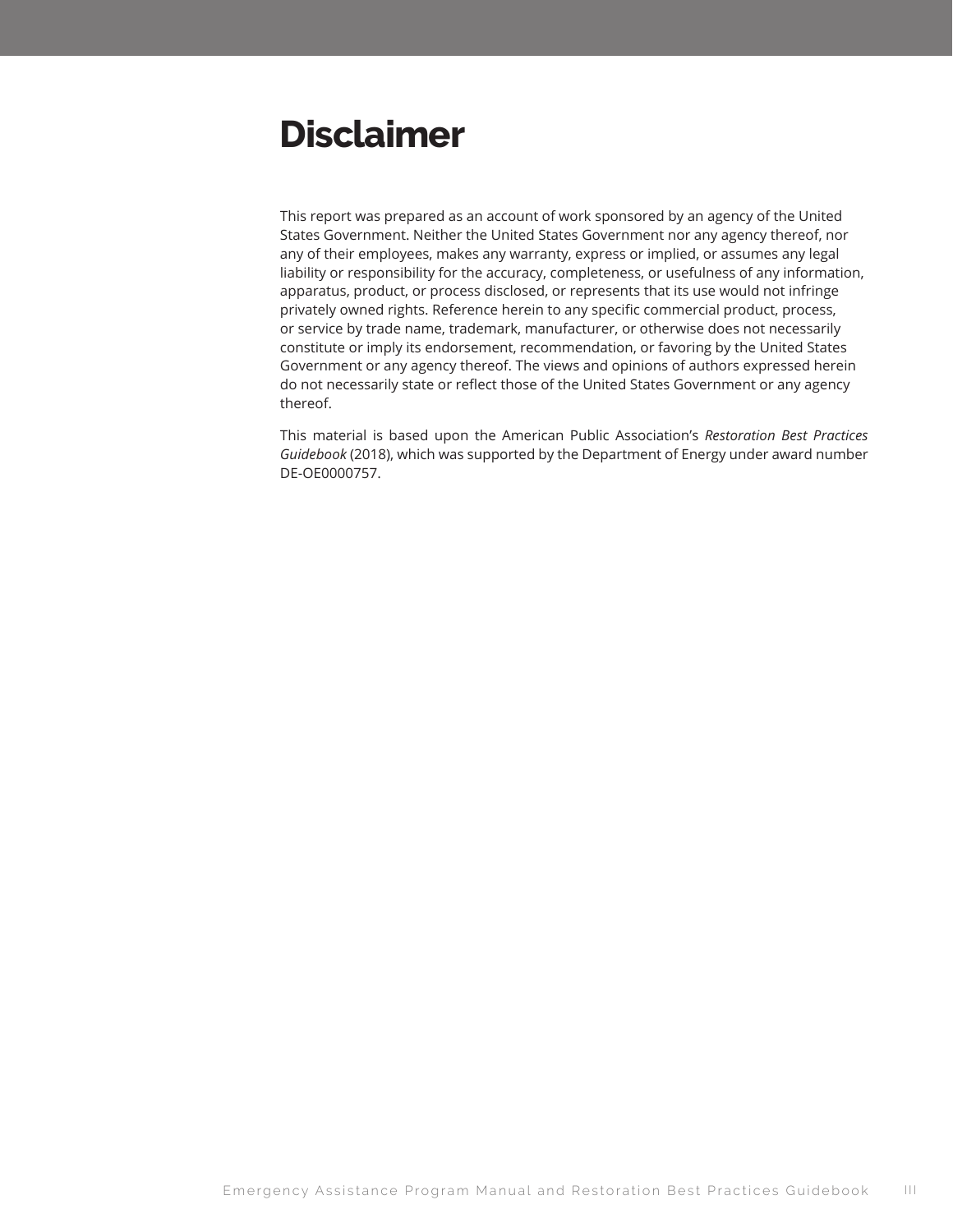# Disclaimer

This report was prepared as an account of work sponsored by an agency of the United States Government. Neither the United States Government nor any agency thereof, nor any of their employees, makes any warranty, express or implied, or assumes any legal liability or responsibility for the accuracy, completeness, or usefulness of any information, apparatus, product, or process disclosed, or represents that its use would not infringe privately owned rights. Reference herein to any specific commercial product, process, or service by trade name, trademark, manufacturer, or otherwise does not necessarily constitute or imply its endorsement, recommendation, or favoring by the United States Government or any agency thereof. The views and opinions of authors expressed herein do not necessarily state or reflect those of the United States Government or any agency thereof.

This material is based upon the American Public Association's *Restoration Best Practices Guidebook* (2018), which was supported by the Department of Energy under award number DE-OE0000757.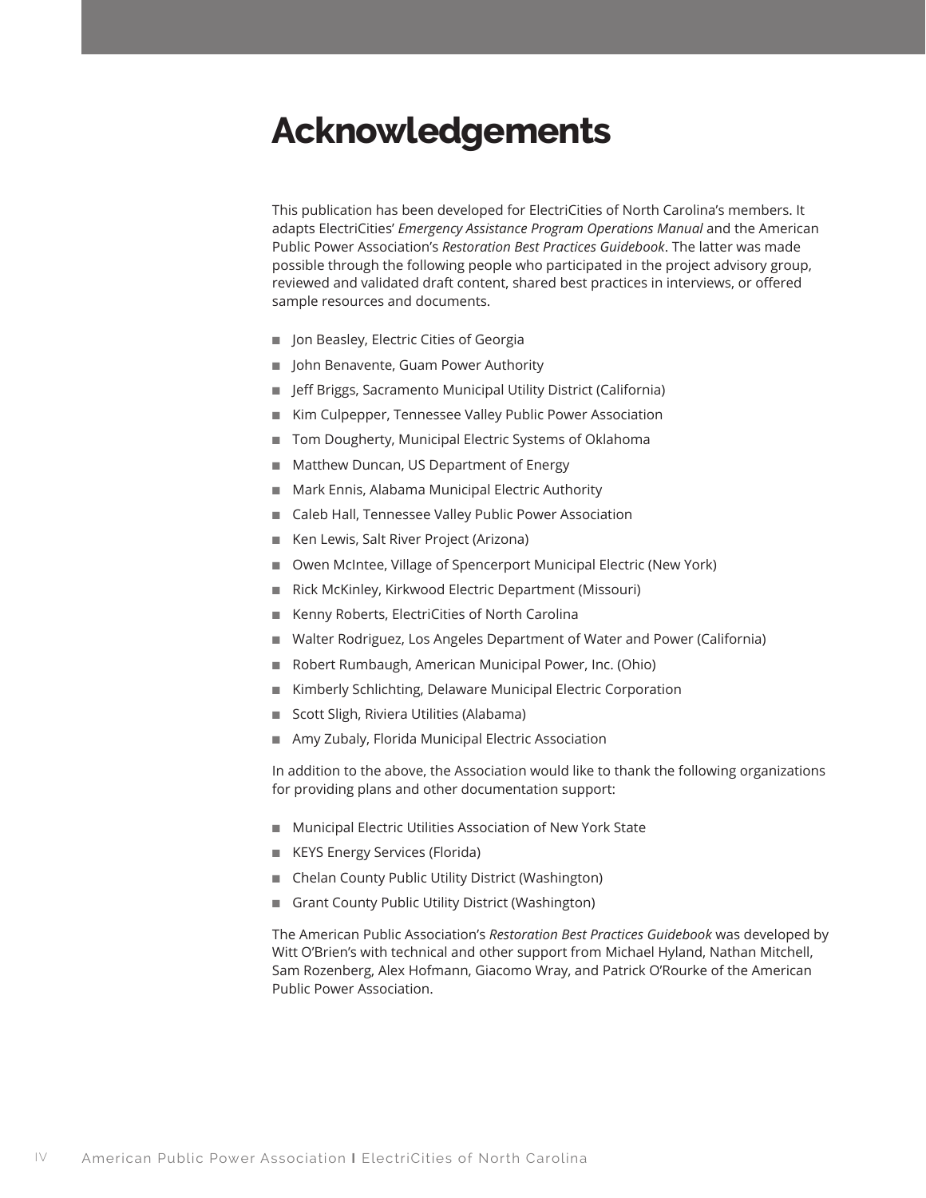# Acknowledgements

This publication has been developed for ElectriCities of North Carolina's members. It adapts ElectriCities' *Emergency Assistance Program Operations Manual* and the American Public Power Association's *Restoration Best Practices Guidebook*. The latter was made possible through the following people who participated in the project advisory group, reviewed and validated draft content, shared best practices in interviews, or offered sample resources and documents.

- Jon Beasley, Electric Cities of Georgia
- John Benavente, Guam Power Authority
- Jeff Briggs, Sacramento Municipal Utility District (California)
- Kim Culpepper, Tennessee Valley Public Power Association
- Tom Dougherty, Municipal Electric Systems of Oklahoma
- Matthew Duncan, US Department of Energy
- Mark Ennis, Alabama Municipal Electric Authority
- Caleb Hall, Tennessee Valley Public Power Association
- Ken Lewis, Salt River Project (Arizona)
- Owen McIntee, Village of Spencerport Municipal Electric (New York)
- Rick McKinley, Kirkwood Electric Department (Missouri)
- Kenny Roberts, ElectriCities of North Carolina
- Walter Rodriguez, Los Angeles Department of Water and Power (California)
- Robert Rumbaugh, American Municipal Power, Inc. (Ohio)
- Kimberly Schlichting, Delaware Municipal Electric Corporation
- Scott Sligh, Riviera Utilities (Alabama)
- Amy Zubaly, Florida Municipal Electric Association

In addition to the above, the Association would like to thank the following organizations for providing plans and other documentation support:

- Municipal Electric Utilities Association of New York State
- KEYS Energy Services (Florida)
- Chelan County Public Utility District (Washington)
- Grant County Public Utility District (Washington)

The American Public Association's *Restoration Best Practices Guidebook* was developed by Witt O'Brien's with technical and other support from Michael Hyland, Nathan Mitchell, Sam Rozenberg, Alex Hofmann, Giacomo Wray, and Patrick O'Rourke of the American Public Power Association.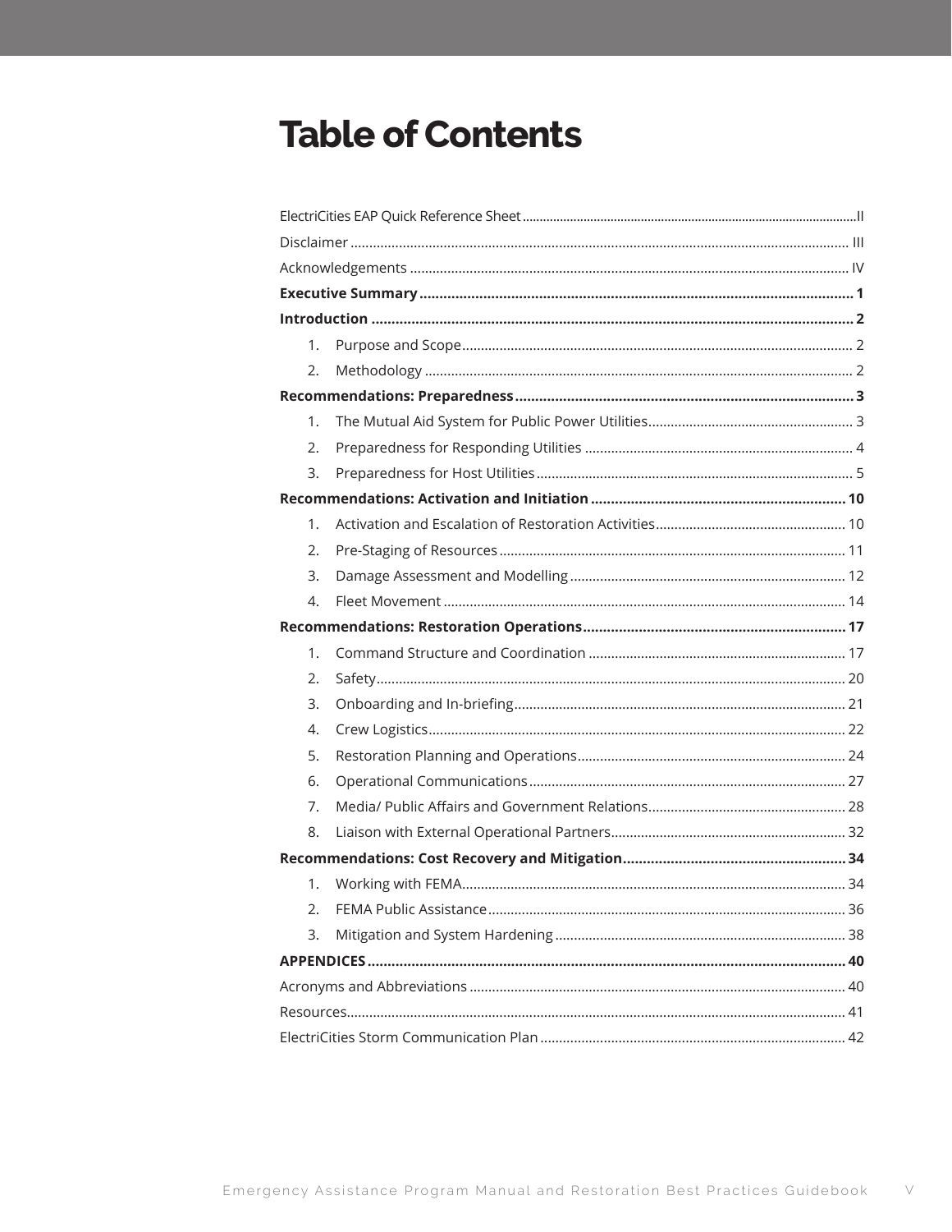# Table of Contents

ElectriCities EAP Quick Reference Sheet ........ II

Disclaimer ........ III

Acknowledgements ........ IV

**Executive Summary ........ 1**

**Introduction ........ 2**

1. Purpose and Scope ........ 2
2. Methodology ........ 2

**Recommendations: Preparedness ........ 3**

1. The Mutual Aid System for Public Power Utilities ........ 3
2. Preparedness for Responding Utilities ........ 4
3. Preparedness for Host Utilities ........ 5

**Recommendations: Activation and Initiation ........ 10**

1. Activation and Escalation of Restoration Activities ........ 10
2. Pre-Staging of Resources ........ 11
3. Damage Assessment and Modelling ........ 12
4. Fleet Movement ........ 14

**Recommendations: Restoration Operations ........ 17**

1. Command Structure and Coordination ........ 17
2. Safety ........ 20
3. Onboarding and In-briefing ........ 21
4. Crew Logistics ........ 22
5. Restoration Planning and Operations ........ 24
6. Operational Communications ........ 27
7. Media/ Public Affairs and Government Relations ........ 28
8. Liaison with External Operational Partners ........ 32

**Recommendations: Cost Recovery and Mitigation ........ 34**

1. Working with FEMA ........ 34
2. FEMA Public Assistance ........ 36
3. Mitigation and System Hardening ........ 38

**APPENDICES ........ 40**

Acronyms and Abbreviations ........ 40

Resources ........ 41

ElectriCities Storm Communication Plan ........ 42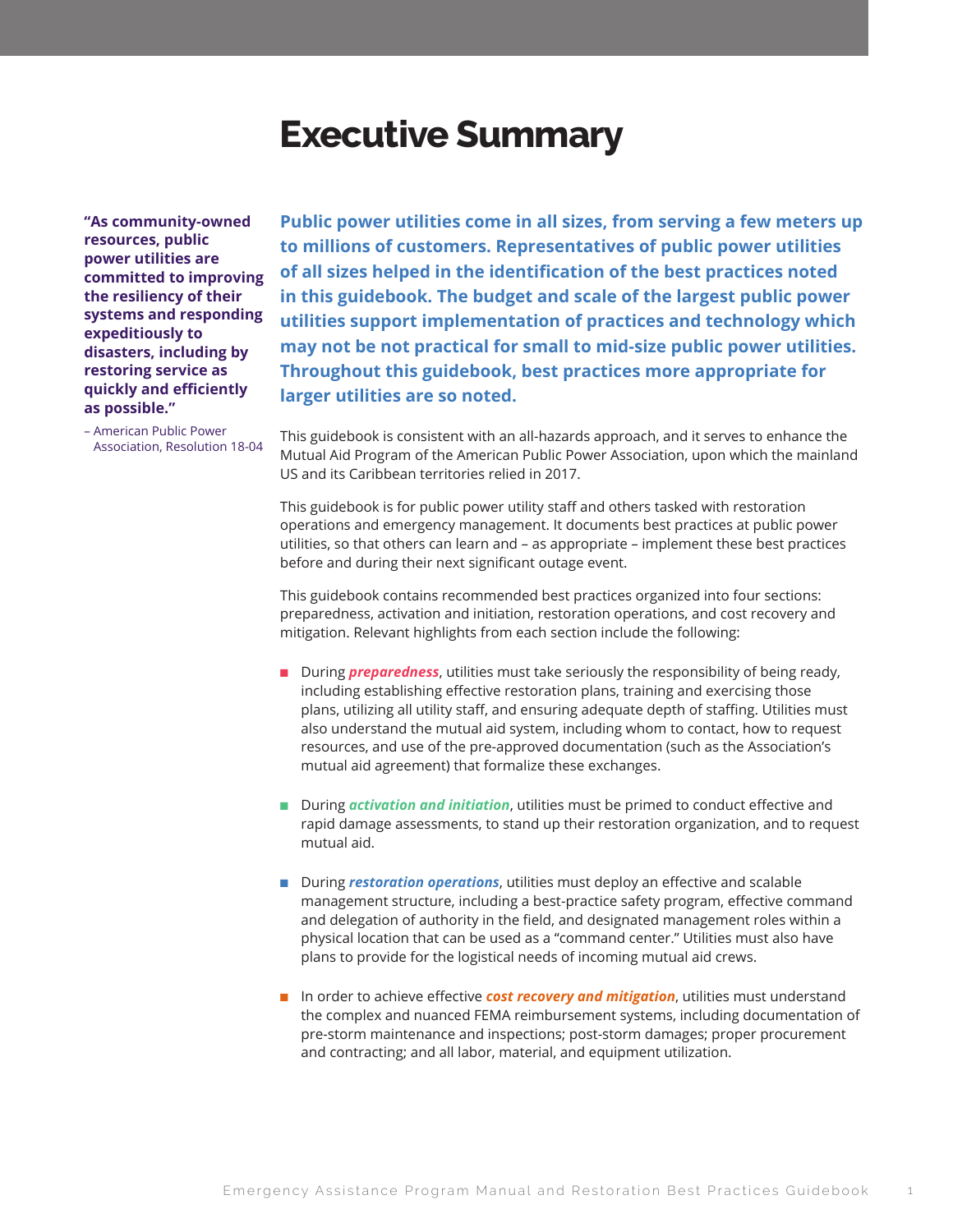# Executive Summary

> **"As community-owned resources, public power utilities are committed to improving the resiliency of their systems and responding expeditiously to disasters, including by restoring service as quickly and efficiently as possible."**
>
> – American Public Power Association, Resolution 18-04

**Public power utilities come in all sizes, from serving a few meters up to millions of customers. Representatives of public power utilities of all sizes helped in the identification of the best practices noted in this guidebook. The budget and scale of the largest public power utilities support implementation of practices and technology which may not be not practical for small to mid-size public power utilities. Throughout this guidebook, best practices more appropriate for larger utilities are so noted.**

This guidebook is consistent with an all-hazards approach, and it serves to enhance the Mutual Aid Program of the American Public Power Association, upon which the mainland US and its Caribbean territories relied in 2017.

This guidebook is for public power utility staff and others tasked with restoration operations and emergency management. It documents best practices at public power utilities, so that others can learn and – as appropriate – implement these best practices before and during their next significant outage event.

This guidebook contains recommended best practices organized into four sections: preparedness, activation and initiation, restoration operations, and cost recovery and mitigation. Relevant highlights from each section include the following:

- During ***preparedness***, utilities must take seriously the responsibility of being ready, including establishing effective restoration plans, training and exercising those plans, utilizing all utility staff, and ensuring adequate depth of staffing. Utilities must also understand the mutual aid system, including whom to contact, how to request resources, and use of the pre-approved documentation (such as the Association's mutual aid agreement) that formalize these exchanges.

- During ***activation and initiation***, utilities must be primed to conduct effective and rapid damage assessments, to stand up their restoration organization, and to request mutual aid.

- During ***restoration operations***, utilities must deploy an effective and scalable management structure, including a best-practice safety program, effective command and delegation of authority in the field, and designated management roles within a physical location that can be used as a "command center." Utilities must also have plans to provide for the logistical needs of incoming mutual aid crews.

- In order to achieve effective ***cost recovery and mitigation***, utilities must understand the complex and nuanced FEMA reimbursement systems, including documentation of pre-storm maintenance and inspections; post-storm damages; proper procurement and contracting; and all labor, material, and equipment utilization.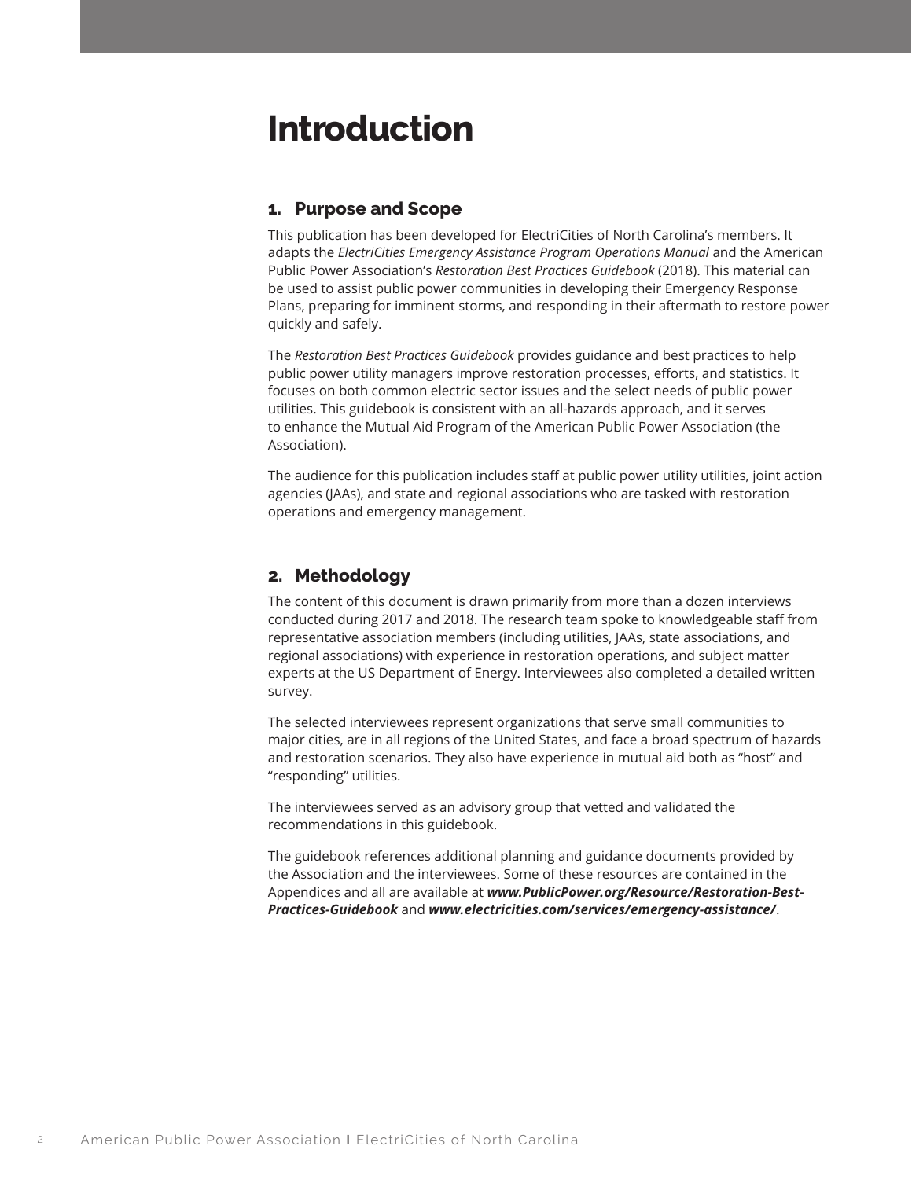# Introduction

## 1. Purpose and Scope

This publication has been developed for ElectriCities of North Carolina's members. It adapts the *ElectriCities Emergency Assistance Program Operations Manual* and the American Public Power Association's *Restoration Best Practices Guidebook* (2018). This material can be used to assist public power communities in developing their Emergency Response Plans, preparing for imminent storms, and responding in their aftermath to restore power quickly and safely.

The *Restoration Best Practices Guidebook* provides guidance and best practices to help public power utility managers improve restoration processes, efforts, and statistics. It focuses on both common electric sector issues and the select needs of public power utilities. This guidebook is consistent with an all-hazards approach, and it serves to enhance the Mutual Aid Program of the American Public Power Association (the Association).

The audience for this publication includes staff at public power utility utilities, joint action agencies (JAAs), and state and regional associations who are tasked with restoration operations and emergency management.

## 2. Methodology

The content of this document is drawn primarily from more than a dozen interviews conducted during 2017 and 2018. The research team spoke to knowledgeable staff from representative association members (including utilities, JAAs, state associations, and regional associations) with experience in restoration operations, and subject matter experts at the US Department of Energy. Interviewees also completed a detailed written survey.

The selected interviewees represent organizations that serve small communities to major cities, are in all regions of the United States, and face a broad spectrum of hazards and restoration scenarios. They also have experience in mutual aid both as "host" and "responding" utilities.

The interviewees served as an advisory group that vetted and validated the recommendations in this guidebook.

The guidebook references additional planning and guidance documents provided by the Association and the interviewees. Some of these resources are contained in the Appendices and all are available at ***www.PublicPower.org/Resource/Restoration-Best-Practices-Guidebook*** and ***www.electricities.com/services/emergency-assistance/***.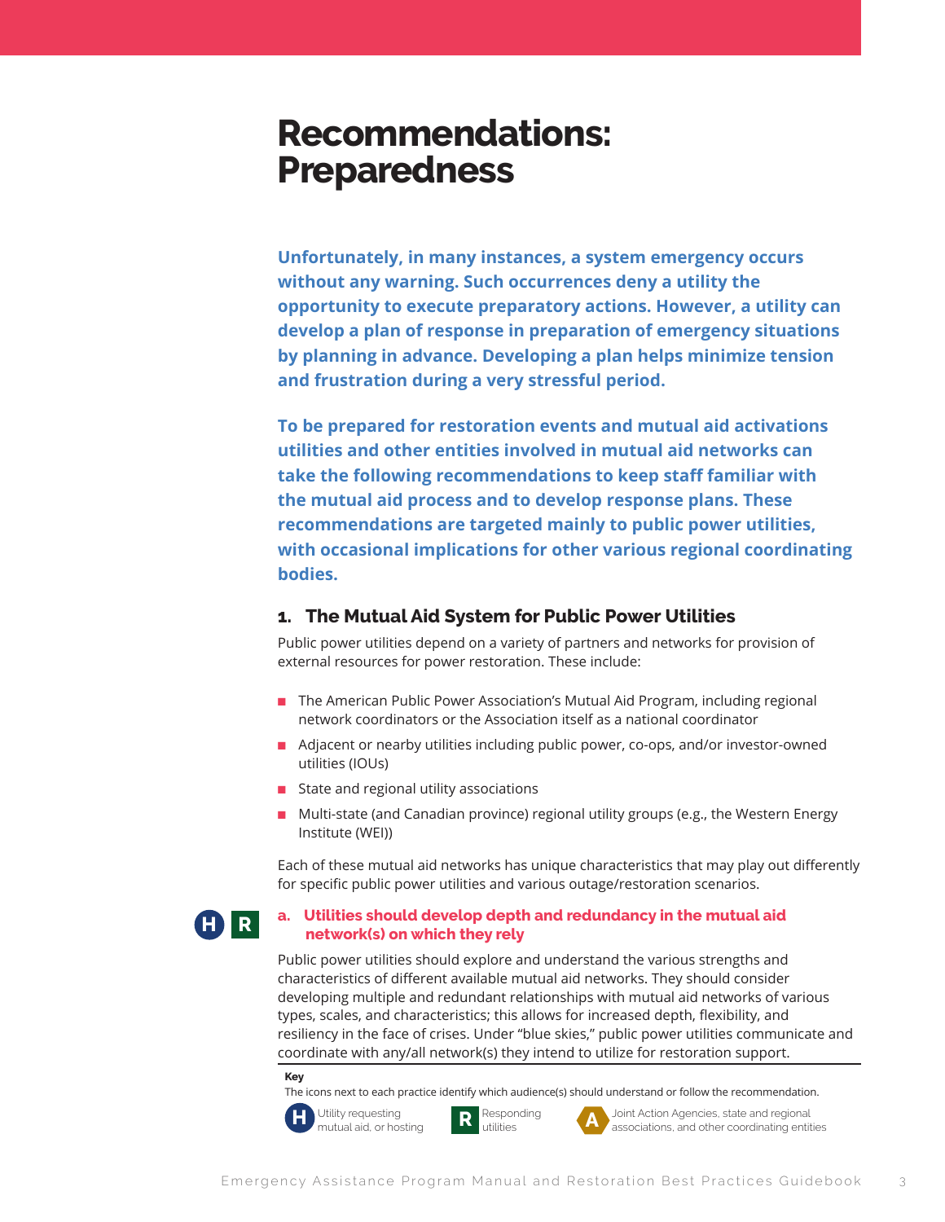# Recommendations: Preparedness

**Unfortunately, in many instances, a system emergency occurs without any warning. Such occurrences deny a utility the opportunity to execute preparatory actions. However, a utility can develop a plan of response in preparation of emergency situations by planning in advance. Developing a plan helps minimize tension and frustration during a very stressful period.**

**To be prepared for restoration events and mutual aid activations utilities and other entities involved in mutual aid networks can take the following recommendations to keep staff familiar with the mutual aid process and to develop response plans. These recommendations are targeted mainly to public power utilities, with occasional implications for other various regional coordinating bodies.**

## 1. The Mutual Aid System for Public Power Utilities

Public power utilities depend on a variety of partners and networks for provision of external resources for power restoration. These include:

- The American Public Power Association's Mutual Aid Program, including regional network coordinators or the Association itself as a national coordinator
- Adjacent or nearby utilities including public power, co-ops, and/or investor-owned utilities (IOUs)
- State and regional utility associations
- Multi-state (and Canadian province) regional utility groups (e.g., the Western Energy Institute (WEI))

Each of these mutual aid networks has unique characteristics that may play out differently for specific public power utilities and various outage/restoration scenarios.

H R

### a. Utilities should develop depth and redundancy in the mutual aid network(s) on which they rely

Public power utilities should explore and understand the various strengths and characteristics of different available mutual aid networks. They should consider developing multiple and redundant relationships with mutual aid networks of various types, scales, and characteristics; this allows for increased depth, flexibility, and resiliency in the face of crises. Under "blue skies," public power utilities communicate and coordinate with any/all network(s) they intend to utilize for restoration support.

**Key**

The icons next to each practice identify which audience(s) should understand or follow the recommendation.

- **H** Utility requesting mutual aid, or hosting
- **R** Responding utilities
- **A** Joint Action Agencies, state and regional associations, and other coordinating entities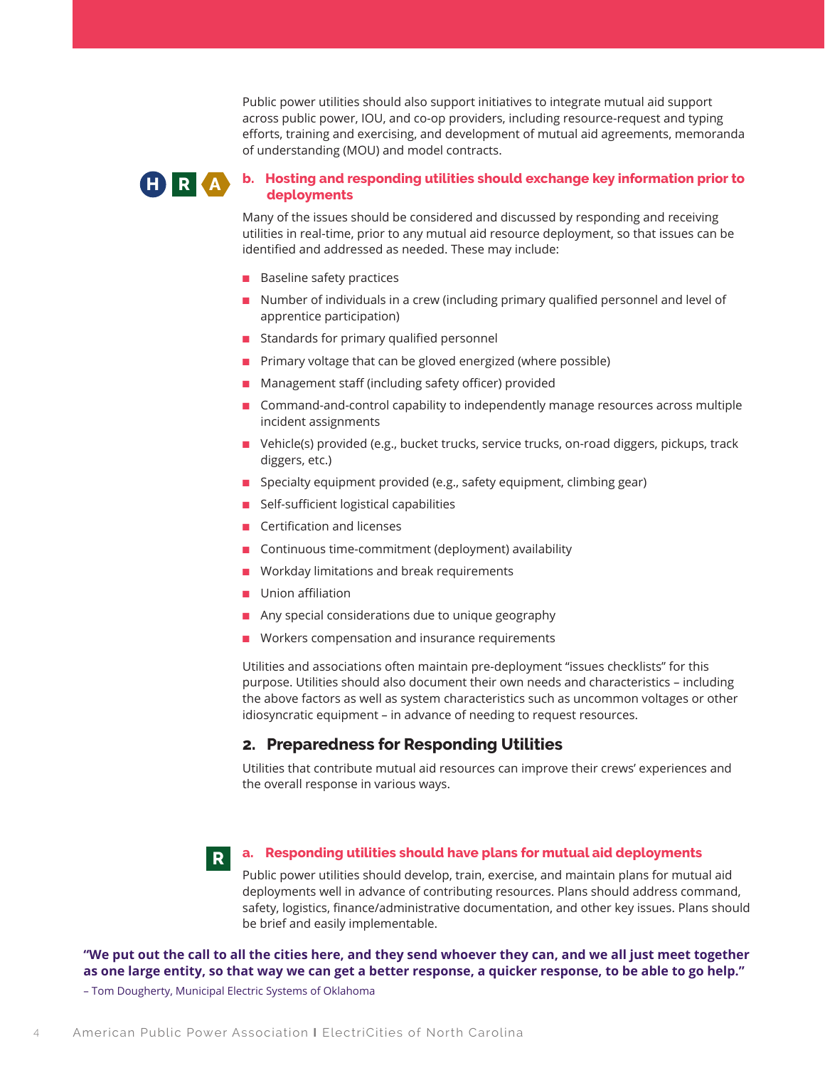Public power utilities should also support initiatives to integrate mutual aid support across public power, IOU, and co-op providers, including resource-request and typing efforts, training and exercising, and development of mutual aid agreements, memoranda of understanding (MOU) and model contracts.

H R A

### b. Hosting and responding utilities should exchange key information prior to deployments

Many of the issues should be considered and discussed by responding and receiving utilities in real-time, prior to any mutual aid resource deployment, so that issues can be identified and addressed as needed. These may include:

- Baseline safety practices
- Number of individuals in a crew (including primary qualified personnel and level of apprentice participation)
- Standards for primary qualified personnel
- Primary voltage that can be gloved energized (where possible)
- Management staff (including safety officer) provided
- Command-and-control capability to independently manage resources across multiple incident assignments
- Vehicle(s) provided (e.g., bucket trucks, service trucks, on-road diggers, pickups, track diggers, etc.)
- Specialty equipment provided (e.g., safety equipment, climbing gear)
- Self-sufficient logistical capabilities
- Certification and licenses
- Continuous time-commitment (deployment) availability
- Workday limitations and break requirements
- Union affiliation
- Any special considerations due to unique geography
- Workers compensation and insurance requirements

Utilities and associations often maintain pre-deployment "issues checklists" for this purpose. Utilities should also document their own needs and characteristics – including the above factors as well as system characteristics such as uncommon voltages or other idiosyncratic equipment – in advance of needing to request resources.

## 2. Preparedness for Responding Utilities

Utilities that contribute mutual aid resources can improve their crews' experiences and the overall response in various ways.

R

### a. Responding utilities should have plans for mutual aid deployments

Public power utilities should develop, train, exercise, and maintain plans for mutual aid deployments well in advance of contributing resources. Plans should address command, safety, logistics, finance/administrative documentation, and other key issues. Plans should be brief and easily implementable.

**"We put out the call to all the cities here, and they send whoever they can, and we all just meet together as one large entity, so that way we can get a better response, a quicker response, to be able to go help."**

– Tom Dougherty, Municipal Electric Systems of Oklahoma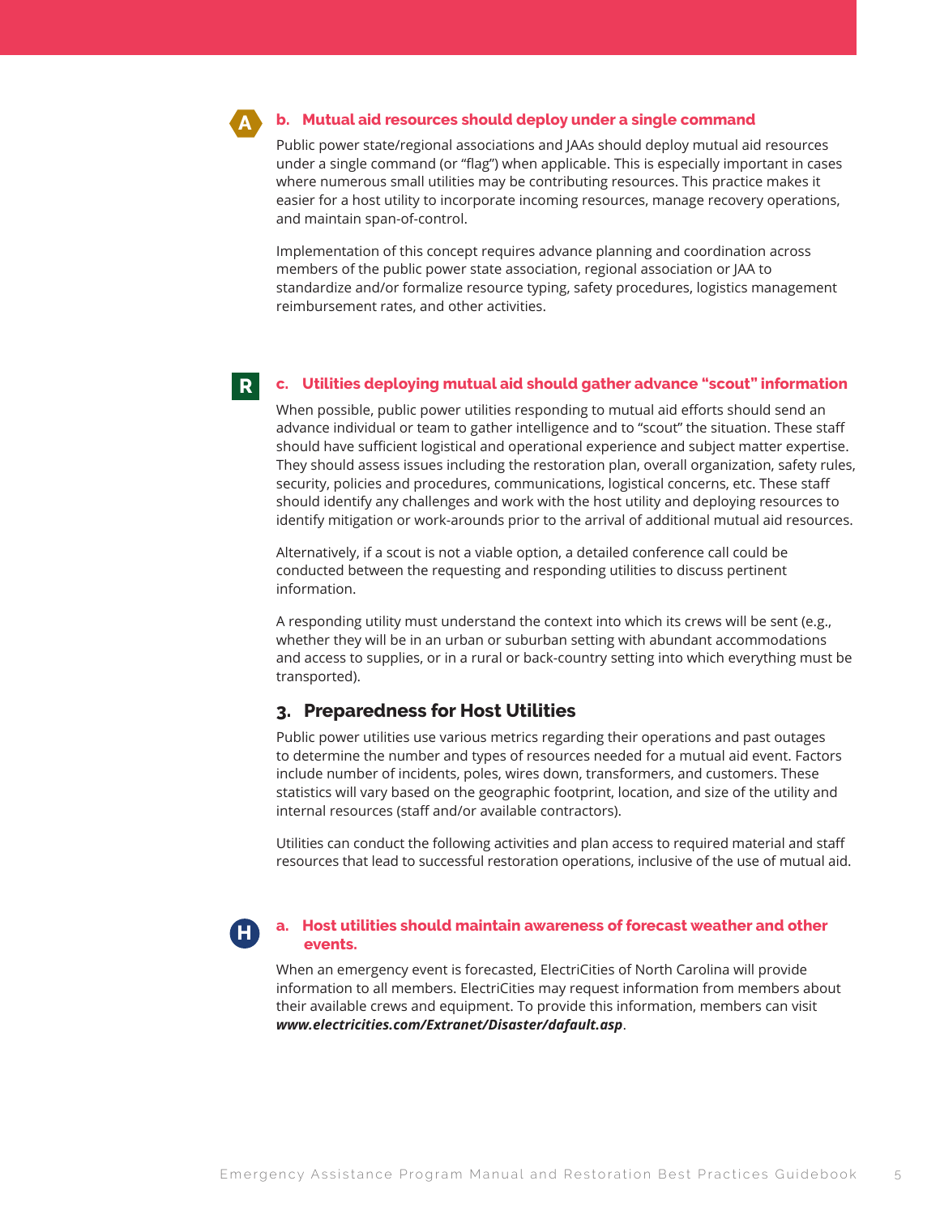A

### b. Mutual aid resources should deploy under a single command

Public power state/regional associations and JAAs should deploy mutual aid resources under a single command (or "flag") when applicable. This is especially important in cases where numerous small utilities may be contributing resources. This practice makes it easier for a host utility to incorporate incoming resources, manage recovery operations, and maintain span-of-control.

Implementation of this concept requires advance planning and coordination across members of the public power state association, regional association or JAA to standardize and/or formalize resource typing, safety procedures, logistics management reimbursement rates, and other activities.

R

### c. Utilities deploying mutual aid should gather advance "scout" information

When possible, public power utilities responding to mutual aid efforts should send an advance individual or team to gather intelligence and to "scout" the situation. These staff should have sufficient logistical and operational experience and subject matter expertise. They should assess issues including the restoration plan, overall organization, safety rules, security, policies and procedures, communications, logistical concerns, etc. These staff should identify any challenges and work with the host utility and deploying resources to identify mitigation or work-arounds prior to the arrival of additional mutual aid resources.

Alternatively, if a scout is not a viable option, a detailed conference call could be conducted between the requesting and responding utilities to discuss pertinent information.

A responding utility must understand the context into which its crews will be sent (e.g., whether they will be in an urban or suburban setting with abundant accommodations and access to supplies, or in a rural or back-country setting into which everything must be transported).

## 3. Preparedness for Host Utilities

Public power utilities use various metrics regarding their operations and past outages to determine the number and types of resources needed for a mutual aid event. Factors include number of incidents, poles, wires down, transformers, and customers. These statistics will vary based on the geographic footprint, location, and size of the utility and internal resources (staff and/or available contractors).

Utilities can conduct the following activities and plan access to required material and staff resources that lead to successful restoration operations, inclusive of the use of mutual aid.

H

### a. Host utilities should maintain awareness of forecast weather and other events.

When an emergency event is forecasted, ElectriCities of North Carolina will provide information to all members. ElectriCities may request information from members about their available crews and equipment. To provide this information, members can visit ***www.electricities.com/Extranet/Disaster/dafault.asp***.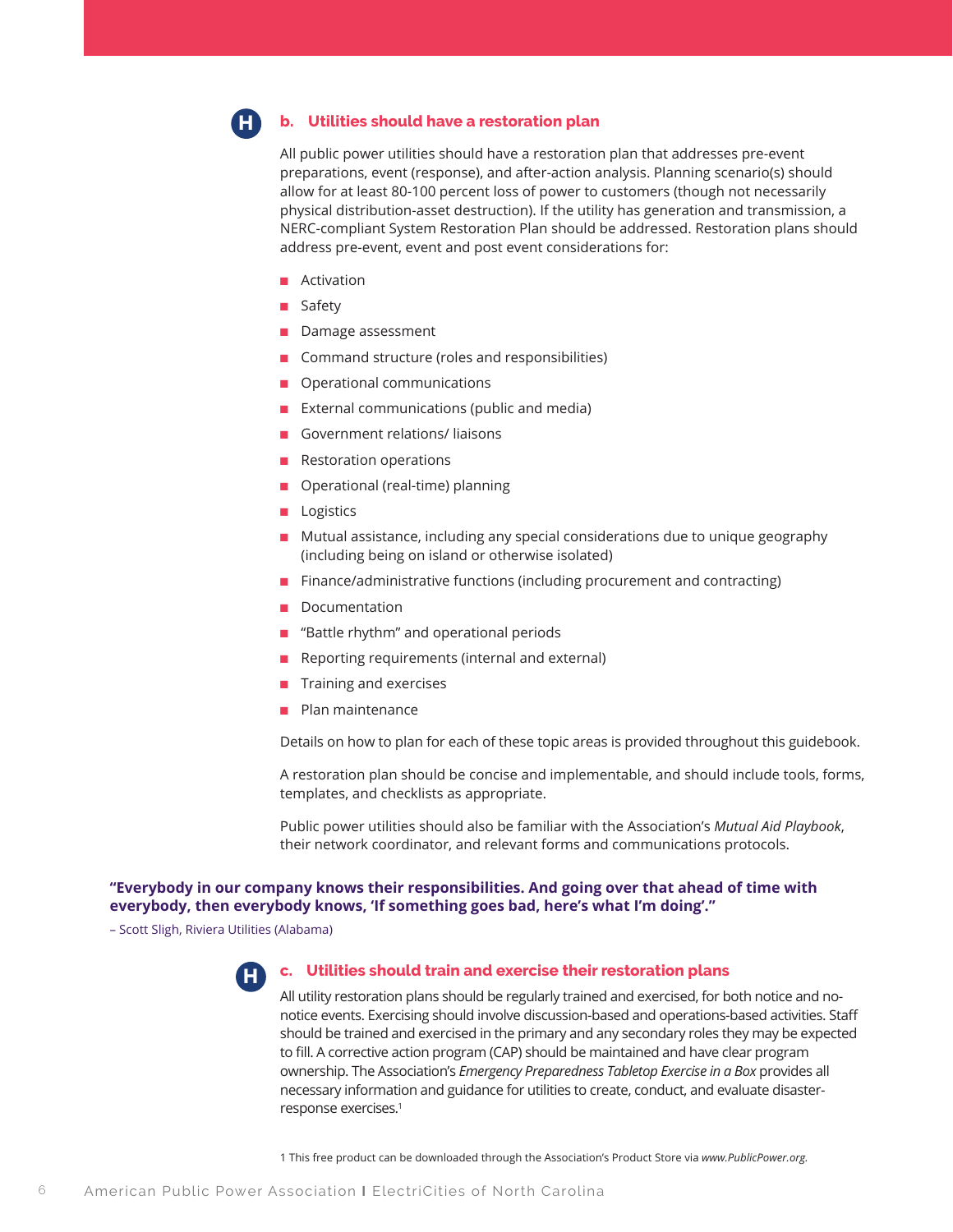### b. Utilities should have a restoration plan

All public power utilities should have a restoration plan that addresses pre-event preparations, event (response), and after-action analysis. Planning scenario(s) should allow for at least 80-100 percent loss of power to customers (though not necessarily physical distribution-asset destruction). If the utility has generation and transmission, a NERC-compliant System Restoration Plan should be addressed. Restoration plans should address pre-event, event and post event considerations for:

- Activation
- Safety
- Damage assessment
- Command structure (roles and responsibilities)
- Operational communications
- External communications (public and media)
- Government relations/ liaisons
- Restoration operations
- Operational (real-time) planning
- Logistics
- Mutual assistance, including any special considerations due to unique geography (including being on island or otherwise isolated)
- Finance/administrative functions (including procurement and contracting)
- Documentation
- "Battle rhythm" and operational periods
- Reporting requirements (internal and external)
- Training and exercises
- Plan maintenance

Details on how to plan for each of these topic areas is provided throughout this guidebook.

A restoration plan should be concise and implementable, and should include tools, forms, templates, and checklists as appropriate.

Public power utilities should also be familiar with the Association's *Mutual Aid Playbook*, their network coordinator, and relevant forms and communications protocols.

**"Everybody in our company knows their responsibilities. And going over that ahead of time with everybody, then everybody knows, 'If something goes bad, here's what I'm doing'."**

– Scott Sligh, Riviera Utilities (Alabama)

### c. Utilities should train and exercise their restoration plans

All utility restoration plans should be regularly trained and exercised, for both notice and no-notice events. Exercising should involve discussion-based and operations-based activities. Staff should be trained and exercised in the primary and any secondary roles they may be expected to fill. A corrective action program (CAP) should be maintained and have clear program ownership. The Association's *Emergency Preparedness Tabletop Exercise in a Box* provides all necessary information and guidance for utilities to create, conduct, and evaluate disaster-response exercises.[1]

1 This free product can be downloaded through the Association's Product Store via *www.PublicPower.org*.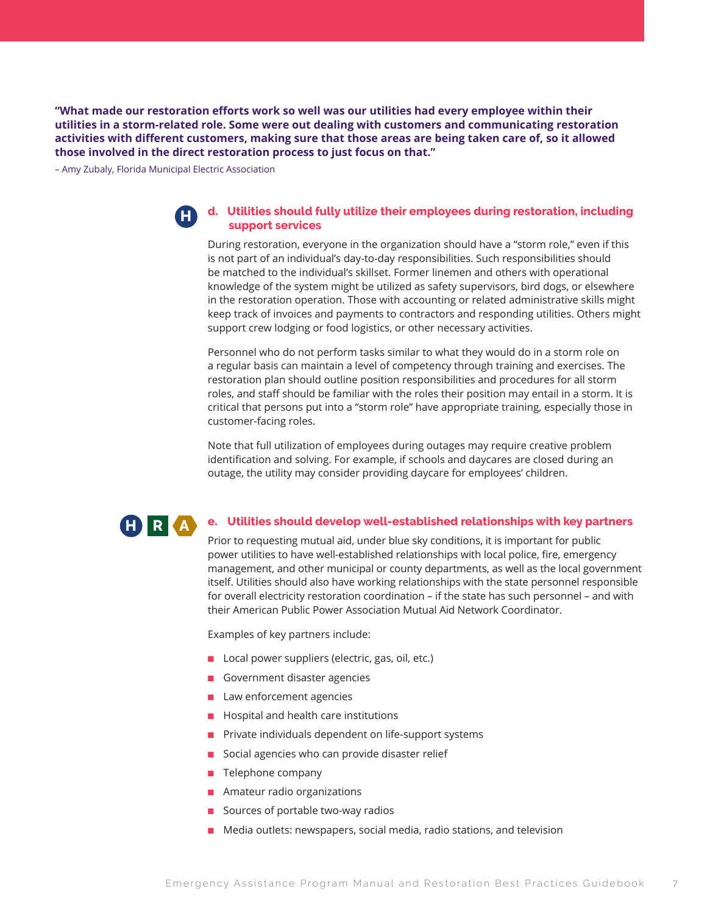**"What made our restoration efforts work so well was our utilities had every employee within their utilities in a storm-related role. Some were out dealing with customers and communicating restoration activities with different customers, making sure that those areas are being taken care of, so it allowed those involved in the direct restoration process to just focus on that."**

– Amy Zubaly, Florida Municipal Electric Association

H

### d. Utilities should fully utilize their employees during restoration, including support services

During restoration, everyone in the organization should have a "storm role," even if this is not part of an individual's day-to-day responsibilities. Such responsibilities should be matched to the individual's skillset. Former linemen and others with operational knowledge of the system might be utilized as safety supervisors, bird dogs, or elsewhere in the restoration operation. Those with accounting or related administrative skills might keep track of invoices and payments to contractors and responding utilities. Others might support crew lodging or food logistics, or other necessary activities.

Personnel who do not perform tasks similar to what they would do in a storm role on a regular basis can maintain a level of competency through training and exercises. The restoration plan should outline position responsibilities and procedures for all storm roles, and staff should be familiar with the roles their position may entail in a storm. It is critical that persons put into a "storm role" have appropriate training, especially those in customer-facing roles.

Note that full utilization of employees during outages may require creative problem identification and solving. For example, if schools and daycares are closed during an outage, the utility may consider providing daycare for employees' children.

H R A

### e. Utilities should develop well-established relationships with key partners

Prior to requesting mutual aid, under blue sky conditions, it is important for public power utilities to have well-established relationships with local police, fire, emergency management, and other municipal or county departments, as well as the local government itself. Utilities should also have working relationships with the state personnel responsible for overall electricity restoration coordination – if the state has such personnel – and with their American Public Power Association Mutual Aid Network Coordinator.

Examples of key partners include:

- Local power suppliers (electric, gas, oil, etc.)
- Government disaster agencies
- Law enforcement agencies
- Hospital and health care institutions
- Private individuals dependent on life-support systems
- Social agencies who can provide disaster relief
- Telephone company
- Amateur radio organizations
- Sources of portable two-way radios
- Media outlets: newspapers, social media, radio stations, and television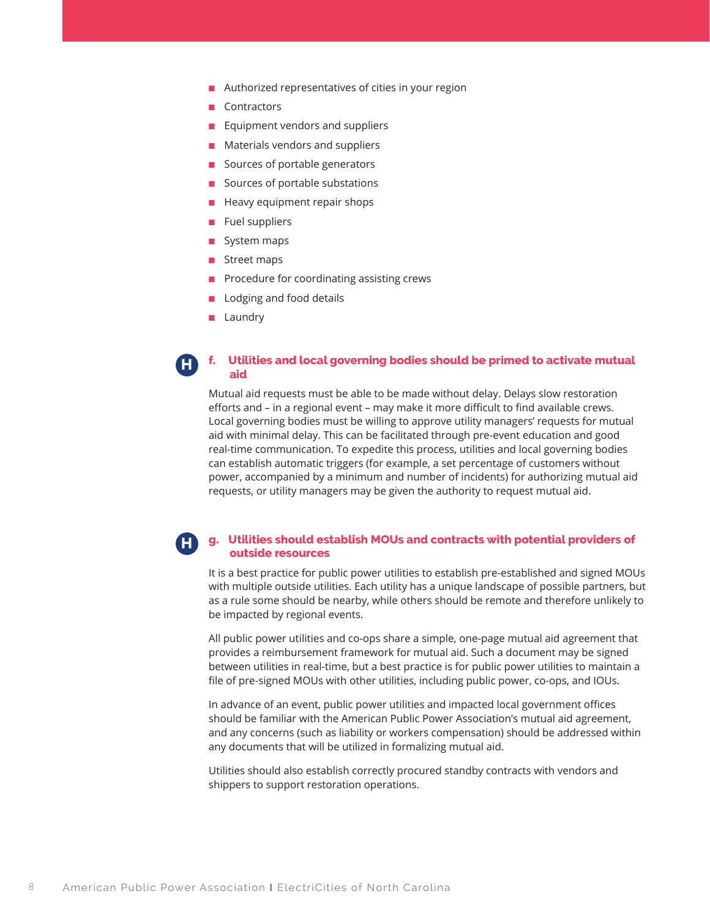- Authorized representatives of cities in your region
- Contractors
- Equipment vendors and suppliers
- Materials vendors and suppliers
- Sources of portable generators
- Sources of portable substations
- Heavy equipment repair shops
- Fuel suppliers
- System maps
- Street maps
- Procedure for coordinating assisting crews
- Lodging and food details
- Laundry

### H f. Utilities and local governing bodies should be primed to activate mutual aid

Mutual aid requests must be able to be made without delay. Delays slow restoration efforts and – in a regional event – may make it more difficult to find available crews. Local governing bodies must be willing to approve utility managers' requests for mutual aid with minimal delay. This can be facilitated through pre-event education and good real-time communication. To expedite this process, utilities and local governing bodies can establish automatic triggers (for example, a set percentage of customers without power, accompanied by a minimum and number of incidents) for authorizing mutual aid requests, or utility managers may be given the authority to request mutual aid.

### H g. Utilities should establish MOUs and contracts with potential providers of outside resources

It is a best practice for public power utilities to establish pre-established and signed MOUs with multiple outside utilities. Each utility has a unique landscape of possible partners, but as a rule some should be nearby, while others should be remote and therefore unlikely to be impacted by regional events.

All public power utilities and co-ops share a simple, one-page mutual aid agreement that provides a reimbursement framework for mutual aid. Such a document may be signed between utilities in real-time, but a best practice is for public power utilities to maintain a file of pre-signed MOUs with other utilities, including public power, co-ops, and IOUs.

In advance of an event, public power utilities and impacted local government offices should be familiar with the American Public Power Association's mutual aid agreement, and any concerns (such as liability or workers compensation) should be addressed within any documents that will be utilized in formalizing mutual aid.

Utilities should also establish correctly procured standby contracts with vendors and shippers to support restoration operations.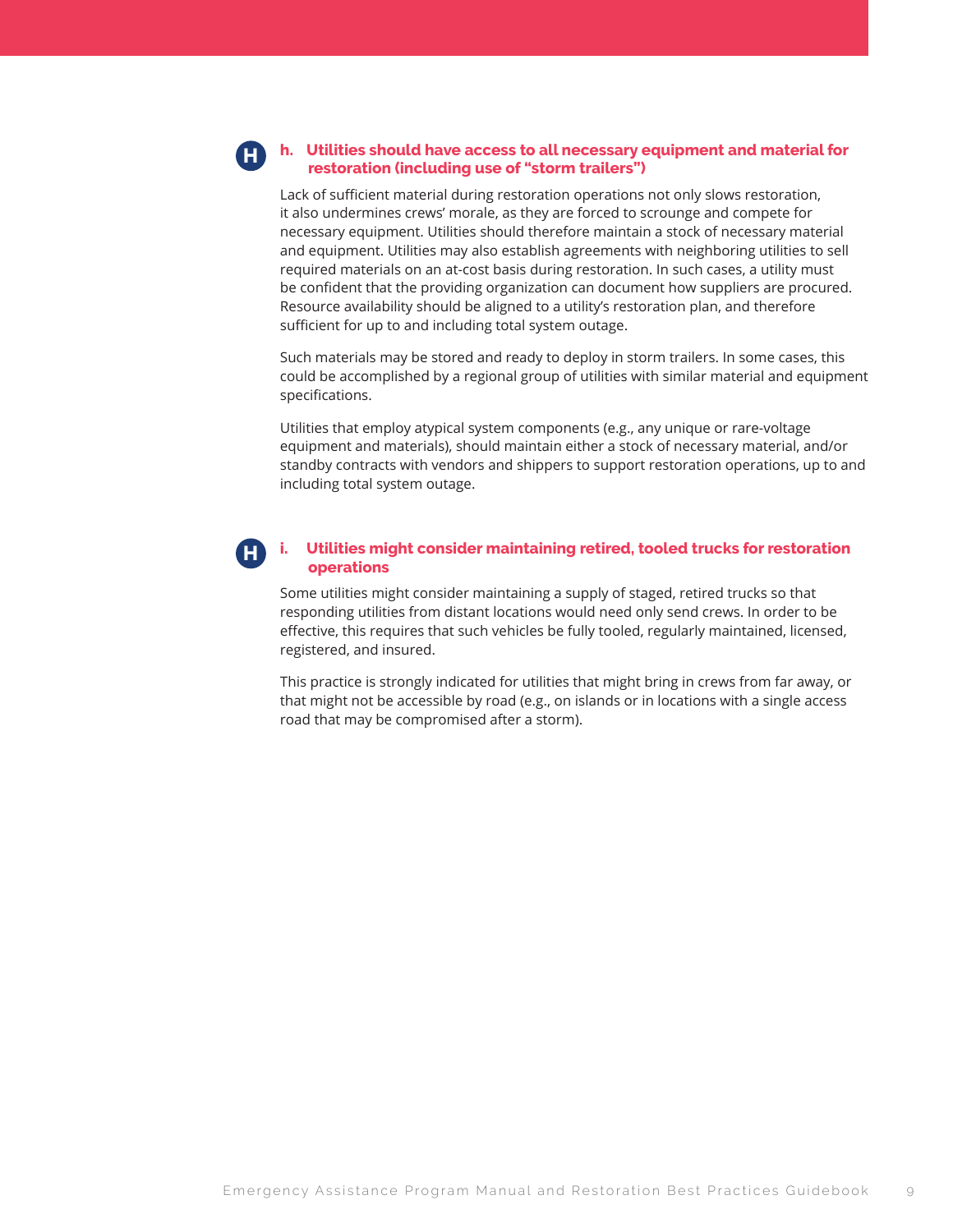**H**

### h. Utilities should have access to all necessary equipment and material for restoration (including use of "storm trailers")

Lack of sufficient material during restoration operations not only slows restoration, it also undermines crews' morale, as they are forced to scrounge and compete for necessary equipment. Utilities should therefore maintain a stock of necessary material and equipment. Utilities may also establish agreements with neighboring utilities to sell required materials on an at-cost basis during restoration. In such cases, a utility must be confident that the providing organization can document how suppliers are procured. Resource availability should be aligned to a utility's restoration plan, and therefore sufficient for up to and including total system outage.

Such materials may be stored and ready to deploy in storm trailers. In some cases, this could be accomplished by a regional group of utilities with similar material and equipment specifications.

Utilities that employ atypical system components (e.g., any unique or rare-voltage equipment and materials), should maintain either a stock of necessary material, and/or standby contracts with vendors and shippers to support restoration operations, up to and including total system outage.

**H**

### i. Utilities might consider maintaining retired, tooled trucks for restoration operations

Some utilities might consider maintaining a supply of staged, retired trucks so that responding utilities from distant locations would need only send crews. In order to be effective, this requires that such vehicles be fully tooled, regularly maintained, licensed, registered, and insured.

This practice is strongly indicated for utilities that might bring in crews from far away, or that might not be accessible by road (e.g., on islands or in locations with a single access road that may be compromised after a storm).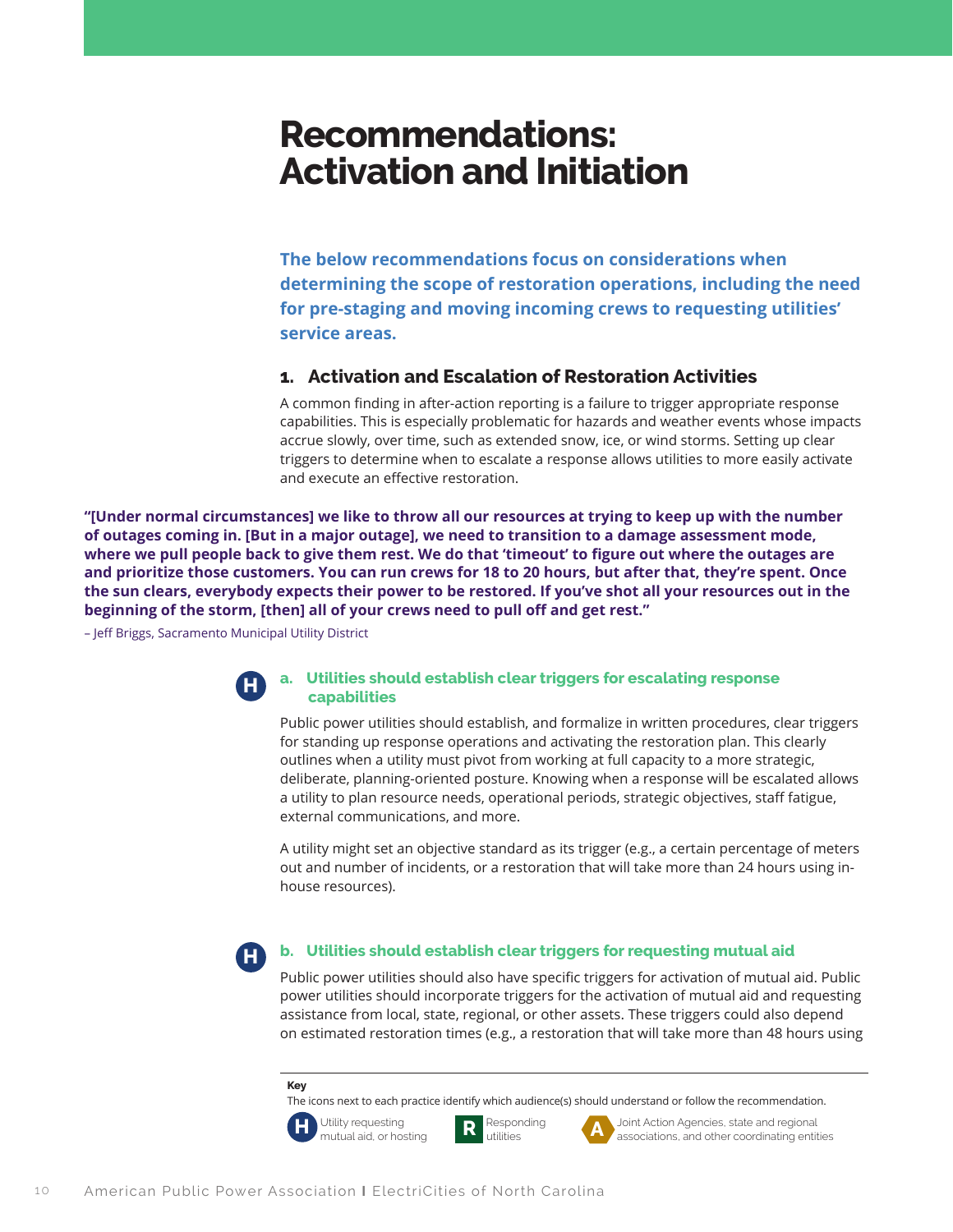# Recommendations: Activation and Initiation

**The below recommendations focus on considerations when determining the scope of restoration operations, including the need for pre-staging and moving incoming crews to requesting utilities' service areas.**

## 1. Activation and Escalation of Restoration Activities

A common finding in after-action reporting is a failure to trigger appropriate response capabilities. This is especially problematic for hazards and weather events whose impacts accrue slowly, over time, such as extended snow, ice, or wind storms. Setting up clear triggers to determine when to escalate a response allows utilities to more easily activate and execute an effective restoration.

**"[Under normal circumstances] we like to throw all our resources at trying to keep up with the number of outages coming in. [But in a major outage], we need to transition to a damage assessment mode, where we pull people back to give them rest. We do that 'timeout' to figure out where the outages are and prioritize those customers. You can run crews for 18 to 20 hours, but after that, they're spent. Once the sun clears, everybody expects their power to be restored. If you've shot all your resources out in the beginning of the storm, [then] all of your crews need to pull off and get rest."**

– Jeff Briggs, Sacramento Municipal Utility District

### H a. Utilities should establish clear triggers for escalating response capabilities

Public power utilities should establish, and formalize in written procedures, clear triggers for standing up response operations and activating the restoration plan. This clearly outlines when a utility must pivot from working at full capacity to a more strategic, deliberate, planning-oriented posture. Knowing when a response will be escalated allows a utility to plan resource needs, operational periods, strategic objectives, staff fatigue, external communications, and more.

A utility might set an objective standard as its trigger (e.g., a certain percentage of meters out and number of incidents, or a restoration that will take more than 24 hours using in-house resources).

### H b. Utilities should establish clear triggers for requesting mutual aid

Public power utilities should also have specific triggers for activation of mutual aid. Public power utilities should incorporate triggers for the activation of mutual aid and requesting assistance from local, state, regional, or other assets. These triggers could also depend on estimated restoration times (e.g., a restoration that will take more than 48 hours using

**Key**

The icons next to each practice identify which audience(s) should understand or follow the recommendation.

- **H** Utility requesting mutual aid, or hosting
- **R** Responding utilities
- **A** Joint Action Agencies, state and regional associations, and other coordinating entities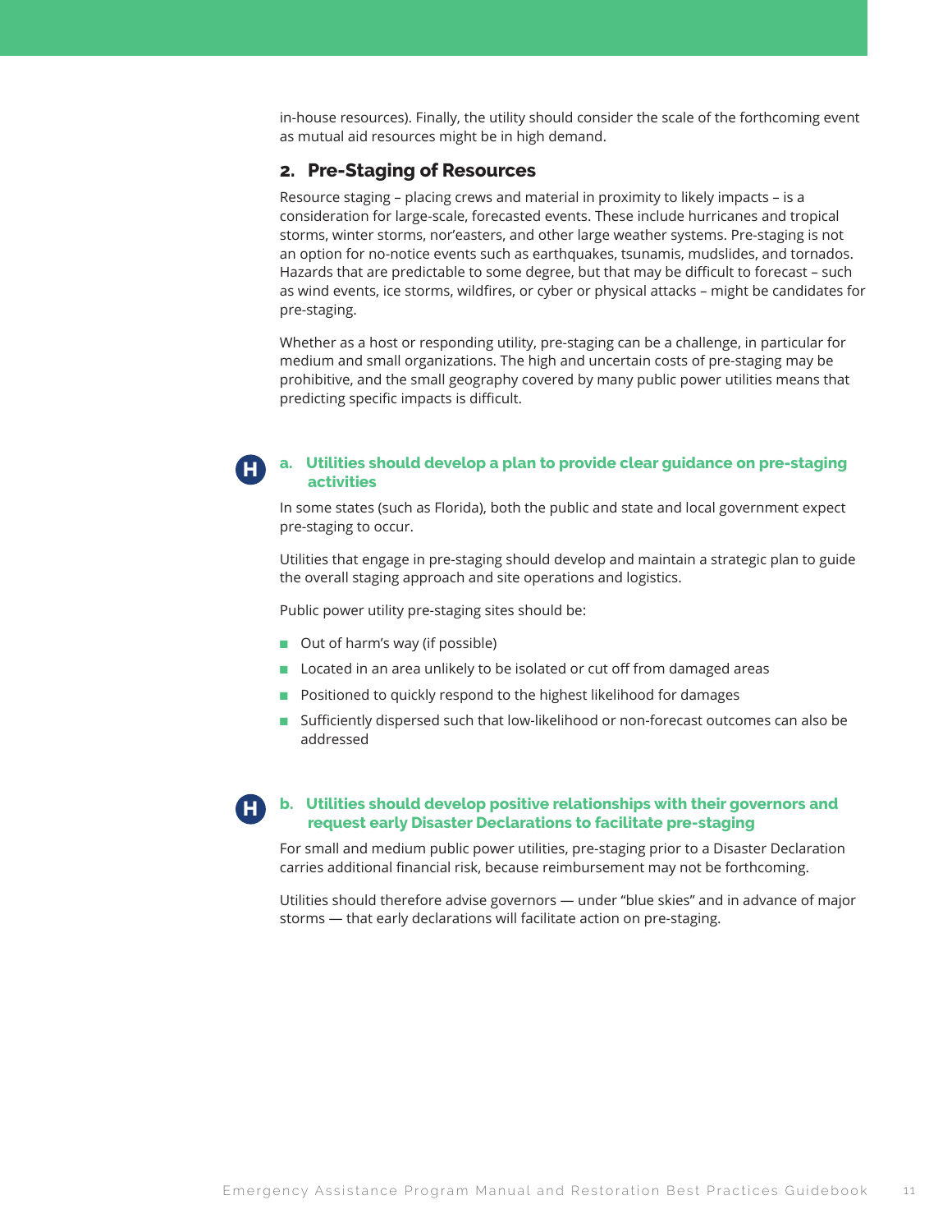in-house resources). Finally, the utility should consider the scale of the forthcoming event as mutual aid resources might be in high demand.

## 2. Pre-Staging of Resources

Resource staging – placing crews and material in proximity to likely impacts – is a consideration for large-scale, forecasted events. These include hurricanes and tropical storms, winter storms, nor'easters, and other large weather systems. Pre-staging is not an option for no-notice events such as earthquakes, tsunamis, mudslides, and tornados. Hazards that are predictable to some degree, but that may be difficult to forecast – such as wind events, ice storms, wildfires, or cyber or physical attacks – might be candidates for pre-staging.

Whether as a host or responding utility, pre-staging can be a challenge, in particular for medium and small organizations. The high and uncertain costs of pre-staging may be prohibitive, and the small geography covered by many public power utilities means that predicting specific impacts is difficult.

### H a. Utilities should develop a plan to provide clear guidance on pre-staging activities

In some states (such as Florida), both the public and state and local government expect pre-staging to occur.

Utilities that engage in pre-staging should develop and maintain a strategic plan to guide the overall staging approach and site operations and logistics.

Public power utility pre-staging sites should be:

- Out of harm's way (if possible)
- Located in an area unlikely to be isolated or cut off from damaged areas
- Positioned to quickly respond to the highest likelihood for damages
- Sufficiently dispersed such that low-likelihood or non-forecast outcomes can also be addressed

### H b. Utilities should develop positive relationships with their governors and request early Disaster Declarations to facilitate pre-staging

For small and medium public power utilities, pre-staging prior to a Disaster Declaration carries additional financial risk, because reimbursement may not be forthcoming.

Utilities should therefore advise governors — under "blue skies" and in advance of major storms — that early declarations will facilitate action on pre-staging.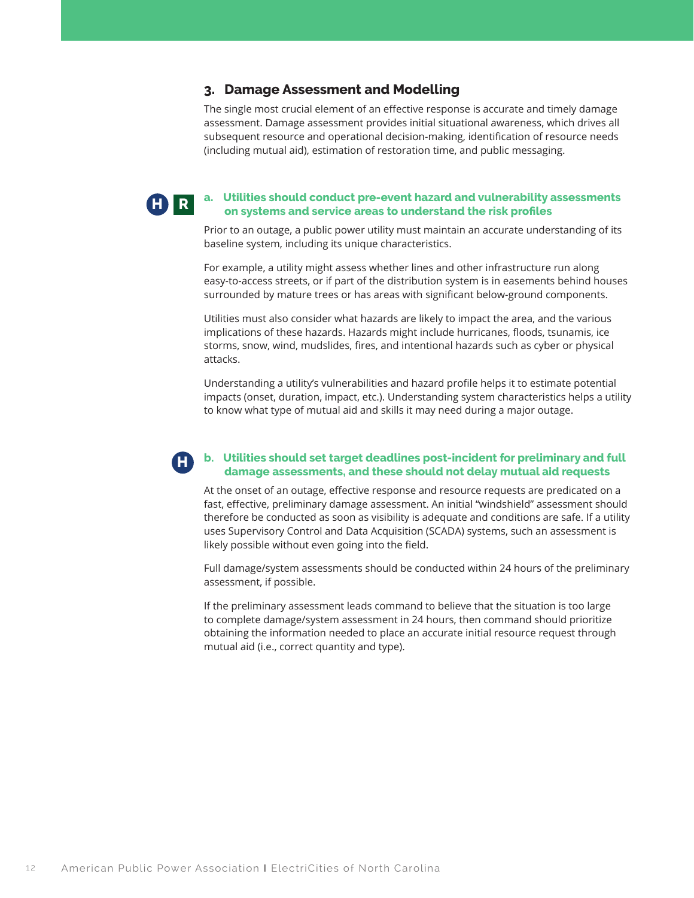## 3. Damage Assessment and Modelling

The single most crucial element of an effective response is accurate and timely damage assessment. Damage assessment provides initial situational awareness, which drives all subsequent resource and operational decision-making, identification of resource needs (including mutual aid), estimation of restoration time, and public messaging.

**H** **R**

### a. Utilities should conduct pre-event hazard and vulnerability assessments on systems and service areas to understand the risk profiles

Prior to an outage, a public power utility must maintain an accurate understanding of its baseline system, including its unique characteristics.

For example, a utility might assess whether lines and other infrastructure run along easy-to-access streets, or if part of the distribution system is in easements behind houses surrounded by mature trees or has areas with significant below-ground components.

Utilities must also consider what hazards are likely to impact the area, and the various implications of these hazards. Hazards might include hurricanes, floods, tsunamis, ice storms, snow, wind, mudslides, fires, and intentional hazards such as cyber or physical attacks.

Understanding a utility's vulnerabilities and hazard profile helps it to estimate potential impacts (onset, duration, impact, etc.). Understanding system characteristics helps a utility to know what type of mutual aid and skills it may need during a major outage.

**H**

### b. Utilities should set target deadlines post-incident for preliminary and full damage assessments, and these should not delay mutual aid requests

At the onset of an outage, effective response and resource requests are predicated on a fast, effective, preliminary damage assessment. An initial "windshield" assessment should therefore be conducted as soon as visibility is adequate and conditions are safe. If a utility uses Supervisory Control and Data Acquisition (SCADA) systems, such an assessment is likely possible without even going into the field.

Full damage/system assessments should be conducted within 24 hours of the preliminary assessment, if possible.

If the preliminary assessment leads command to believe that the situation is too large to complete damage/system assessment in 24 hours, then command should prioritize obtaining the information needed to place an accurate initial resource request through mutual aid (i.e., correct quantity and type).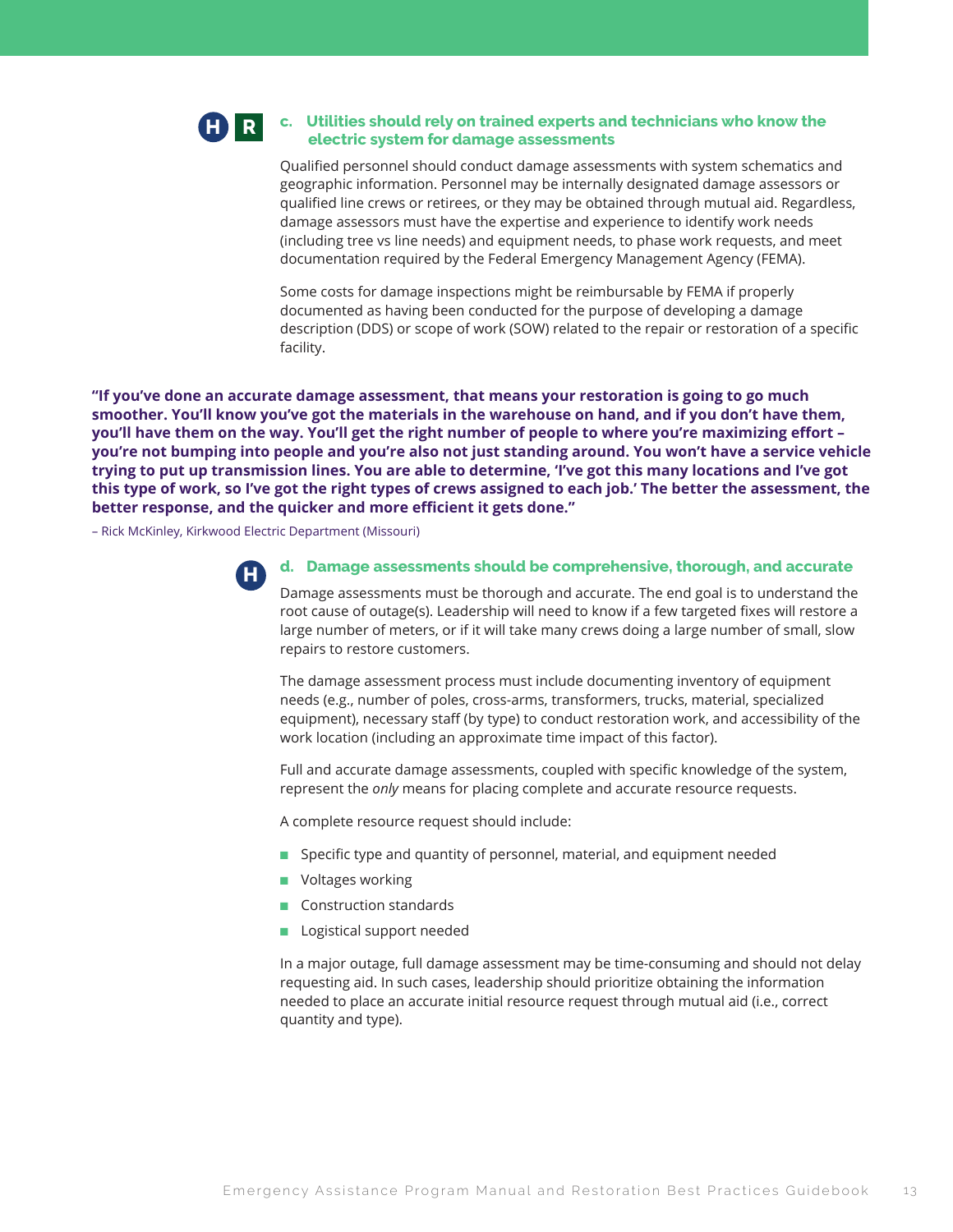**H** **R**

### c. Utilities should rely on trained experts and technicians who know the electric system for damage assessments

Qualified personnel should conduct damage assessments with system schematics and geographic information. Personnel may be internally designated damage assessors or qualified line crews or retirees, or they may be obtained through mutual aid. Regardless, damage assessors must have the expertise and experience to identify work needs (including tree vs line needs) and equipment needs, to phase work requests, and meet documentation required by the Federal Emergency Management Agency (FEMA).

Some costs for damage inspections might be reimbursable by FEMA if properly documented as having been conducted for the purpose of developing a damage description (DDS) or scope of work (SOW) related to the repair or restoration of a specific facility.

**"If you've done an accurate damage assessment, that means your restoration is going to go much smoother. You'll know you've got the materials in the warehouse on hand, and if you don't have them, you'll have them on the way. You'll get the right number of people to where you're maximizing effort – you're not bumping into people and you're also not just standing around. You won't have a service vehicle trying to put up transmission lines. You are able to determine, 'I've got this many locations and I've got this type of work, so I've got the right types of crews assigned to each job.' The better the assessment, the better response, and the quicker and more efficient it gets done."**

– Rick McKinley, Kirkwood Electric Department (Missouri)

**H**

### d. Damage assessments should be comprehensive, thorough, and accurate

Damage assessments must be thorough and accurate. The end goal is to understand the root cause of outage(s). Leadership will need to know if a few targeted fixes will restore a large number of meters, or if it will take many crews doing a large number of small, slow repairs to restore customers.

The damage assessment process must include documenting inventory of equipment needs (e.g., number of poles, cross-arms, transformers, trucks, material, specialized equipment), necessary staff (by type) to conduct restoration work, and accessibility of the work location (including an approximate time impact of this factor).

Full and accurate damage assessments, coupled with specific knowledge of the system, represent the *only* means for placing complete and accurate resource requests.

A complete resource request should include:

- Specific type and quantity of personnel, material, and equipment needed
- Voltages working
- Construction standards
- Logistical support needed

In a major outage, full damage assessment may be time-consuming and should not delay requesting aid. In such cases, leadership should prioritize obtaining the information needed to place an accurate initial resource request through mutual aid (i.e., correct quantity and type).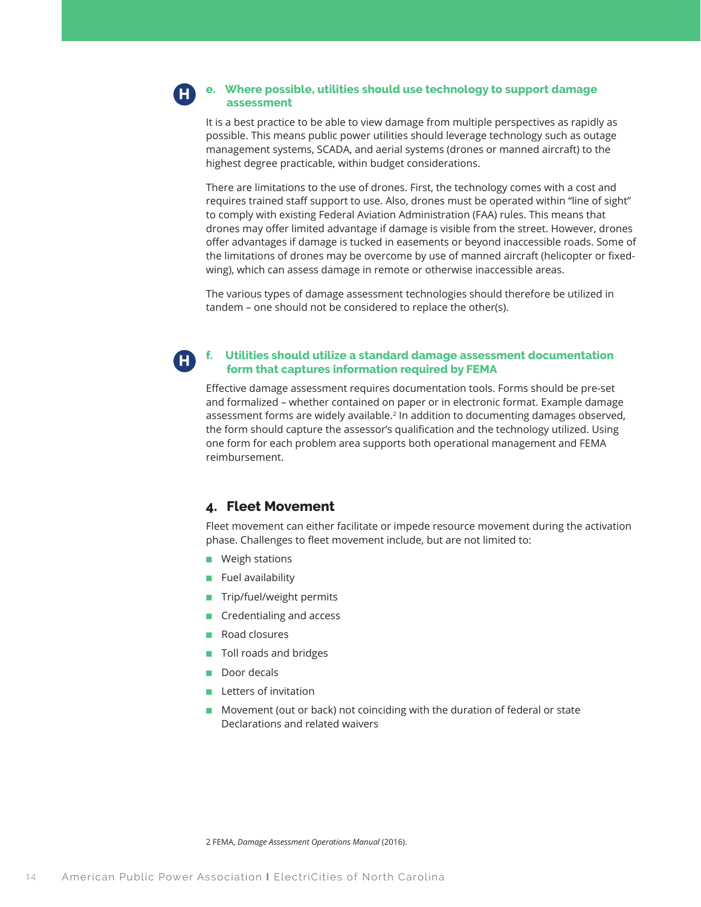**H**

### e. Where possible, utilities should use technology to support damage assessment

It is a best practice to be able to view damage from multiple perspectives as rapidly as possible. This means public power utilities should leverage technology such as outage management systems, SCADA, and aerial systems (drones or manned aircraft) to the highest degree practicable, within budget considerations.

There are limitations to the use of drones. First, the technology comes with a cost and requires trained staff support to use. Also, drones must be operated within "line of sight" to comply with existing Federal Aviation Administration (FAA) rules. This means that drones may offer limited advantage if damage is visible from the street. However, drones offer advantages if damage is tucked in easements or beyond inaccessible roads. Some of the limitations of drones may be overcome by use of manned aircraft (helicopter or fixed-wing), which can assess damage in remote or otherwise inaccessible areas.

The various types of damage assessment technologies should therefore be utilized in tandem – one should not be considered to replace the other(s).

**H**

### f. Utilities should utilize a standard damage assessment documentation form that captures information required by FEMA

Effective damage assessment requires documentation tools. Forms should be pre-set and formalized – whether contained on paper or in electronic format. Example damage assessment forms are widely available.[2] In addition to documenting damages observed, the form should capture the assessor's qualification and the technology utilized. Using one form for each problem area supports both operational management and FEMA reimbursement.

## 4. Fleet Movement

Fleet movement can either facilitate or impede resource movement during the activation phase. Challenges to fleet movement include, but are not limited to:

- Weigh stations
- Fuel availability
- Trip/fuel/weight permits
- Credentialing and access
- Road closures
- Toll roads and bridges
- Door decals
- Letters of invitation
- Movement (out or back) not coinciding with the duration of federal or state Declarations and related waivers

2 FEMA, *Damage Assessment Operations Manual* (2016).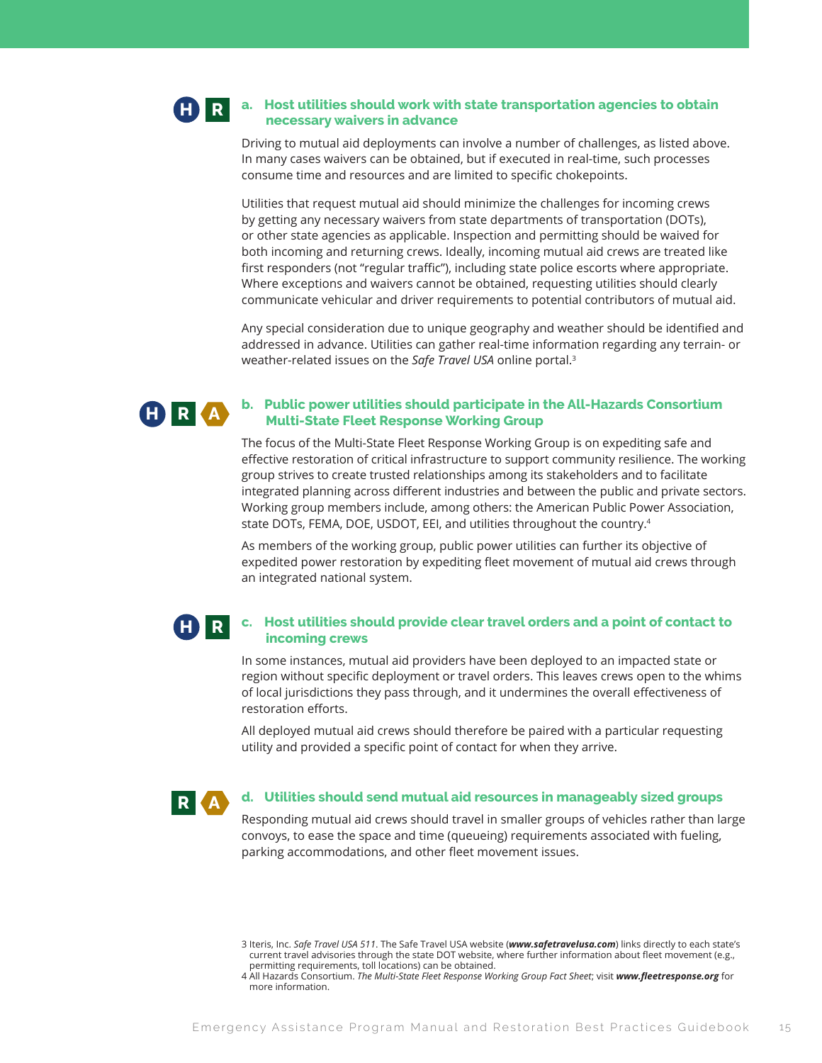**H R**

### a. Host utilities should work with state transportation agencies to obtain necessary waivers in advance

Driving to mutual aid deployments can involve a number of challenges, as listed above. In many cases waivers can be obtained, but if executed in real-time, such processes consume time and resources and are limited to specific chokepoints.

Utilities that request mutual aid should minimize the challenges for incoming crews by getting any necessary waivers from state departments of transportation (DOTs), or other state agencies as applicable. Inspection and permitting should be waived for both incoming and returning crews. Ideally, incoming mutual aid crews are treated like first responders (not "regular traffic"), including state police escorts where appropriate. Where exceptions and waivers cannot be obtained, requesting utilities should clearly communicate vehicular and driver requirements to potential contributors of mutual aid.

Any special consideration due to unique geography and weather should be identified and addressed in advance. Utilities can gather real-time information regarding any terrain- or weather-related issues on the *Safe Travel USA* online portal.[3]

**H R A**

### b. Public power utilities should participate in the All-Hazards Consortium Multi-State Fleet Response Working Group

The focus of the Multi-State Fleet Response Working Group is on expediting safe and effective restoration of critical infrastructure to support community resilience. The working group strives to create trusted relationships among its stakeholders and to facilitate integrated planning across different industries and between the public and private sectors. Working group members include, among others: the American Public Power Association, state DOTs, FEMA, DOE, USDOT, EEI, and utilities throughout the country.[4]

As members of the working group, public power utilities can further its objective of expedited power restoration by expediting fleet movement of mutual aid crews through an integrated national system.

**H R**

### c. Host utilities should provide clear travel orders and a point of contact to incoming crews

In some instances, mutual aid providers have been deployed to an impacted state or region without specific deployment or travel orders. This leaves crews open to the whims of local jurisdictions they pass through, and it undermines the overall effectiveness of restoration efforts.

All deployed mutual aid crews should therefore be paired with a particular requesting utility and provided a specific point of contact for when they arrive.

**R A**

### d. Utilities should send mutual aid resources in manageably sized groups

Responding mutual aid crews should travel in smaller groups of vehicles rather than large convoys, to ease the space and time (queueing) requirements associated with fueling, parking accommodations, and other fleet movement issues.

---

3 Iteris, Inc. *Safe Travel USA 511*. The Safe Travel USA website (***www.safetravelusa.com***) links directly to each state's current travel advisories through the state DOT website, where further information about fleet movement (e.g., permitting requirements, toll locations) can be obtained.

4 All Hazards Consortium. *The Multi-State Fleet Response Working Group Fact Sheet*; visit ***www.fleetresponse.org*** for more information.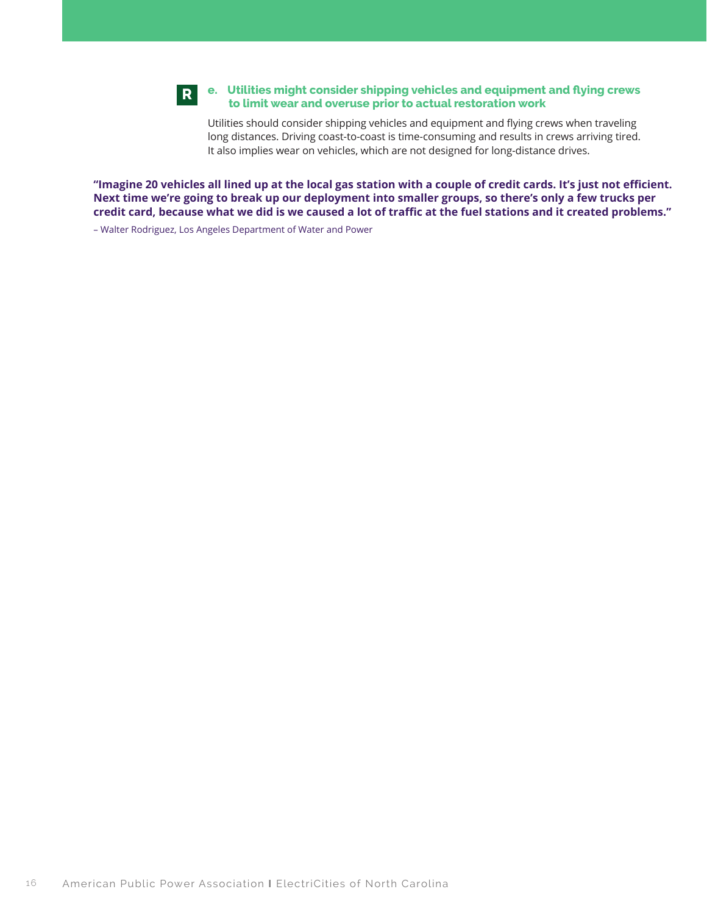**R**

### e. Utilities might consider shipping vehicles and equipment and flying crews to limit wear and overuse prior to actual restoration work

Utilities should consider shipping vehicles and equipment and flying crews when traveling long distances. Driving coast-to-coast is time-consuming and results in crews arriving tired. It also implies wear on vehicles, which are not designed for long-distance drives.

**"Imagine 20 vehicles all lined up at the local gas station with a couple of credit cards. It's just not efficient. Next time we're going to break up our deployment into smaller groups, so there's only a few trucks per credit card, because what we did is we caused a lot of traffic at the fuel stations and it created problems."**

– Walter Rodriguez, Los Angeles Department of Water and Power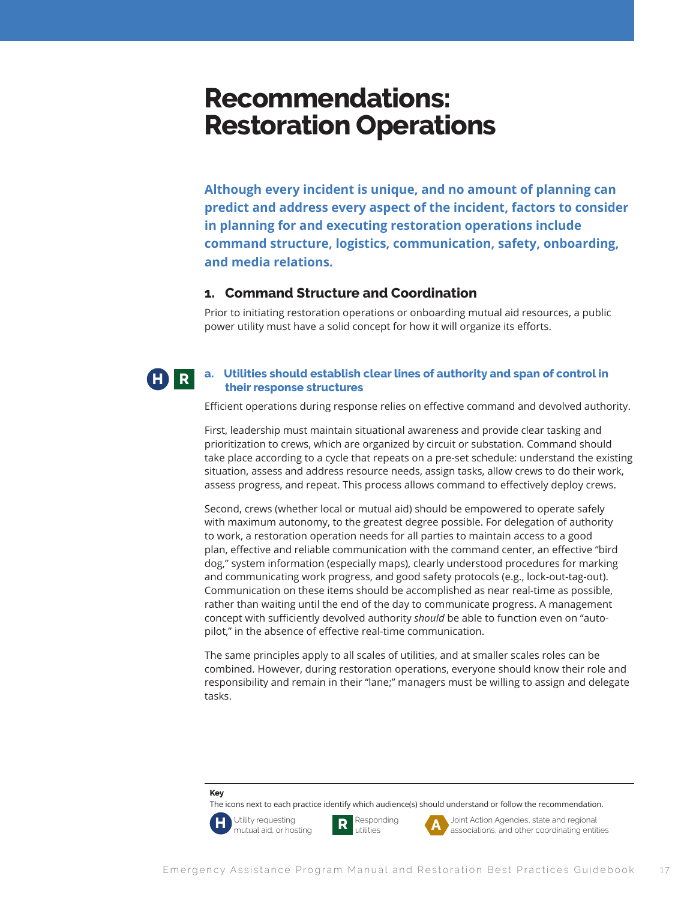# Recommendations: Restoration Operations

**Although every incident is unique, and no amount of planning can predict and address every aspect of the incident, factors to consider in planning for and executing restoration operations include command structure, logistics, communication, safety, onboarding, and media relations.**

## 1. Command Structure and Coordination

Prior to initiating restoration operations or onboarding mutual aid resources, a public power utility must have a solid concept for how it will organize its efforts.

### H R a. Utilities should establish clear lines of authority and span of control in their response structures

Efficient operations during response relies on effective command and devolved authority.

First, leadership must maintain situational awareness and provide clear tasking and prioritization to crews, which are organized by circuit or substation. Command should take place according to a cycle that repeats on a pre-set schedule: understand the existing situation, assess and address resource needs, assign tasks, allow crews to do their work, assess progress, and repeat. This process allows command to effectively deploy crews.

Second, crews (whether local or mutual aid) should be empowered to operate safely with maximum autonomy, to the greatest degree possible. For delegation of authority to work, a restoration operation needs for all parties to maintain access to a good plan, effective and reliable communication with the command center, an effective "bird dog," system information (especially maps), clearly understood procedures for marking and communicating work progress, and good safety protocols (e.g., lock-out-tag-out). Communication on these items should be accomplished as near real-time as possible, rather than waiting until the end of the day to communicate progress. A management concept with sufficiently devolved authority *should* be able to function even on "auto-pilot," in the absence of effective real-time communication.

The same principles apply to all scales of utilities, and at smaller scales roles can be combined. However, during restoration operations, everyone should know their role and responsibility and remain in their "lane;" managers must be willing to assign and delegate tasks.

---

**Key**

The icons next to each practice identify which audience(s) should understand or follow the recommendation.

- **H** Utility requesting mutual aid, or hosting
- **R** Responding utilities
- **A** Joint Action Agencies, state and regional associations, and other coordinating entities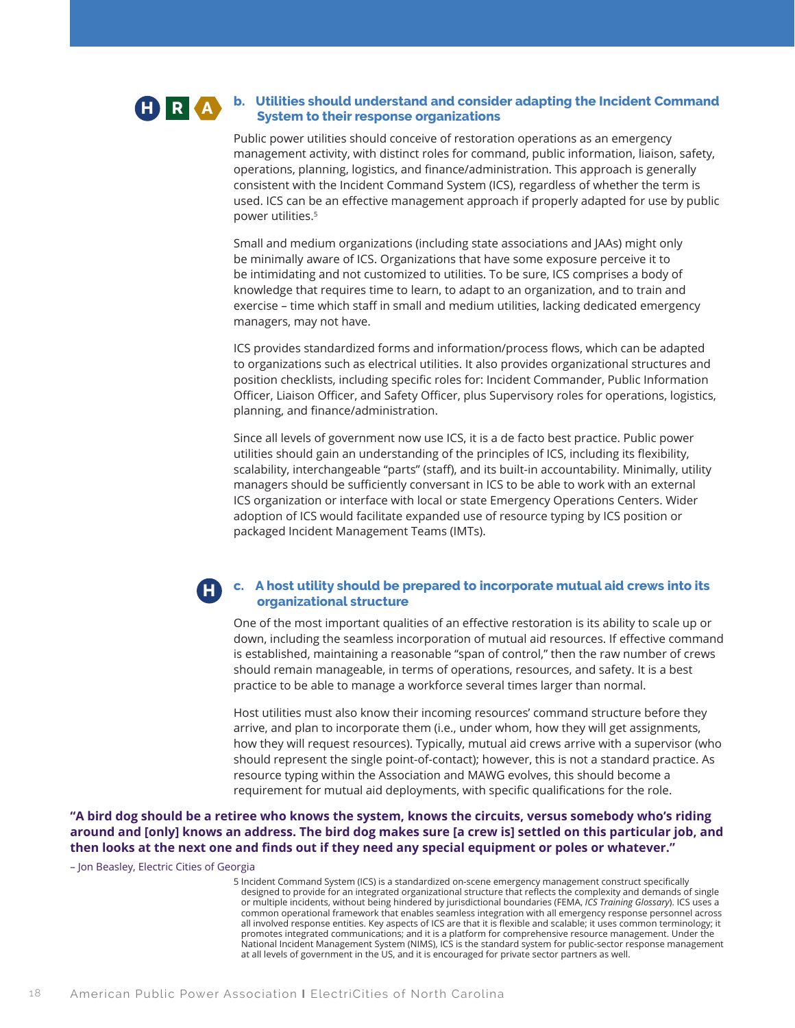H R A

### b. Utilities should understand and consider adapting the Incident Command System to their response organizations

Public power utilities should conceive of restoration operations as an emergency management activity, with distinct roles for command, public information, liaison, safety, operations, planning, logistics, and finance/administration. This approach is generally consistent with the Incident Command System (ICS), regardless of whether the term is used. ICS can be an effective management approach if properly adapted for use by public power utilities.[5]

Small and medium organizations (including state associations and JAAs) might only be minimally aware of ICS. Organizations that have some exposure perceive it to be intimidating and not customized to utilities. To be sure, ICS comprises a body of knowledge that requires time to learn, to adapt to an organization, and to train and exercise – time which staff in small and medium utilities, lacking dedicated emergency managers, may not have.

ICS provides standardized forms and information/process flows, which can be adapted to organizations such as electrical utilities. It also provides organizational structures and position checklists, including specific roles for: Incident Commander, Public Information Officer, Liaison Officer, and Safety Officer, plus Supervisory roles for operations, logistics, planning, and finance/administration.

Since all levels of government now use ICS, it is a de facto best practice. Public power utilities should gain an understanding of the principles of ICS, including its flexibility, scalability, interchangeable "parts" (staff), and its built-in accountability. Minimally, utility managers should be sufficiently conversant in ICS to be able to work with an external ICS organization or interface with local or state Emergency Operations Centers. Wider adoption of ICS would facilitate expanded use of resource typing by ICS position or packaged Incident Management Teams (IMTs).

H

### c. A host utility should be prepared to incorporate mutual aid crews into its organizational structure

One of the most important qualities of an effective restoration is its ability to scale up or down, including the seamless incorporation of mutual aid resources. If effective command is established, maintaining a reasonable "span of control," then the raw number of crews should remain manageable, in terms of operations, resources, and safety. It is a best practice to be able to manage a workforce several times larger than normal.

Host utilities must also know their incoming resources' command structure before they arrive, and plan to incorporate them (i.e., under whom, how they will get assignments, how they will request resources). Typically, mutual aid crews arrive with a supervisor (who should represent the single point-of-contact); however, this is not a standard practice. As resource typing within the Association and MAWG evolves, this should become a requirement for mutual aid deployments, with specific qualifications for the role.

**"A bird dog should be a retiree who knows the system, knows the circuits, versus somebody who's riding around and [only] knows an address. The bird dog makes sure [a crew is] settled on this particular job, and then looks at the next one and finds out if they need any special equipment or poles or whatever."**

– Jon Beasley, Electric Cities of Georgia

5 Incident Command System (ICS) is a standardized on-scene emergency management construct specifically designed to provide for an integrated organizational structure that reflects the complexity and demands of single or multiple incidents, without being hindered by jurisdictional boundaries (FEMA, *ICS Training Glossary*). ICS uses a common operational framework that enables seamless integration with all emergency response personnel across all involved response entities. Key aspects of ICS are that it is flexible and scalable; it uses common terminology; it promotes integrated communications; and it is a platform for comprehensive resource management. Under the National Incident Management System (NIMS), ICS is the standard system for public-sector response management at all levels of government in the US, and it is encouraged for private sector partners as well.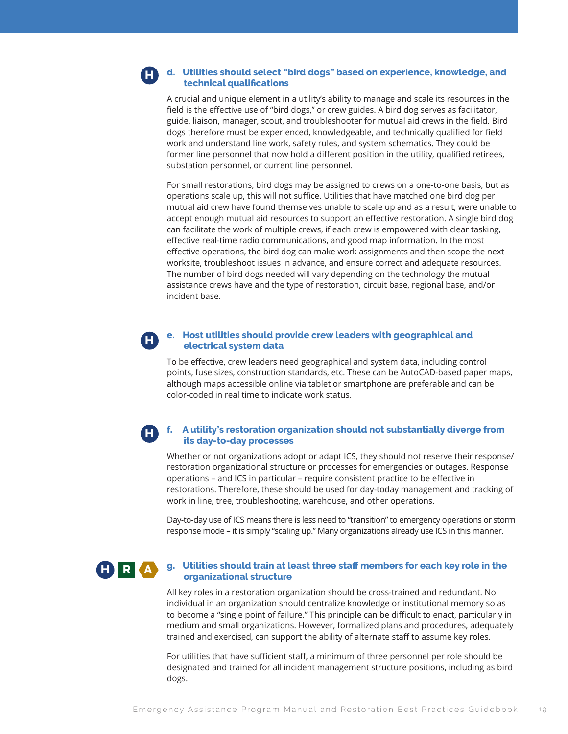H

### d. Utilities should select "bird dogs" based on experience, knowledge, and technical qualifications

A crucial and unique element in a utility's ability to manage and scale its resources in the field is the effective use of "bird dogs," or crew guides. A bird dog serves as facilitator, guide, liaison, manager, scout, and troubleshooter for mutual aid crews in the field. Bird dogs therefore must be experienced, knowledgeable, and technically qualified for field work and understand line work, safety rules, and system schematics. They could be former line personnel that now hold a different position in the utility, qualified retirees, substation personnel, or current line personnel.

For small restorations, bird dogs may be assigned to crews on a one-to-one basis, but as operations scale up, this will not suffice. Utilities that have matched one bird dog per mutual aid crew have found themselves unable to scale up and as a result, were unable to accept enough mutual aid resources to support an effective restoration. A single bird dog can facilitate the work of multiple crews, if each crew is empowered with clear tasking, effective real-time radio communications, and good map information. In the most effective operations, the bird dog can make work assignments and then scope the next worksite, troubleshoot issues in advance, and ensure correct and adequate resources. The number of bird dogs needed will vary depending on the technology the mutual assistance crews have and the type of restoration, circuit base, regional base, and/or incident base.

H

### e. Host utilities should provide crew leaders with geographical and electrical system data

To be effective, crew leaders need geographical and system data, including control points, fuse sizes, construction standards, etc. These can be AutoCAD-based paper maps, although maps accessible online via tablet or smartphone are preferable and can be color-coded in real time to indicate work status.

H

### f. A utility's restoration organization should not substantially diverge from its day-to-day processes

Whether or not organizations adopt or adapt ICS, they should not reserve their response/restoration organizational structure or processes for emergencies or outages. Response operations – and ICS in particular – require consistent practice to be effective in restorations. Therefore, these should be used for day-today management and tracking of work in line, tree, troubleshooting, warehouse, and other operations.

Day-to-day use of ICS means there is less need to "transition" to emergency operations or storm response mode – it is simply "scaling up." Many organizations already use ICS in this manner.

H R A

### g. Utilities should train at least three staff members for each key role in the organizational structure

All key roles in a restoration organization should be cross-trained and redundant. No individual in an organization should centralize knowledge or institutional memory so as to become a "single point of failure." This principle can be difficult to enact, particularly in medium and small organizations. However, formalized plans and procedures, adequately trained and exercised, can support the ability of alternate staff to assume key roles.

For utilities that have sufficient staff, a minimum of three personnel per role should be designated and trained for all incident management structure positions, including as bird dogs.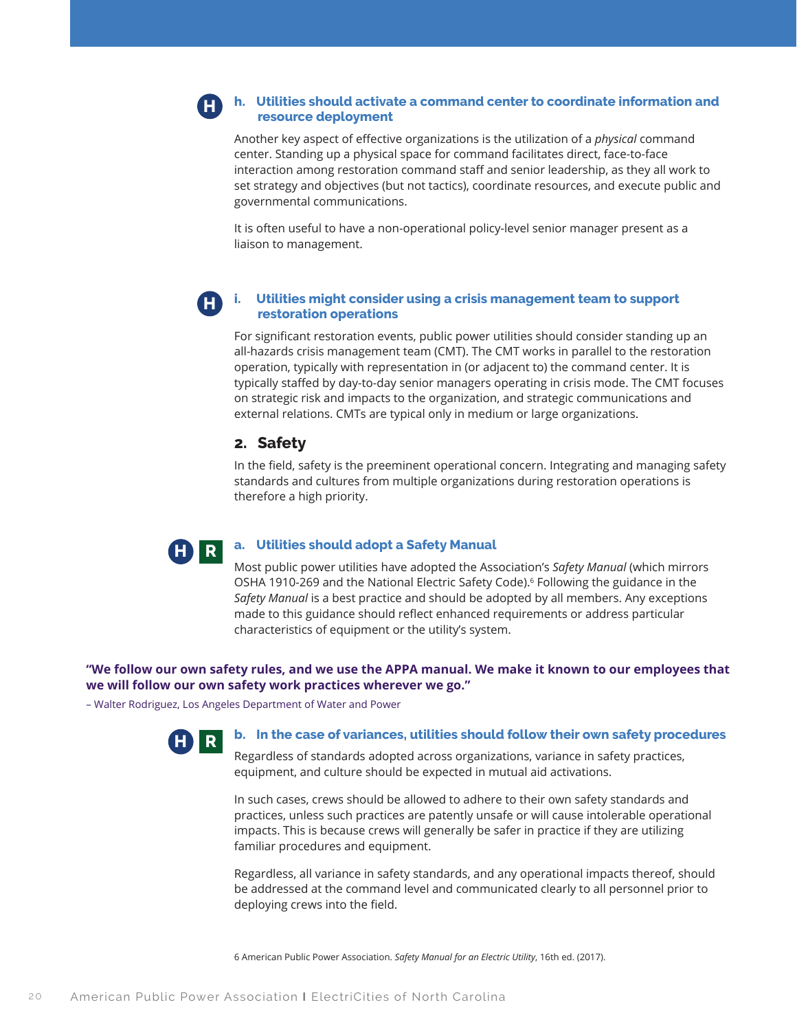**H**

### h. Utilities should activate a command center to coordinate information and resource deployment

Another key aspect of effective organizations is the utilization of a *physical* command center. Standing up a physical space for command facilitates direct, face-to-face interaction among restoration command staff and senior leadership, as they all work to set strategy and objectives (but not tactics), coordinate resources, and execute public and governmental communications.

It is often useful to have a non-operational policy-level senior manager present as a liaison to management.

**H**

### i. Utilities might consider using a crisis management team to support restoration operations

For significant restoration events, public power utilities should consider standing up an all-hazards crisis management team (CMT). The CMT works in parallel to the restoration operation, typically with representation in (or adjacent to) the command center. It is typically staffed by day-to-day senior managers operating in crisis mode. The CMT focuses on strategic risk and impacts to the organization, and strategic communications and external relations. CMTs are typical only in medium or large organizations.

## 2. Safety

In the field, safety is the preeminent operational concern. Integrating and managing safety standards and cultures from multiple organizations during restoration operations is therefore a high priority.

**H** **R**

### a. Utilities should adopt a Safety Manual

Most public power utilities have adopted the Association's *Safety Manual* (which mirrors OSHA 1910-269 and the National Electric Safety Code).[6] Following the guidance in the *Safety Manual* is a best practice and should be adopted by all members. Any exceptions made to this guidance should reflect enhanced requirements or address particular characteristics of equipment or the utility's system.

**"We follow our own safety rules, and we use the APPA manual. We make it known to our employees that we will follow our own safety work practices wherever we go."**

– Walter Rodriguez, Los Angeles Department of Water and Power

**H** **R**

### b. In the case of variances, utilities should follow their own safety procedures

Regardless of standards adopted across organizations, variance in safety practices, equipment, and culture should be expected in mutual aid activations.

In such cases, crews should be allowed to adhere to their own safety standards and practices, unless such practices are patently unsafe or will cause intolerable operational impacts. This is because crews will generally be safer in practice if they are utilizing familiar procedures and equipment.

Regardless, all variance in safety standards, and any operational impacts thereof, should be addressed at the command level and communicated clearly to all personnel prior to deploying crews into the field.

6 American Public Power Association. *Safety Manual for an Electric Utility*, 16th ed. (2017).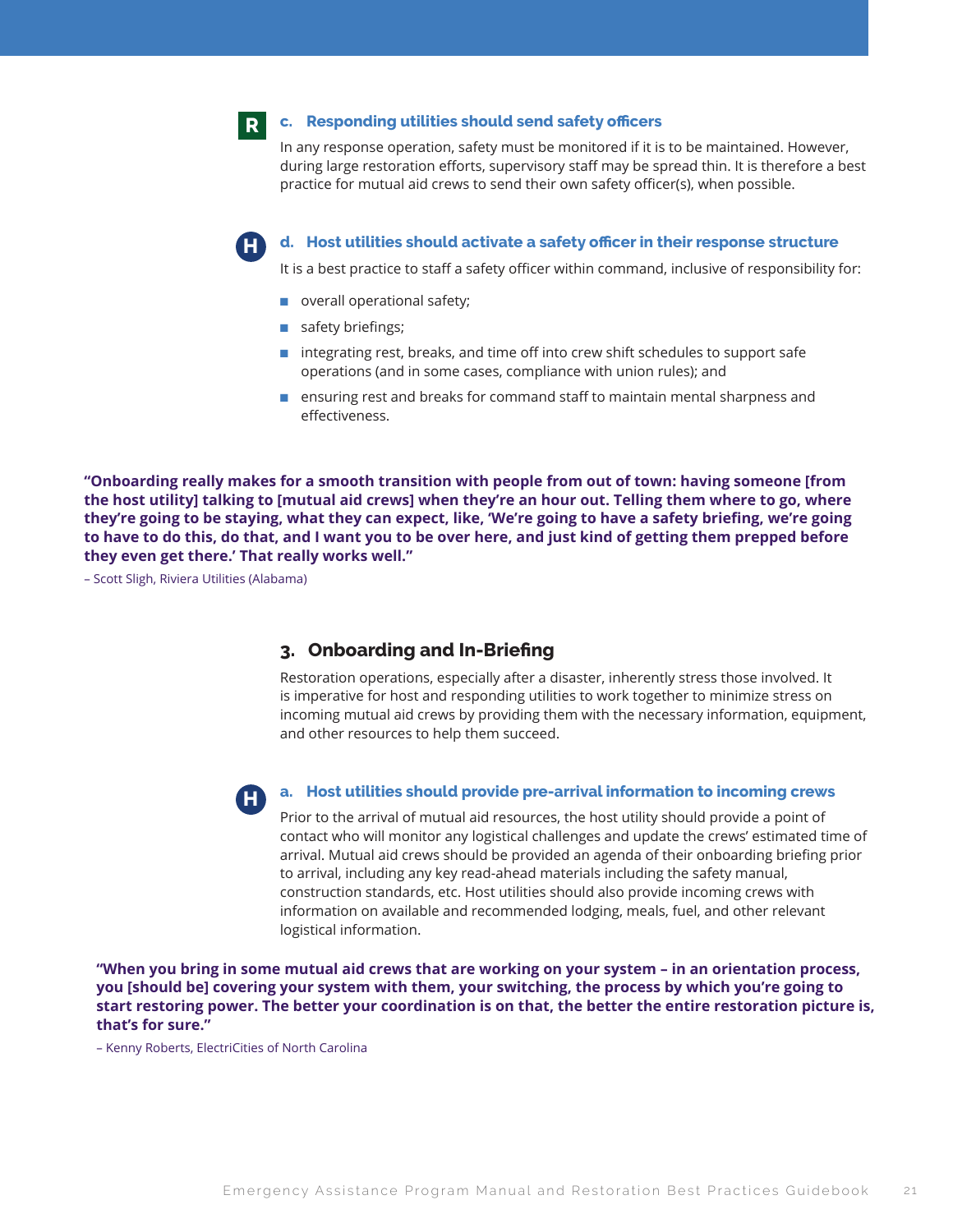R

### c. Responding utilities should send safety officers

In any response operation, safety must be monitored if it is to be maintained. However, during large restoration efforts, supervisory staff may be spread thin. It is therefore a best practice for mutual aid crews to send their own safety officer(s), when possible.

H

### d. Host utilities should activate a safety officer in their response structure

It is a best practice to staff a safety officer within command, inclusive of responsibility for:

- overall operational safety;
- safety briefings;
- integrating rest, breaks, and time off into crew shift schedules to support safe operations (and in some cases, compliance with union rules); and
- ensuring rest and breaks for command staff to maintain mental sharpness and effectiveness.

**"Onboarding really makes for a smooth transition with people from out of town: having someone [from the host utility] talking to [mutual aid crews] when they're an hour out. Telling them where to go, where they're going to be staying, what they can expect, like, 'We're going to have a safety briefing, we're going to have to do this, do that, and I want you to be over here, and just kind of getting them prepped before they even get there.' That really works well."**

– Scott Sligh, Riviera Utilities (Alabama)

## 3. Onboarding and In-Briefing

Restoration operations, especially after a disaster, inherently stress those involved. It is imperative for host and responding utilities to work together to minimize stress on incoming mutual aid crews by providing them with the necessary information, equipment, and other resources to help them succeed.

H

### a. Host utilities should provide pre-arrival information to incoming crews

Prior to the arrival of mutual aid resources, the host utility should provide a point of contact who will monitor any logistical challenges and update the crews' estimated time of arrival. Mutual aid crews should be provided an agenda of their onboarding briefing prior to arrival, including any key read-ahead materials including the safety manual, construction standards, etc. Host utilities should also provide incoming crews with information on available and recommended lodging, meals, fuel, and other relevant logistical information.

**"When you bring in some mutual aid crews that are working on your system – in an orientation process, you [should be] covering your system with them, your switching, the process by which you're going to start restoring power. The better your coordination is on that, the better the entire restoration picture is, that's for sure."**

– Kenny Roberts, ElectriCities of North Carolina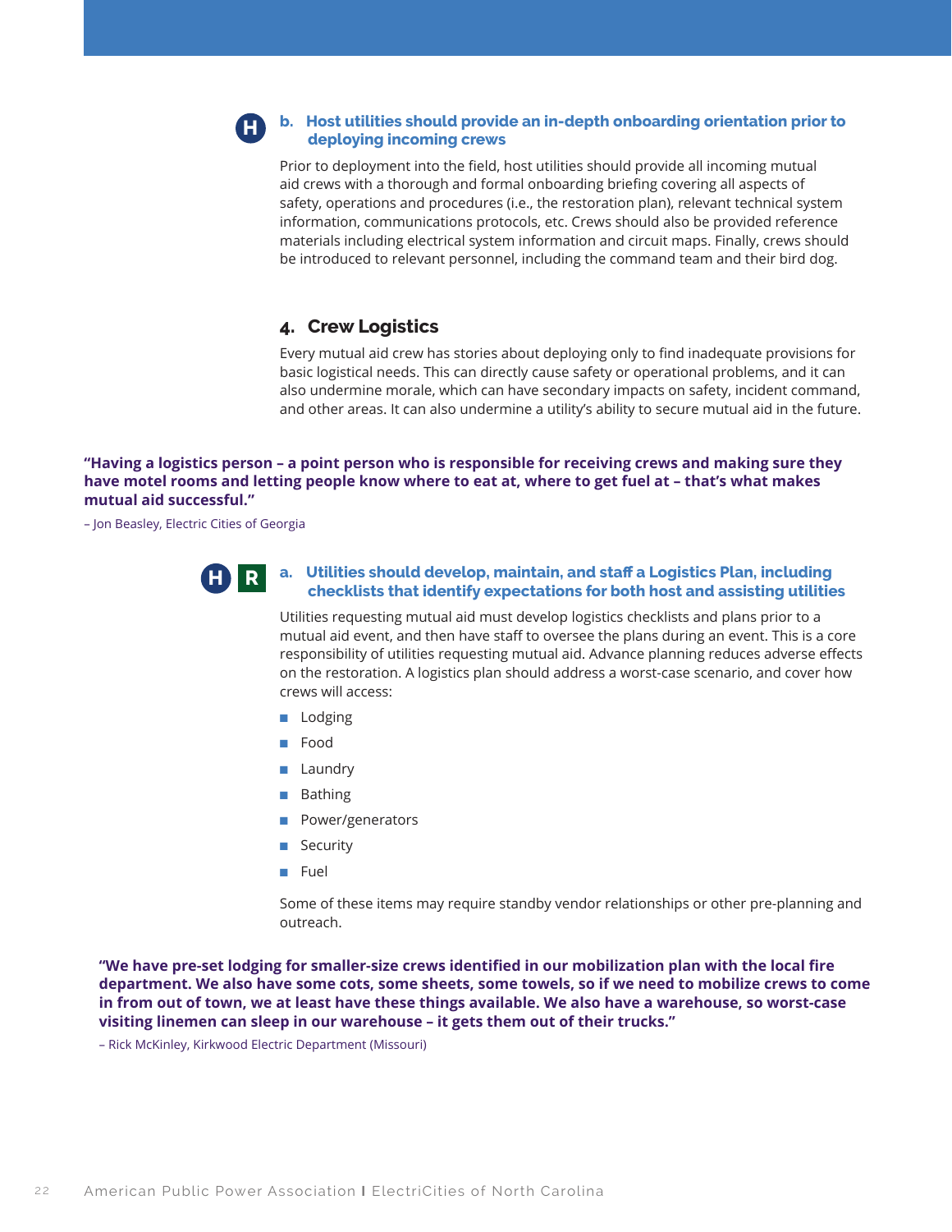**H**

### b. Host utilities should provide an in-depth onboarding orientation prior to deploying incoming crews

Prior to deployment into the field, host utilities should provide all incoming mutual aid crews with a thorough and formal onboarding briefing covering all aspects of safety, operations and procedures (i.e., the restoration plan), relevant technical system information, communications protocols, etc. Crews should also be provided reference materials including electrical system information and circuit maps. Finally, crews should be introduced to relevant personnel, including the command team and their bird dog.

## 4. Crew Logistics

Every mutual aid crew has stories about deploying only to find inadequate provisions for basic logistical needs. This can directly cause safety or operational problems, and it can also undermine morale, which can have secondary impacts on safety, incident command, and other areas. It can also undermine a utility's ability to secure mutual aid in the future.

**"Having a logistics person – a point person who is responsible for receiving crews and making sure they have motel rooms and letting people know where to eat at, where to get fuel at – that's what makes mutual aid successful."**

– Jon Beasley, Electric Cities of Georgia

**H** **R**

### a. Utilities should develop, maintain, and staff a Logistics Plan, including checklists that identify expectations for both host and assisting utilities

Utilities requesting mutual aid must develop logistics checklists and plans prior to a mutual aid event, and then have staff to oversee the plans during an event. This is a core responsibility of utilities requesting mutual aid. Advance planning reduces adverse effects on the restoration. A logistics plan should address a worst-case scenario, and cover how crews will access:

- Lodging
- Food
- Laundry
- Bathing
- Power/generators
- Security
- Fuel

Some of these items may require standby vendor relationships or other pre-planning and outreach.

**"We have pre-set lodging for smaller-size crews identified in our mobilization plan with the local fire department. We also have some cots, some sheets, some towels, so if we need to mobilize crews to come in from out of town, we at least have these things available. We also have a warehouse, so worst-case visiting linemen can sleep in our warehouse – it gets them out of their trucks."**

– Rick McKinley, Kirkwood Electric Department (Missouri)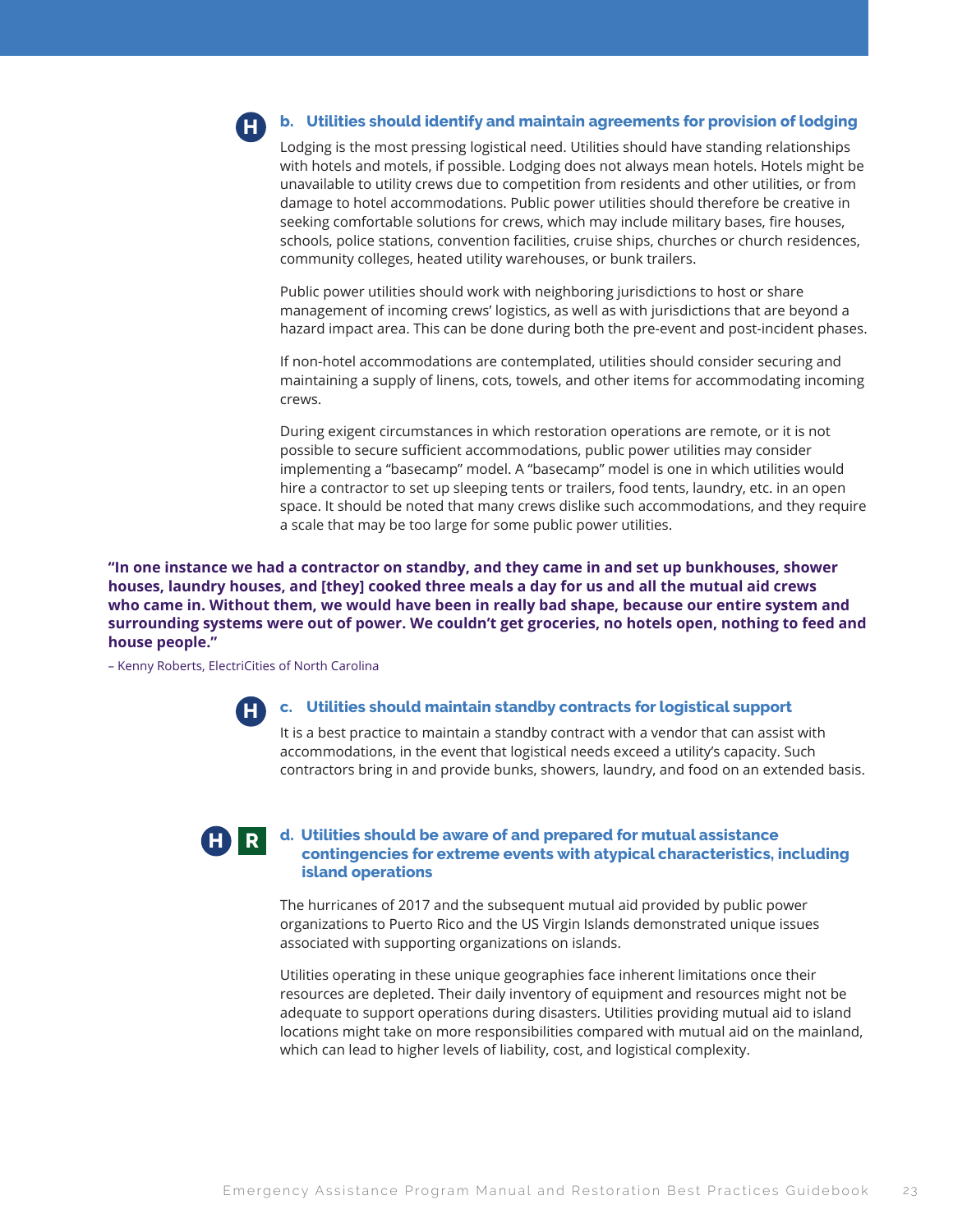### b. Utilities should identify and maintain agreements for provision of lodging

Lodging is the most pressing logistical need. Utilities should have standing relationships with hotels and motels, if possible. Lodging does not always mean hotels. Hotels might be unavailable to utility crews due to competition from residents and other utilities, or from damage to hotel accommodations. Public power utilities should therefore be creative in seeking comfortable solutions for crews, which may include military bases, fire houses, schools, police stations, convention facilities, cruise ships, churches or church residences, community colleges, heated utility warehouses, or bunk trailers.

Public power utilities should work with neighboring jurisdictions to host or share management of incoming crews' logistics, as well as with jurisdictions that are beyond a hazard impact area. This can be done during both the pre-event and post-incident phases.

If non-hotel accommodations are contemplated, utilities should consider securing and maintaining a supply of linens, cots, towels, and other items for accommodating incoming crews.

During exigent circumstances in which restoration operations are remote, or it is not possible to secure sufficient accommodations, public power utilities may consider implementing a "basecamp" model. A "basecamp" model is one in which utilities would hire a contractor to set up sleeping tents or trailers, food tents, laundry, etc. in an open space. It should be noted that many crews dislike such accommodations, and they require a scale that may be too large for some public power utilities.

**"In one instance we had a contractor on standby, and they came in and set up bunkhouses, shower houses, laundry houses, and [they] cooked three meals a day for us and all the mutual aid crews who came in. Without them, we would have been in really bad shape, because our entire system and surrounding systems were out of power. We couldn't get groceries, no hotels open, nothing to feed and house people."**

– Kenny Roberts, ElectriCities of North Carolina

### c. Utilities should maintain standby contracts for logistical support

It is a best practice to maintain a standby contract with a vendor that can assist with accommodations, in the event that logistical needs exceed a utility's capacity. Such contractors bring in and provide bunks, showers, laundry, and food on an extended basis.

### d. Utilities should be aware of and prepared for mutual assistance contingencies for extreme events with atypical characteristics, including island operations

The hurricanes of 2017 and the subsequent mutual aid provided by public power organizations to Puerto Rico and the US Virgin Islands demonstrated unique issues associated with supporting organizations on islands.

Utilities operating in these unique geographies face inherent limitations once their resources are depleted. Their daily inventory of equipment and resources might not be adequate to support operations during disasters. Utilities providing mutual aid to island locations might take on more responsibilities compared with mutual aid on the mainland, which can lead to higher levels of liability, cost, and logistical complexity.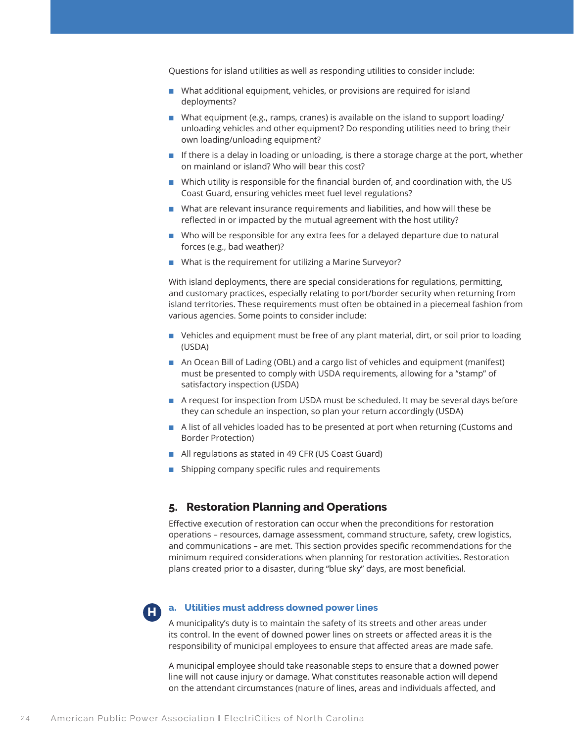Questions for island utilities as well as responding utilities to consider include:

- What additional equipment, vehicles, or provisions are required for island deployments?
- What equipment (e.g., ramps, cranes) is available on the island to support loading/ unloading vehicles and other equipment? Do responding utilities need to bring their own loading/unloading equipment?
- If there is a delay in loading or unloading, is there a storage charge at the port, whether on mainland or island? Who will bear this cost?
- Which utility is responsible for the financial burden of, and coordination with, the US Coast Guard, ensuring vehicles meet fuel level regulations?
- What are relevant insurance requirements and liabilities, and how will these be reflected in or impacted by the mutual agreement with the host utility?
- Who will be responsible for any extra fees for a delayed departure due to natural forces (e.g., bad weather)?
- What is the requirement for utilizing a Marine Surveyor?

With island deployments, there are special considerations for regulations, permitting, and customary practices, especially relating to port/border security when returning from island territories. These requirements must often be obtained in a piecemeal fashion from various agencies. Some points to consider include:

- Vehicles and equipment must be free of any plant material, dirt, or soil prior to loading (USDA)
- An Ocean Bill of Lading (OBL) and a cargo list of vehicles and equipment (manifest) must be presented to comply with USDA requirements, allowing for a "stamp" of satisfactory inspection (USDA)
- A request for inspection from USDA must be scheduled. It may be several days before they can schedule an inspection, so plan your return accordingly (USDA)
- A list of all vehicles loaded has to be presented at port when returning (Customs and Border Protection)
- All regulations as stated in 49 CFR (US Coast Guard)
- Shipping company specific rules and requirements

## 5. Restoration Planning and Operations

Effective execution of restoration can occur when the preconditions for restoration operations – resources, damage assessment, command structure, safety, crew logistics, and communications – are met. This section provides specific recommendations for the minimum required considerations when planning for restoration activities. Restoration plans created prior to a disaster, during "blue sky" days, are most beneficial.

### H a. Utilities must address downed power lines

A municipality's duty is to maintain the safety of its streets and other areas under its control. In the event of downed power lines on streets or affected areas it is the responsibility of municipal employees to ensure that affected areas are made safe.

A municipal employee should take reasonable steps to ensure that a downed power line will not cause injury or damage. What constitutes reasonable action will depend on the attendant circumstances (nature of lines, areas and individuals affected, and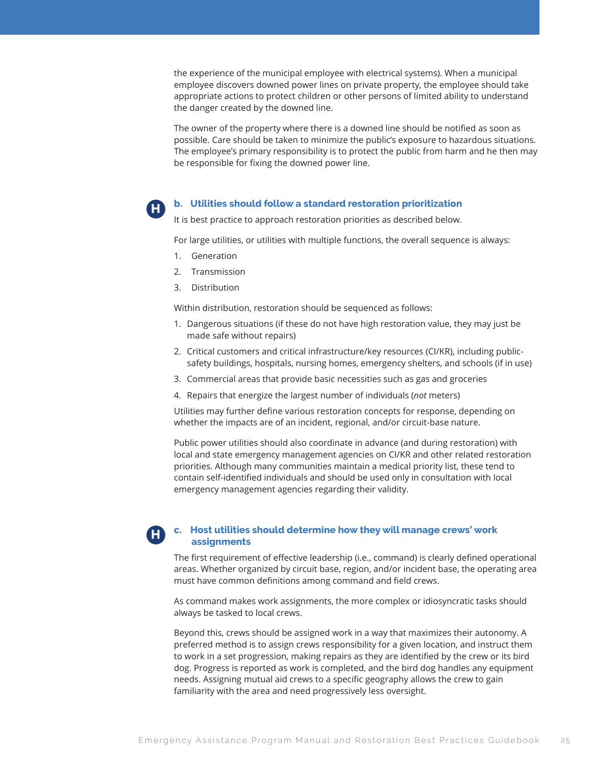the experience of the municipal employee with electrical systems). When a municipal employee discovers downed power lines on private property, the employee should take appropriate actions to protect children or other persons of limited ability to understand the danger created by the downed line.

The owner of the property where there is a downed line should be notified as soon as possible. Care should be taken to minimize the public's exposure to hazardous situations. The employee's primary responsibility is to protect the public from harm and he then may be responsible for fixing the downed power line.

### H b. Utilities should follow a standard restoration prioritization

It is best practice to approach restoration priorities as described below.

For large utilities, or utilities with multiple functions, the overall sequence is always:

1. Generation
2. Transmission
3. Distribution

Within distribution, restoration should be sequenced as follows:

1. Dangerous situations (if these do not have high restoration value, they may just be made safe without repairs)
2. Critical customers and critical infrastructure/key resources (CI/KR), including public-safety buildings, hospitals, nursing homes, emergency shelters, and schools (if in use)
3. Commercial areas that provide basic necessities such as gas and groceries
4. Repairs that energize the largest number of individuals (*not* meters)

Utilities may further define various restoration concepts for response, depending on whether the impacts are of an incident, regional, and/or circuit-base nature.

Public power utilities should also coordinate in advance (and during restoration) with local and state emergency management agencies on CI/KR and other related restoration priorities. Although many communities maintain a medical priority list, these tend to contain self-identified individuals and should be used only in consultation with local emergency management agencies regarding their validity.

### H c. Host utilities should determine how they will manage crews' work assignments

The first requirement of effective leadership (i.e., command) is clearly defined operational areas. Whether organized by circuit base, region, and/or incident base, the operating area must have common definitions among command and field crews.

As command makes work assignments, the more complex or idiosyncratic tasks should always be tasked to local crews.

Beyond this, crews should be assigned work in a way that maximizes their autonomy. A preferred method is to assign crews responsibility for a given location, and instruct them to work in a set progression, making repairs as they are identified by the crew or its bird dog. Progress is reported as work is completed, and the bird dog handles any equipment needs. Assigning mutual aid crews to a specific geography allows the crew to gain familiarity with the area and need progressively less oversight.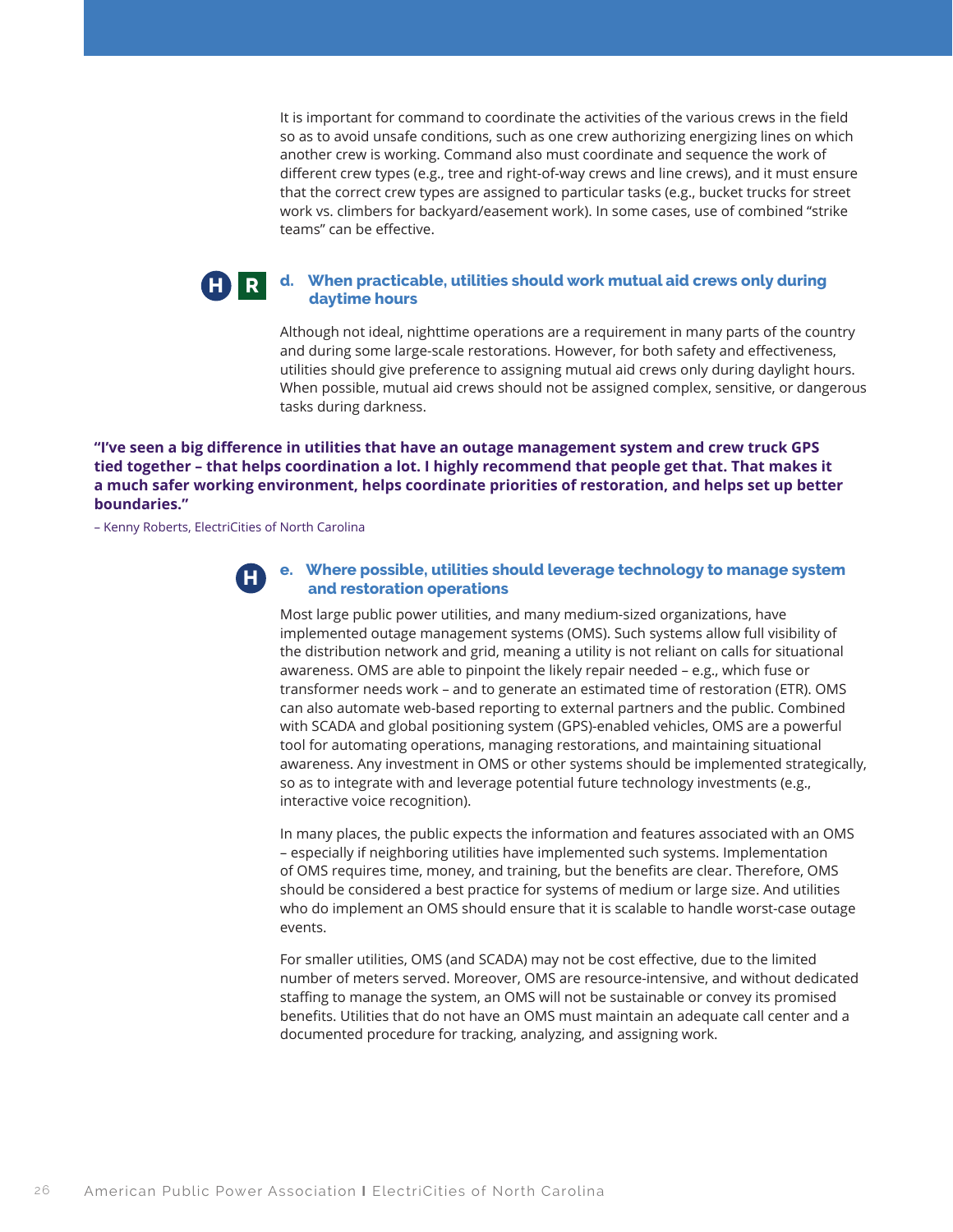It is important for command to coordinate the activities of the various crews in the field so as to avoid unsafe conditions, such as one crew authorizing energizing lines on which another crew is working. Command also must coordinate and sequence the work of different crew types (e.g., tree and right-of-way crews and line crews), and it must ensure that the correct crew types are assigned to particular tasks (e.g., bucket trucks for street work vs. climbers for backyard/easement work). In some cases, use of combined "strike teams" can be effective.

H R

### d. When practicable, utilities should work mutual aid crews only during daytime hours

Although not ideal, nighttime operations are a requirement in many parts of the country and during some large-scale restorations. However, for both safety and effectiveness, utilities should give preference to assigning mutual aid crews only during daylight hours. When possible, mutual aid crews should not be assigned complex, sensitive, or dangerous tasks during darkness.

**"I've seen a big difference in utilities that have an outage management system and crew truck GPS tied together – that helps coordination a lot. I highly recommend that people get that. That makes it a much safer working environment, helps coordinate priorities of restoration, and helps set up better boundaries."**

– Kenny Roberts, ElectriCities of North Carolina

H

### e. Where possible, utilities should leverage technology to manage system and restoration operations

Most large public power utilities, and many medium-sized organizations, have implemented outage management systems (OMS). Such systems allow full visibility of the distribution network and grid, meaning a utility is not reliant on calls for situational awareness. OMS are able to pinpoint the likely repair needed – e.g., which fuse or transformer needs work – and to generate an estimated time of restoration (ETR). OMS can also automate web-based reporting to external partners and the public. Combined with SCADA and global positioning system (GPS)-enabled vehicles, OMS are a powerful tool for automating operations, managing restorations, and maintaining situational awareness. Any investment in OMS or other systems should be implemented strategically, so as to integrate with and leverage potential future technology investments (e.g., interactive voice recognition).

In many places, the public expects the information and features associated with an OMS – especially if neighboring utilities have implemented such systems. Implementation of OMS requires time, money, and training, but the benefits are clear. Therefore, OMS should be considered a best practice for systems of medium or large size. And utilities who do implement an OMS should ensure that it is scalable to handle worst-case outage events.

For smaller utilities, OMS (and SCADA) may not be cost effective, due to the limited number of meters served. Moreover, OMS are resource-intensive, and without dedicated staffing to manage the system, an OMS will not be sustainable or convey its promised benefits. Utilities that do not have an OMS must maintain an adequate call center and a documented procedure for tracking, analyzing, and assigning work.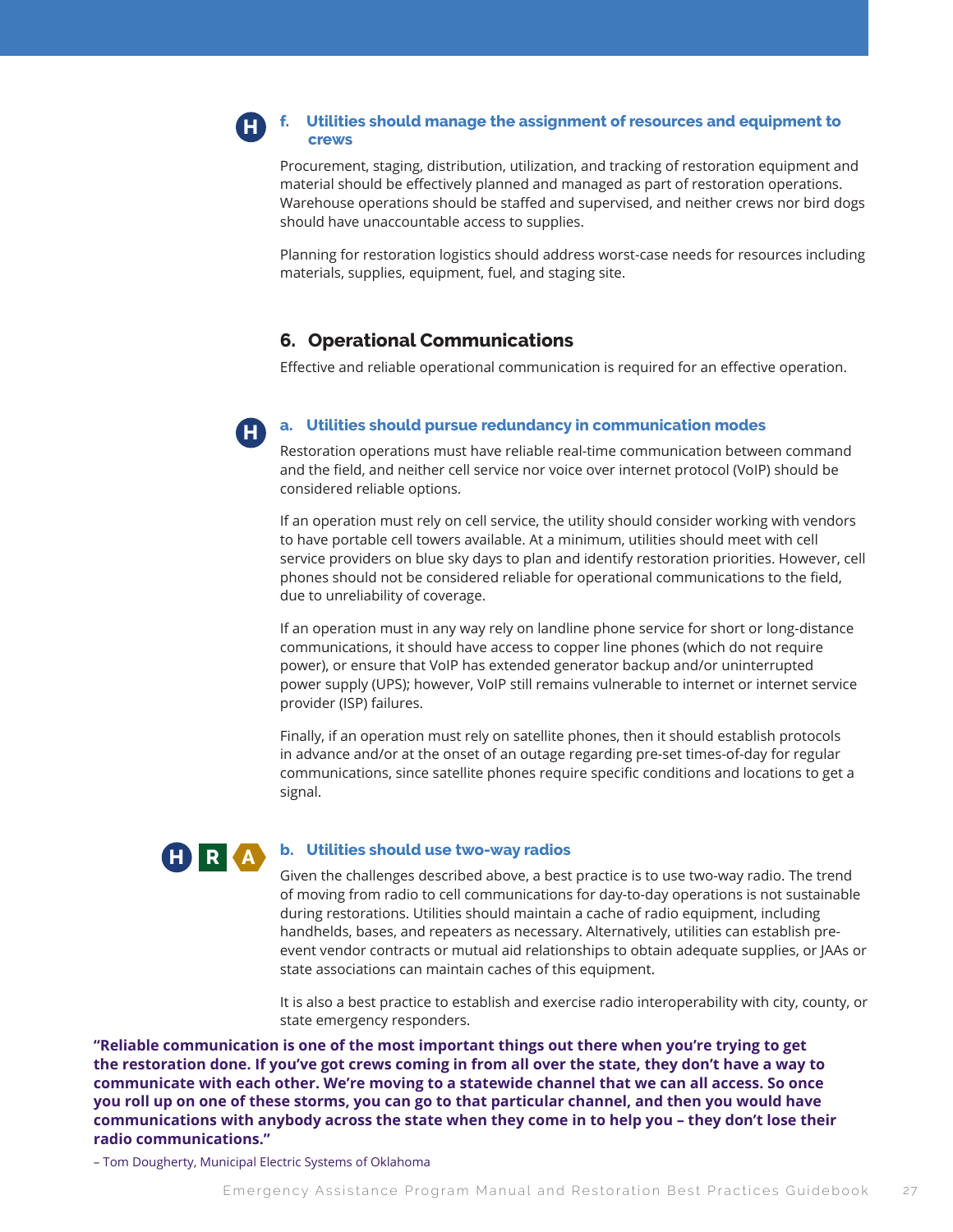H

#### f. Utilities should manage the assignment of resources and equipment to crews

Procurement, staging, distribution, utilization, and tracking of restoration equipment and material should be effectively planned and managed as part of restoration operations. Warehouse operations should be staffed and supervised, and neither crews nor bird dogs should have unaccountable access to supplies.

Planning for restoration logistics should address worst-case needs for resources including materials, supplies, equipment, fuel, and staging site.

## 6. Operational Communications

Effective and reliable operational communication is required for an effective operation.

H

#### a. Utilities should pursue redundancy in communication modes

Restoration operations must have reliable real-time communication between command and the field, and neither cell service nor voice over internet protocol (VoIP) should be considered reliable options.

If an operation must rely on cell service, the utility should consider working with vendors to have portable cell towers available. At a minimum, utilities should meet with cell service providers on blue sky days to plan and identify restoration priorities. However, cell phones should not be considered reliable for operational communications to the field, due to unreliability of coverage.

If an operation must in any way rely on landline phone service for short or long-distance communications, it should have access to copper line phones (which do not require power), or ensure that VoIP has extended generator backup and/or uninterrupted power supply (UPS); however, VoIP still remains vulnerable to internet or internet service provider (ISP) failures.

Finally, if an operation must rely on satellite phones, then it should establish protocols in advance and/or at the onset of an outage regarding pre-set times-of-day for regular communications, since satellite phones require specific conditions and locations to get a signal.

H R A

#### b. Utilities should use two-way radios

Given the challenges described above, a best practice is to use two-way radio. The trend of moving from radio to cell communications for day-to-day operations is not sustainable during restorations. Utilities should maintain a cache of radio equipment, including handhelds, bases, and repeaters as necessary. Alternatively, utilities can establish pre-event vendor contracts or mutual aid relationships to obtain adequate supplies, or JAAs or state associations can maintain caches of this equipment.

It is also a best practice to establish and exercise radio interoperability with city, county, or state emergency responders.

**"Reliable communication is one of the most important things out there when you're trying to get the restoration done. If you've got crews coming in from all over the state, they don't have a way to communicate with each other. We're moving to a statewide channel that we can all access. So once you roll up on one of these storms, you can go to that particular channel, and then you would have communications with anybody across the state when they come in to help you – they don't lose their radio communications."**

– Tom Dougherty, Municipal Electric Systems of Oklahoma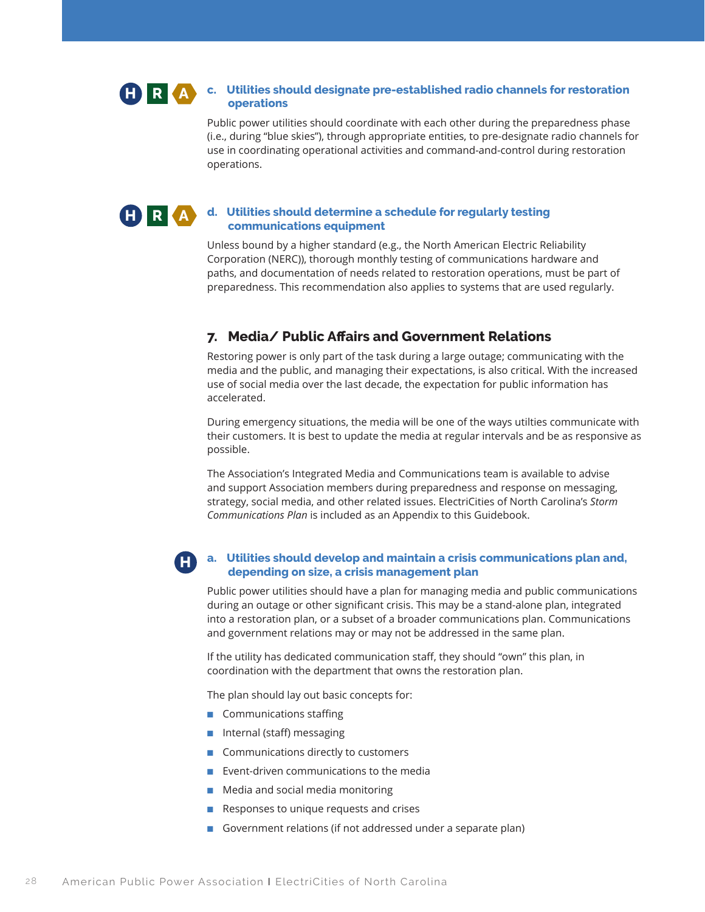H R A

### c. Utilities should designate pre-established radio channels for restoration operations

Public power utilities should coordinate with each other during the preparedness phase (i.e., during "blue skies"), through appropriate entities, to pre-designate radio channels for use in coordinating operational activities and command-and-control during restoration operations.

H R A

### d. Utilities should determine a schedule for regularly testing communications equipment

Unless bound by a higher standard (e.g., the North American Electric Reliability Corporation (NERC)), thorough monthly testing of communications hardware and paths, and documentation of needs related to restoration operations, must be part of preparedness. This recommendation also applies to systems that are used regularly.

## 7. Media/ Public Affairs and Government Relations

Restoring power is only part of the task during a large outage; communicating with the media and the public, and managing their expectations, is also critical. With the increased use of social media over the last decade, the expectation for public information has accelerated.

During emergency situations, the media will be one of the ways utilties communicate with their customers. It is best to update the media at regular intervals and be as responsive as possible.

The Association's Integrated Media and Communications team is available to advise and support Association members during preparedness and response on messaging, strategy, social media, and other related issues. ElectriCities of North Carolina's *Storm Communications Plan* is included as an Appendix to this Guidebook.

H

### a. Utilities should develop and maintain a crisis communications plan and, depending on size, a crisis management plan

Public power utilities should have a plan for managing media and public communications during an outage or other significant crisis. This may be a stand-alone plan, integrated into a restoration plan, or a subset of a broader communications plan. Communications and government relations may or may not be addressed in the same plan.

If the utility has dedicated communication staff, they should "own" this plan, in coordination with the department that owns the restoration plan.

The plan should lay out basic concepts for:

- Communications staffing
- Internal (staff) messaging
- Communications directly to customers
- Event-driven communications to the media
- Media and social media monitoring
- Responses to unique requests and crises
- Government relations (if not addressed under a separate plan)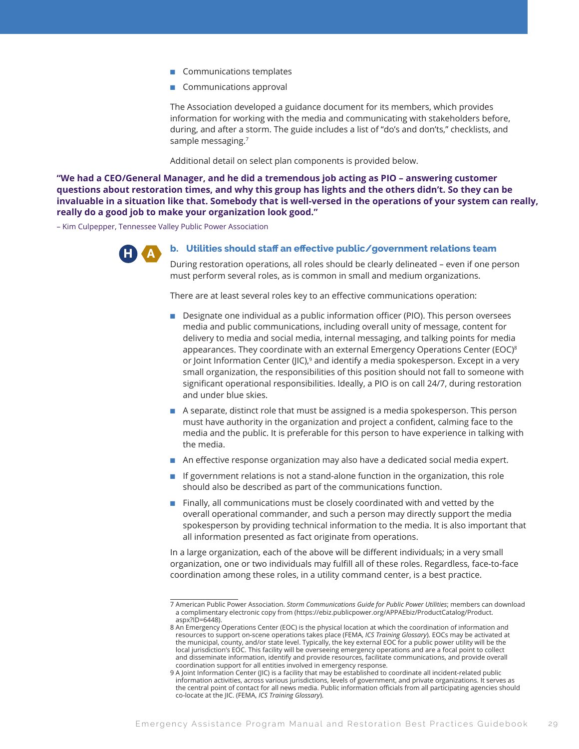- Communications templates
- Communications approval

The Association developed a guidance document for its members, which provides information for working with the media and communicating with stakeholders before, during, and after a storm. The guide includes a list of "do's and don'ts," checklists, and sample messaging.[7]

Additional detail on select plan components is provided below.

**"We had a CEO/General Manager, and he did a tremendous job acting as PIO – answering customer questions about restoration times, and why this group has lights and the others didn't. So they can be invaluable in a situation like that. Somebody that is well-versed in the operations of your system can really, really do a good job to make your organization look good."**

– Kim Culpepper, Tennessee Valley Public Power Association

H A

### b. Utilities should staff an effective public/government relations team

During restoration operations, all roles should be clearly delineated – even if one person must perform several roles, as is common in small and medium organizations.

There are at least several roles key to an effective communications operation:

- Designate one individual as a public information officer (PIO). This person oversees media and public communications, including overall unity of message, content for delivery to media and social media, internal messaging, and talking points for media appearances. They coordinate with an external Emergency Operations Center (EOC)[8] or Joint Information Center (JIC),[9] and identify a media spokesperson. Except in a very small organization, the responsibilities of this position should not fall to someone with significant operational responsibilities. Ideally, a PIO is on call 24/7, during restoration and under blue skies.
- A separate, distinct role that must be assigned is a media spokesperson. This person must have authority in the organization and project a confident, calming face to the media and the public. It is preferable for this person to have experience in talking with the media.
- An effective response organization may also have a dedicated social media expert.
- If government relations is not a stand-alone function in the organization, this role should also be described as part of the communications function.
- Finally, all communications must be closely coordinated with and vetted by the overall operational commander, and such a person may directly support the media spokesperson by providing technical information to the media. It is also important that all information presented as fact originate from operations.

In a large organization, each of the above will be different individuals; in a very small organization, one or two individuals may fulfill all of these roles. Regardless, face-to-face coordination among these roles, in a utility command center, is a best practice.

---

7 American Public Power Association. *Storm Communications Guide for Public Power Utilities*; members can download a complimentary electronic copy from (https://ebiz.publicpower.org/APPAEbiz/ProductCatalog/Product.aspx?ID=6448).

8 An Emergency Operations Center (EOC) is the physical location at which the coordination of information and resources to support on-scene operations takes place (FEMA, *ICS Training Glossary*). EOCs may be activated at the municipal, county, and/or state level. Typically, the key external EOC for a public power utility will be the local jurisdiction's EOC. This facility will be overseeing emergency operations and are a focal point to collect and disseminate information, identify and provide resources, facilitate communications, and provide overall coordination support for all entities involved in emergency response.

9 A Joint Information Center (JIC) is a facility that may be established to coordinate all incident-related public information activities, across various jurisdictions, levels of government, and private organizations. It serves as the central point of contact for all news media. Public information officials from all participating agencies should co-locate at the JIC. (FEMA, *ICS Training Glossary*).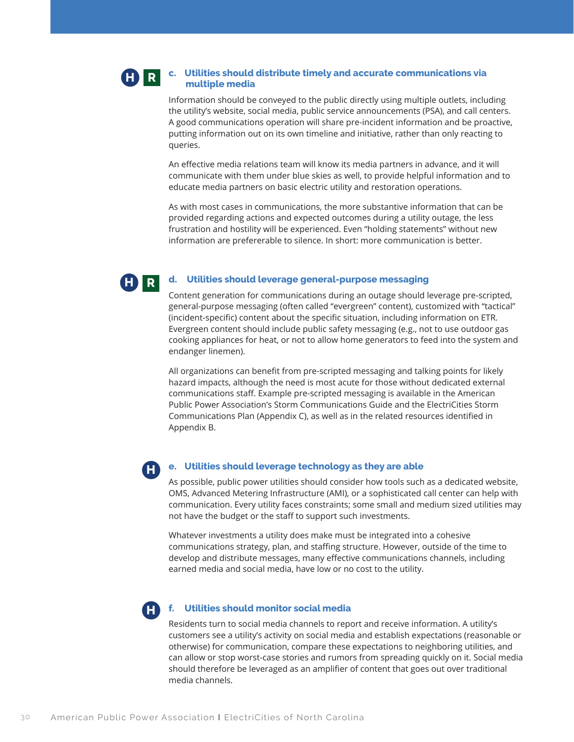**H** **R**

### c. Utilities should distribute timely and accurate communications via multiple media

Information should be conveyed to the public directly using multiple outlets, including the utility's website, social media, public service announcements (PSA), and call centers. A good communications operation will share pre-incident information and be proactive, putting information out on its own timeline and initiative, rather than only reacting to queries.

An effective media relations team will know its media partners in advance, and it will communicate with them under blue skies as well, to provide helpful information and to educate media partners on basic electric utility and restoration operations.

As with most cases in communications, the more substantive information that can be provided regarding actions and expected outcomes during a utility outage, the less frustration and hostility will be experienced. Even "holding statements" without new information are prefererable to silence. In short: more communication is better.

**H** **R**

### d. Utilities should leverage general-purpose messaging

Content generation for communications during an outage should leverage pre-scripted, general-purpose messaging (often called "evergreen" content), customized with "tactical" (incident-specific) content about the specific situation, including information on ETR. Evergreen content should include public safety messaging (e.g., not to use outdoor gas cooking appliances for heat, or not to allow home generators to feed into the system and endanger linemen).

All organizations can benefit from pre-scripted messaging and talking points for likely hazard impacts, although the need is most acute for those without dedicated external communications staff. Example pre-scripted messaging is available in the American Public Power Association's Storm Communications Guide and the ElectriCities Storm Communications Plan (Appendix C), as well as in the related resources identified in Appendix B.

**H**

### e. Utilities should leverage technology as they are able

As possible, public power utilities should consider how tools such as a dedicated website, OMS, Advanced Metering Infrastructure (AMI), or a sophisticated call center can help with communication. Every utility faces constraints; some small and medium sized utilities may not have the budget or the staff to support such investments.

Whatever investments a utility does make must be integrated into a cohesive communications strategy, plan, and staffing structure. However, outside of the time to develop and distribute messages, many effective communications channels, including earned media and social media, have low or no cost to the utility.

**H**

### f. Utilities should monitor social media

Residents turn to social media channels to report and receive information. A utility's customers see a utility's activity on social media and establish expectations (reasonable or otherwise) for communication, compare these expectations to neighboring utilities, and can allow or stop worst-case stories and rumors from spreading quickly on it. Social media should therefore be leveraged as an amplifier of content that goes out over traditional media channels.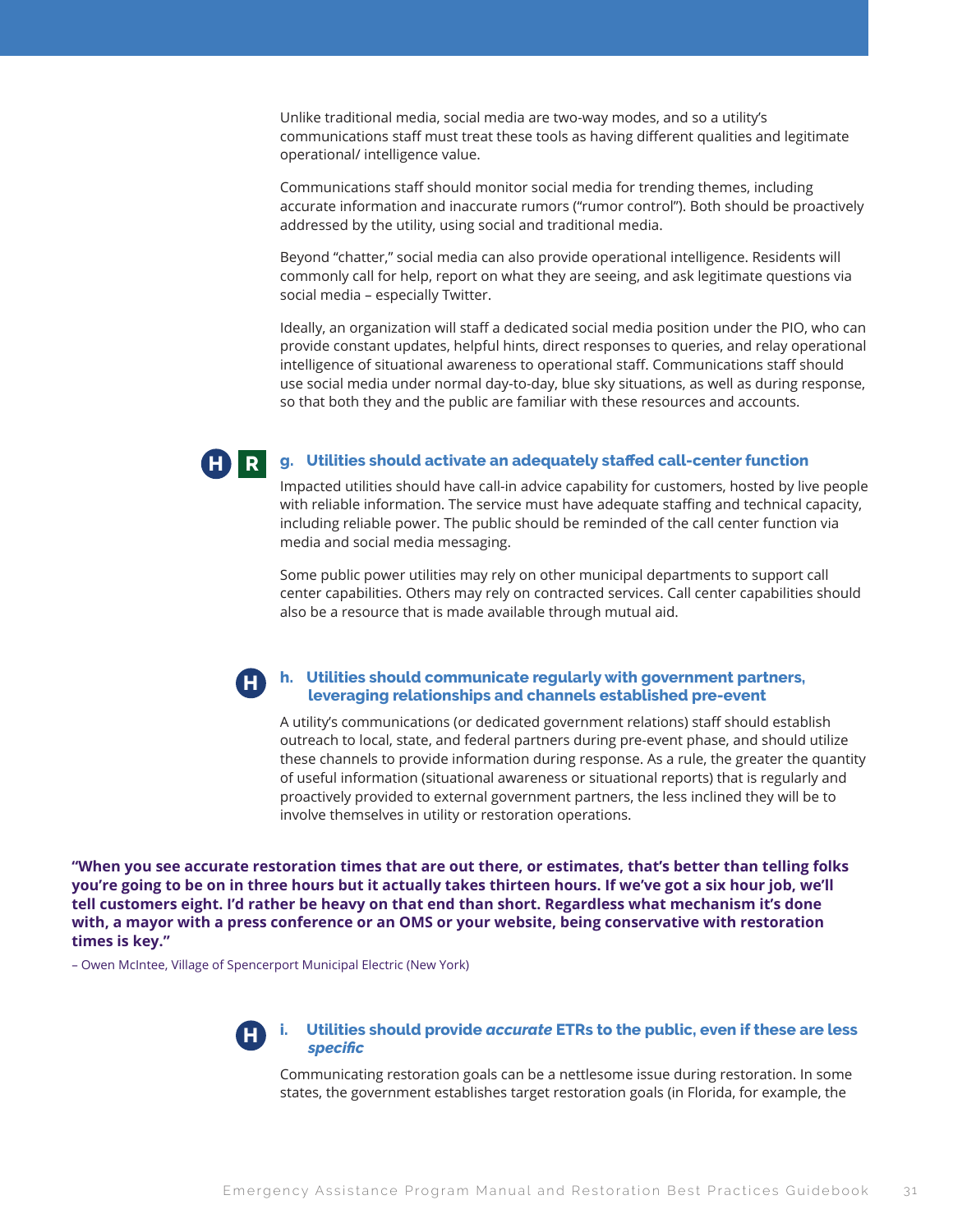Unlike traditional media, social media are two-way modes, and so a utility's communications staff must treat these tools as having different qualities and legitimate operational/ intelligence value.

Communications staff should monitor social media for trending themes, including accurate information and inaccurate rumors ("rumor control"). Both should be proactively addressed by the utility, using social and traditional media.

Beyond "chatter," social media can also provide operational intelligence. Residents will commonly call for help, report on what they are seeing, and ask legitimate questions via social media – especially Twitter.

Ideally, an organization will staff a dedicated social media position under the PIO, who can provide constant updates, helpful hints, direct responses to queries, and relay operational intelligence of situational awareness to operational staff. Communications staff should use social media under normal day-to-day, blue sky situations, as well as during response, so that both they and the public are familiar with these resources and accounts.

### H R g. Utilities should activate an adequately staffed call-center function

Impacted utilities should have call-in advice capability for customers, hosted by live people with reliable information. The service must have adequate staffing and technical capacity, including reliable power. The public should be reminded of the call center function via media and social media messaging.

Some public power utilities may rely on other municipal departments to support call center capabilities. Others may rely on contracted services. Call center capabilities should also be a resource that is made available through mutual aid.

### H h. Utilities should communicate regularly with government partners, leveraging relationships and channels established pre-event

A utility's communications (or dedicated government relations) staff should establish outreach to local, state, and federal partners during pre-event phase, and should utilize these channels to provide information during response. As a rule, the greater the quantity of useful information (situational awareness or situational reports) that is regularly and proactively provided to external government partners, the less inclined they will be to involve themselves in utility or restoration operations.

**"When you see accurate restoration times that are out there, or estimates, that's better than telling folks you're going to be on in three hours but it actually takes thirteen hours. If we've got a six hour job, we'll tell customers eight. I'd rather be heavy on that end than short. Regardless what mechanism it's done with, a mayor with a press conference or an OMS or your website, being conservative with restoration times is key."**

– Owen McIntee, Village of Spencerport Municipal Electric (New York)

### H i. Utilities should provide *accurate* ETRs to the public, even if these are less *specific*

Communicating restoration goals can be a nettlesome issue during restoration. In some states, the government establishes target restoration goals (in Florida, for example, the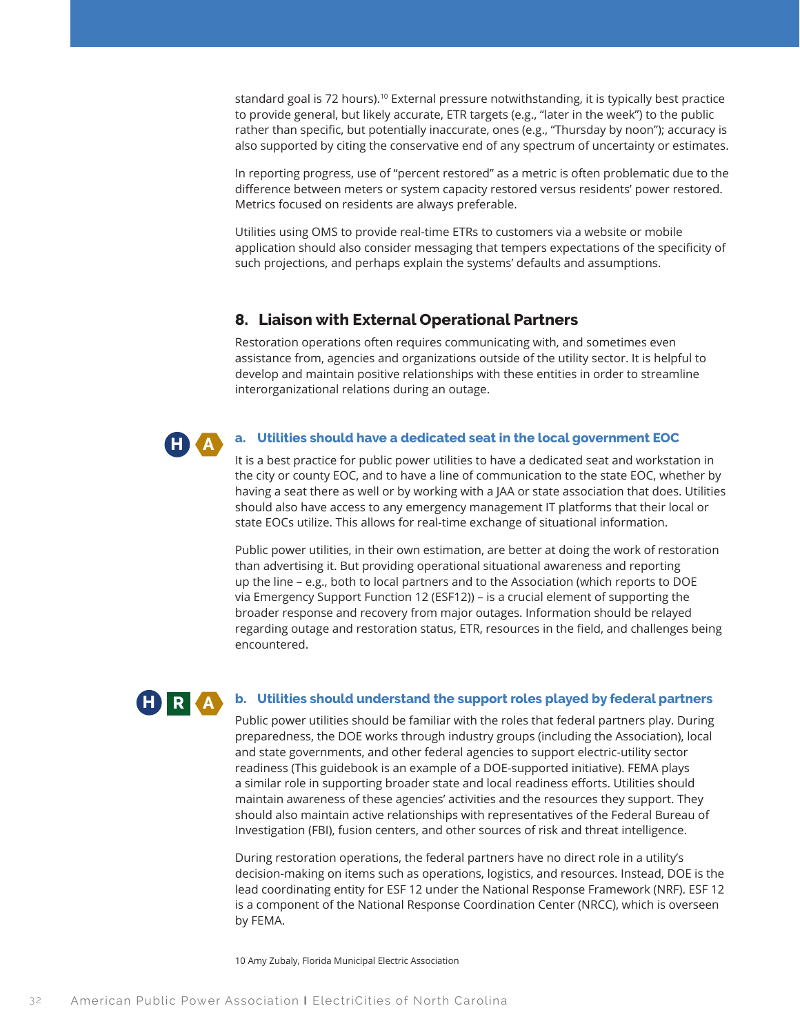standard goal is 72 hours).[10] External pressure notwithstanding, it is typically best practice to provide general, but likely accurate, ETR targets (e.g., "later in the week") to the public rather than specific, but potentially inaccurate, ones (e.g., "Thursday by noon"); accuracy is also supported by citing the conservative end of any spectrum of uncertainty or estimates.

In reporting progress, use of "percent restored" as a metric is often problematic due to the difference between meters or system capacity restored versus residents' power restored. Metrics focused on residents are always preferable.

Utilities using OMS to provide real-time ETRs to customers via a website or mobile application should also consider messaging that tempers expectations of the specificity of such projections, and perhaps explain the systems' defaults and assumptions.

## 8. Liaison with External Operational Partners

Restoration operations often requires communicating with, and sometimes even assistance from, agencies and organizations outside of the utility sector. It is helpful to develop and maintain positive relationships with these entities in order to streamline interorganizational relations during an outage.

### a. Utilities should have a dedicated seat in the local government EOC

H A

It is a best practice for public power utilities to have a dedicated seat and workstation in the city or county EOC, and to have a line of communication to the state EOC, whether by having a seat there as well or by working with a JAA or state association that does. Utilities should also have access to any emergency management IT platforms that their local or state EOCs utilize. This allows for real-time exchange of situational information.

Public power utilities, in their own estimation, are better at doing the work of restoration than advertising it. But providing operational situational awareness and reporting up the line – e.g., both to local partners and to the Association (which reports to DOE via Emergency Support Function 12 (ESF12)) – is a crucial element of supporting the broader response and recovery from major outages. Information should be relayed regarding outage and restoration status, ETR, resources in the field, and challenges being encountered.

### b. Utilities should understand the support roles played by federal partners

H R A

Public power utilities should be familiar with the roles that federal partners play. During preparedness, the DOE works through industry groups (including the Association), local and state governments, and other federal agencies to support electric-utility sector readiness (This guidebook is an example of a DOE-supported initiative). FEMA plays a similar role in supporting broader state and local readiness efforts. Utilities should maintain awareness of these agencies' activities and the resources they support. They should also maintain active relationships with representatives of the Federal Bureau of Investigation (FBI), fusion centers, and other sources of risk and threat intelligence.

During restoration operations, the federal partners have no direct role in a utility's decision-making on items such as operations, logistics, and resources. Instead, DOE is the lead coordinating entity for ESF 12 under the National Response Framework (NRF). ESF 12 is a component of the National Response Coordination Center (NRCC), which is overseen by FEMA.

10 Amy Zubaly, Florida Municipal Electric Association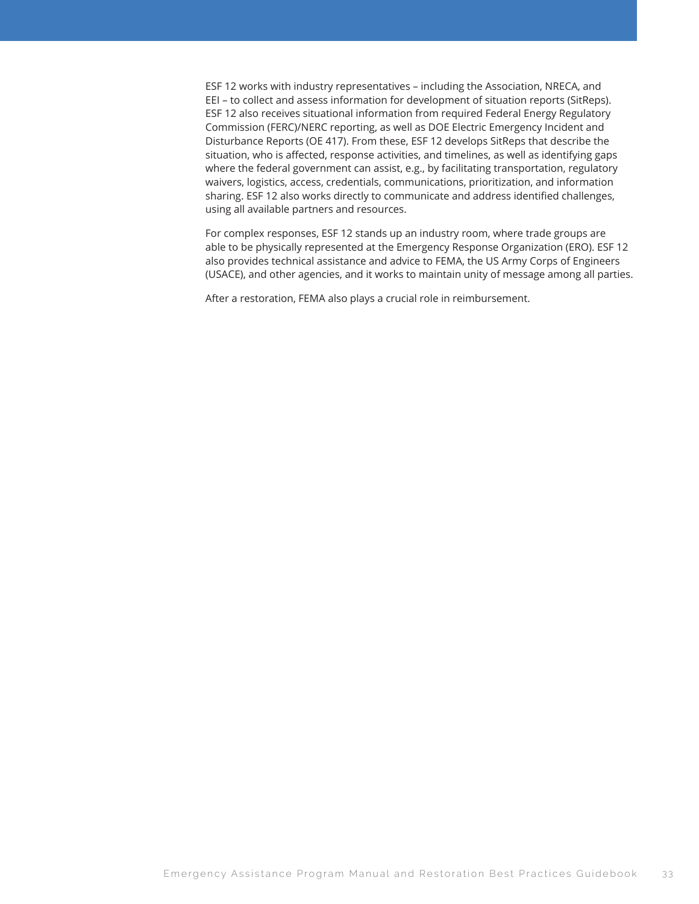ESF 12 works with industry representatives – including the Association, NRECA, and EEI – to collect and assess information for development of situation reports (SitReps). ESF 12 also receives situational information from required Federal Energy Regulatory Commission (FERC)/NERC reporting, as well as DOE Electric Emergency Incident and Disturbance Reports (OE 417). From these, ESF 12 develops SitReps that describe the situation, who is affected, response activities, and timelines, as well as identifying gaps where the federal government can assist, e.g., by facilitating transportation, regulatory waivers, logistics, access, credentials, communications, prioritization, and information sharing. ESF 12 also works directly to communicate and address identified challenges, using all available partners and resources.

For complex responses, ESF 12 stands up an industry room, where trade groups are able to be physically represented at the Emergency Response Organization (ERO). ESF 12 also provides technical assistance and advice to FEMA, the US Army Corps of Engineers (USACE), and other agencies, and it works to maintain unity of message among all parties.

After a restoration, FEMA also plays a crucial role in reimbursement.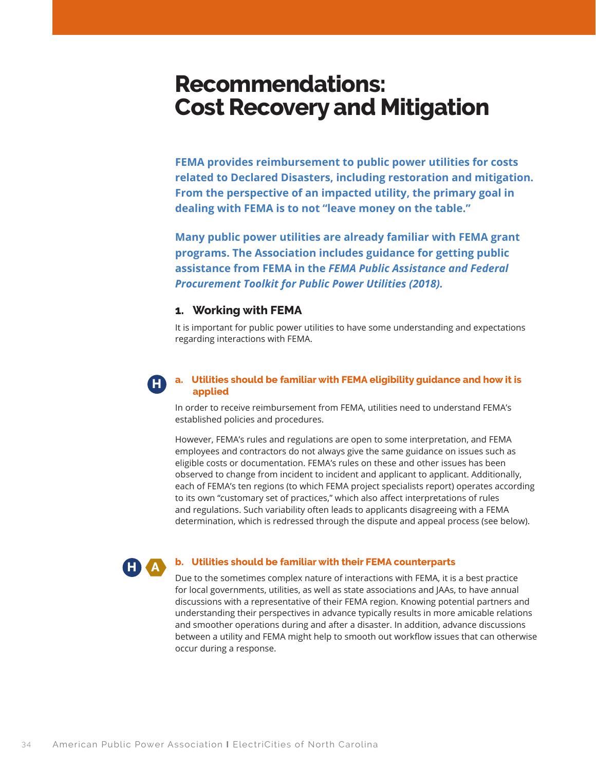# Recommendations: Cost Recovery and Mitigation

**FEMA provides reimbursement to public power utilities for costs related to Declared Disasters, including restoration and mitigation. From the perspective of an impacted utility, the primary goal in dealing with FEMA is to not "leave money on the table."**

**Many public power utilities are already familiar with FEMA grant programs. The Association includes guidance for getting public assistance from FEMA in the *FEMA Public Assistance and Federal Procurement Toolkit for Public Power Utilities (2018).***

## 1. Working with FEMA

It is important for public power utilities to have some understanding and expectations regarding interactions with FEMA.

### H a. Utilities should be familiar with FEMA eligibility guidance and how it is applied

In order to receive reimbursement from FEMA, utilities need to understand FEMA's established policies and procedures.

However, FEMA's rules and regulations are open to some interpretation, and FEMA employees and contractors do not always give the same guidance on issues such as eligible costs or documentation. FEMA's rules on these and other issues has been observed to change from incident to incident and applicant to applicant. Additionally, each of FEMA's ten regions (to which FEMA project specialists report) operates according to its own "customary set of practices," which also affect interpretations of rules and regulations. Such variability often leads to applicants disagreeing with a FEMA determination, which is redressed through the dispute and appeal process (see below).

### H A b. Utilities should be familiar with their FEMA counterparts

Due to the sometimes complex nature of interactions with FEMA, it is a best practice for local governments, utilities, as well as state associations and JAAs, to have annual discussions with a representative of their FEMA region. Knowing potential partners and understanding their perspectives in advance typically results in more amicable relations and smoother operations during and after a disaster. In addition, advance discussions between a utility and FEMA might help to smooth out workflow issues that can otherwise occur during a response.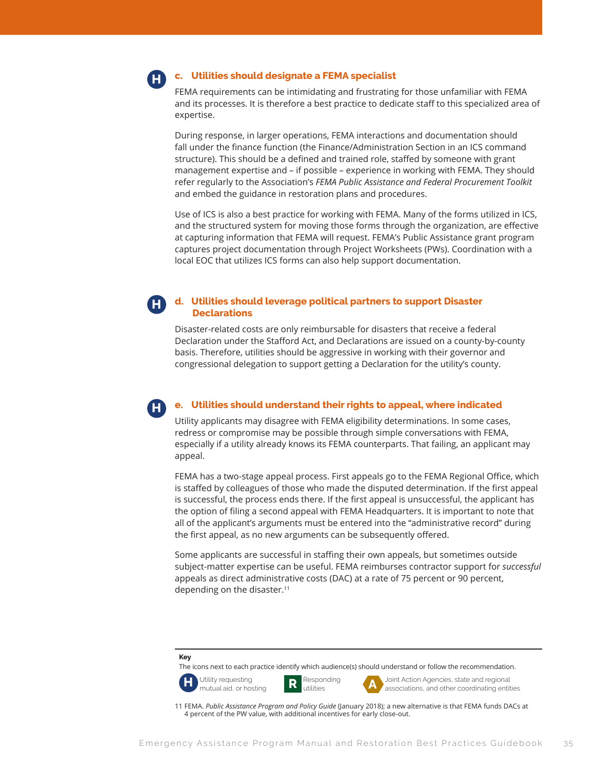H

### c. Utilities should designate a FEMA specialist

FEMA requirements can be intimidating and frustrating for those unfamiliar with FEMA and its processes. It is therefore a best practice to dedicate staff to this specialized area of expertise.

During response, in larger operations, FEMA interactions and documentation should fall under the finance function (the Finance/Administration Section in an ICS command structure). This should be a defined and trained role, staffed by someone with grant management expertise and – if possible – experience in working with FEMA. They should refer regularly to the Association's *FEMA Public Assistance and Federal Procurement Toolkit* and embed the guidance in restoration plans and procedures.

Use of ICS is also a best practice for working with FEMA. Many of the forms utilized in ICS, and the structured system for moving those forms through the organization, are effective at capturing information that FEMA will request. FEMA's Public Assistance grant program captures project documentation through Project Worksheets (PWs). Coordination with a local EOC that utilizes ICS forms can also help support documentation.

H

### d. Utilities should leverage political partners to support Disaster Declarations

Disaster-related costs are only reimbursable for disasters that receive a federal Declaration under the Stafford Act, and Declarations are issued on a county-by-county basis. Therefore, utilities should be aggressive in working with their governor and congressional delegation to support getting a Declaration for the utility's county.

H

### e. Utilities should understand their rights to appeal, where indicated

Utility applicants may disagree with FEMA eligibility determinations. In some cases, redress or compromise may be possible through simple conversations with FEMA, especially if a utility already knows its FEMA counterparts. That failing, an applicant may appeal.

FEMA has a two-stage appeal process. First appeals go to the FEMA Regional Office, which is staffed by colleagues of those who made the disputed determination. If the first appeal is successful, the process ends there. If the first appeal is unsuccessful, the applicant has the option of filing a second appeal with FEMA Headquarters. It is important to note that all of the applicant's arguments must be entered into the "administrative record" during the first appeal, as no new arguments can be subsequently offered.

Some applicants are successful in staffing their own appeals, but sometimes outside subject-matter expertise can be useful. FEMA reimburses contractor support for *successful* appeals as direct administrative costs (DAC) at a rate of 75 percent or 90 percent, depending on the disaster.[11]

---

**Key**

The icons next to each practice identify which audience(s) should understand or follow the recommendation.

- **H** Utility requesting mutual aid, or hosting
- **R** Responding utilities
- **A** Joint Action Agencies, state and regional associations, and other coordinating entities

11 FEMA. *Public Assistance Program and Policy Guide* (January 2018); a new alternative is that FEMA funds DACs at 4 percent of the PW value, with additional incentives for early close-out.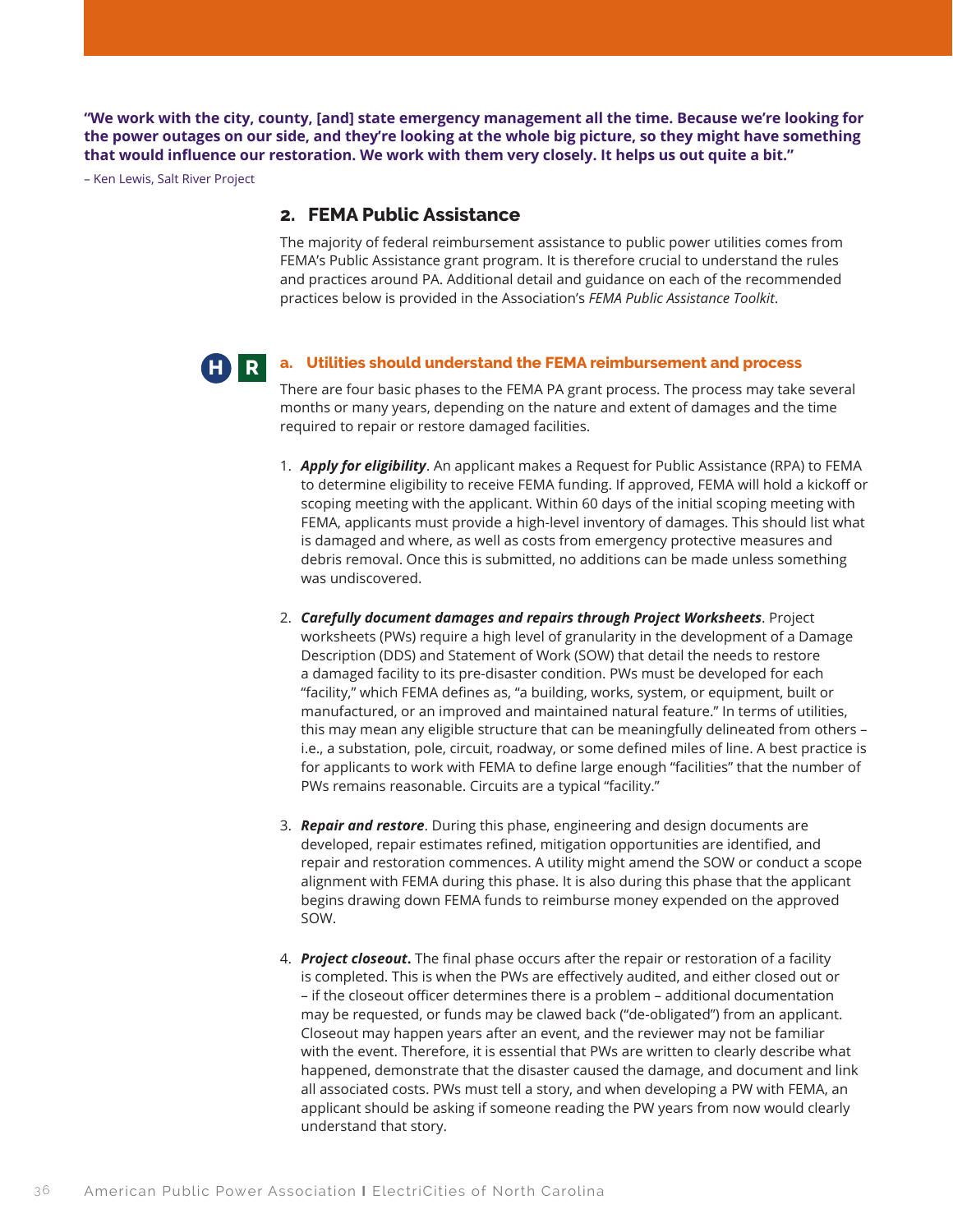**"We work with the city, county, [and] state emergency management all the time. Because we're looking for the power outages on our side, and they're looking at the whole big picture, so they might have something that would influence our restoration. We work with them very closely. It helps us out quite a bit."**

– Ken Lewis, Salt River Project

## 2. FEMA Public Assistance

The majority of federal reimbursement assistance to public power utilities comes from FEMA's Public Assistance grant program. It is therefore crucial to understand the rules and practices around PA. Additional detail and guidance on each of the recommended practices below is provided in the Association's *FEMA Public Assistance Toolkit*.

H R

### a. Utilities should understand the FEMA reimbursement and process

There are four basic phases to the FEMA PA grant process. The process may take several months or many years, depending on the nature and extent of damages and the time required to repair or restore damaged facilities.

1. ***Apply for eligibility***. An applicant makes a Request for Public Assistance (RPA) to FEMA to determine eligibility to receive FEMA funding. If approved, FEMA will hold a kickoff or scoping meeting with the applicant. Within 60 days of the initial scoping meeting with FEMA, applicants must provide a high-level inventory of damages. This should list what is damaged and where, as well as costs from emergency protective measures and debris removal. Once this is submitted, no additions can be made unless something was undiscovered.

2. ***Carefully document damages and repairs through Project Worksheets***. Project worksheets (PWs) require a high level of granularity in the development of a Damage Description (DDS) and Statement of Work (SOW) that detail the needs to restore a damaged facility to its pre-disaster condition. PWs must be developed for each "facility," which FEMA defines as, "a building, works, system, or equipment, built or manufactured, or an improved and maintained natural feature." In terms of utilities, this may mean any eligible structure that can be meaningfully delineated from others – i.e., a substation, pole, circuit, roadway, or some defined miles of line. A best practice is for applicants to work with FEMA to define large enough "facilities" that the number of PWs remains reasonable. Circuits are a typical "facility."

3. ***Repair and restore***. During this phase, engineering and design documents are developed, repair estimates refined, mitigation opportunities are identified, and repair and restoration commences. A utility might amend the SOW or conduct a scope alignment with FEMA during this phase. It is also during this phase that the applicant begins drawing down FEMA funds to reimburse money expended on the approved SOW.

4. ***Project closeout*****.** The final phase occurs after the repair or restoration of a facility is completed. This is when the PWs are effectively audited, and either closed out or – if the closeout officer determines there is a problem – additional documentation may be requested, or funds may be clawed back ("de-obligated") from an applicant. Closeout may happen years after an event, and the reviewer may not be familiar with the event. Therefore, it is essential that PWs are written to clearly describe what happened, demonstrate that the disaster caused the damage, and document and link all associated costs. PWs must tell a story, and when developing a PW with FEMA, an applicant should be asking if someone reading the PW years from now would clearly understand that story.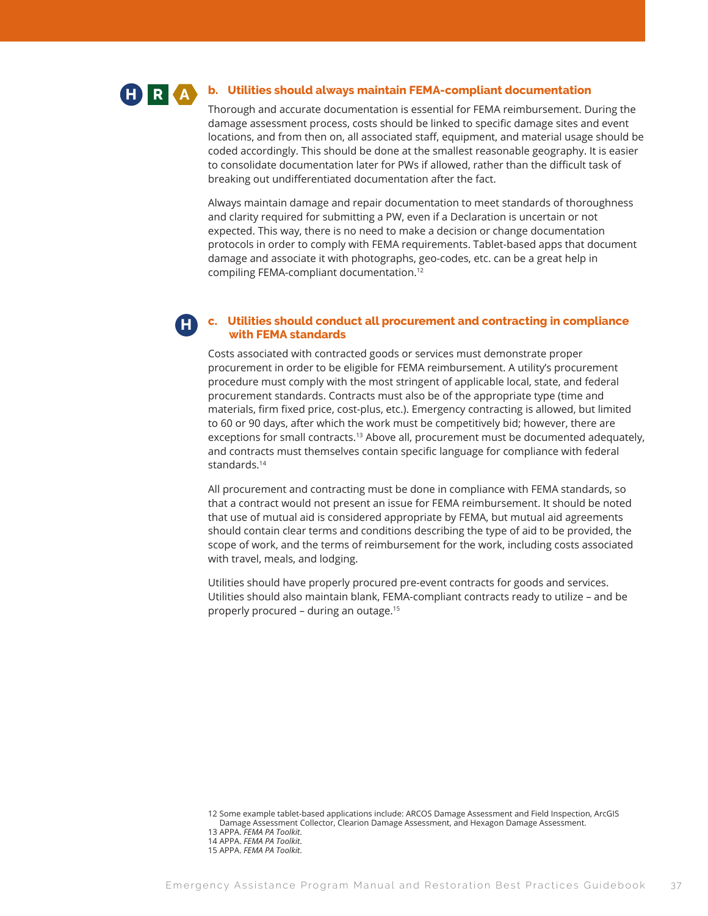H R A

### b. Utilities should always maintain FEMA-compliant documentation

Thorough and accurate documentation is essential for FEMA reimbursement. During the damage assessment process, costs should be linked to specific damage sites and event locations, and from then on, all associated staff, equipment, and material usage should be coded accordingly. This should be done at the smallest reasonable geography. It is easier to consolidate documentation later for PWs if allowed, rather than the difficult task of breaking out undifferentiated documentation after the fact.

Always maintain damage and repair documentation to meet standards of thoroughness and clarity required for submitting a PW, even if a Declaration is uncertain or not expected. This way, there is no need to make a decision or change documentation protocols in order to comply with FEMA requirements. Tablet-based apps that document damage and associate it with photographs, geo-codes, etc. can be a great help in compiling FEMA-compliant documentation.[12]

H

### c. Utilities should conduct all procurement and contracting in compliance with FEMA standards

Costs associated with contracted goods or services must demonstrate proper procurement in order to be eligible for FEMA reimbursement. A utility's procurement procedure must comply with the most stringent of applicable local, state, and federal procurement standards. Contracts must also be of the appropriate type (time and materials, firm fixed price, cost-plus, etc.). Emergency contracting is allowed, but limited to 60 or 90 days, after which the work must be competitively bid; however, there are exceptions for small contracts.[13] Above all, procurement must be documented adequately, and contracts must themselves contain specific language for compliance with federal standards.[14]

All procurement and contracting must be done in compliance with FEMA standards, so that a contract would not present an issue for FEMA reimbursement. It should be noted that use of mutual aid is considered appropriate by FEMA, but mutual aid agreements should contain clear terms and conditions describing the type of aid to be provided, the scope of work, and the terms of reimbursement for the work, including costs associated with travel, meals, and lodging.

Utilities should have properly procured pre-event contracts for goods and services. Utilities should also maintain blank, FEMA-compliant contracts ready to utilize – and be properly procured – during an outage.[15]

12 Some example tablet-based applications include: ARCOS Damage Assessment and Field Inspection, ArcGIS Damage Assessment Collector, Clearion Damage Assessment, and Hexagon Damage Assessment.
13 APPA. *FEMA PA Toolkit*.
14 APPA. *FEMA PA Toolkit*.
15 APPA. *FEMA PA Toolkit*.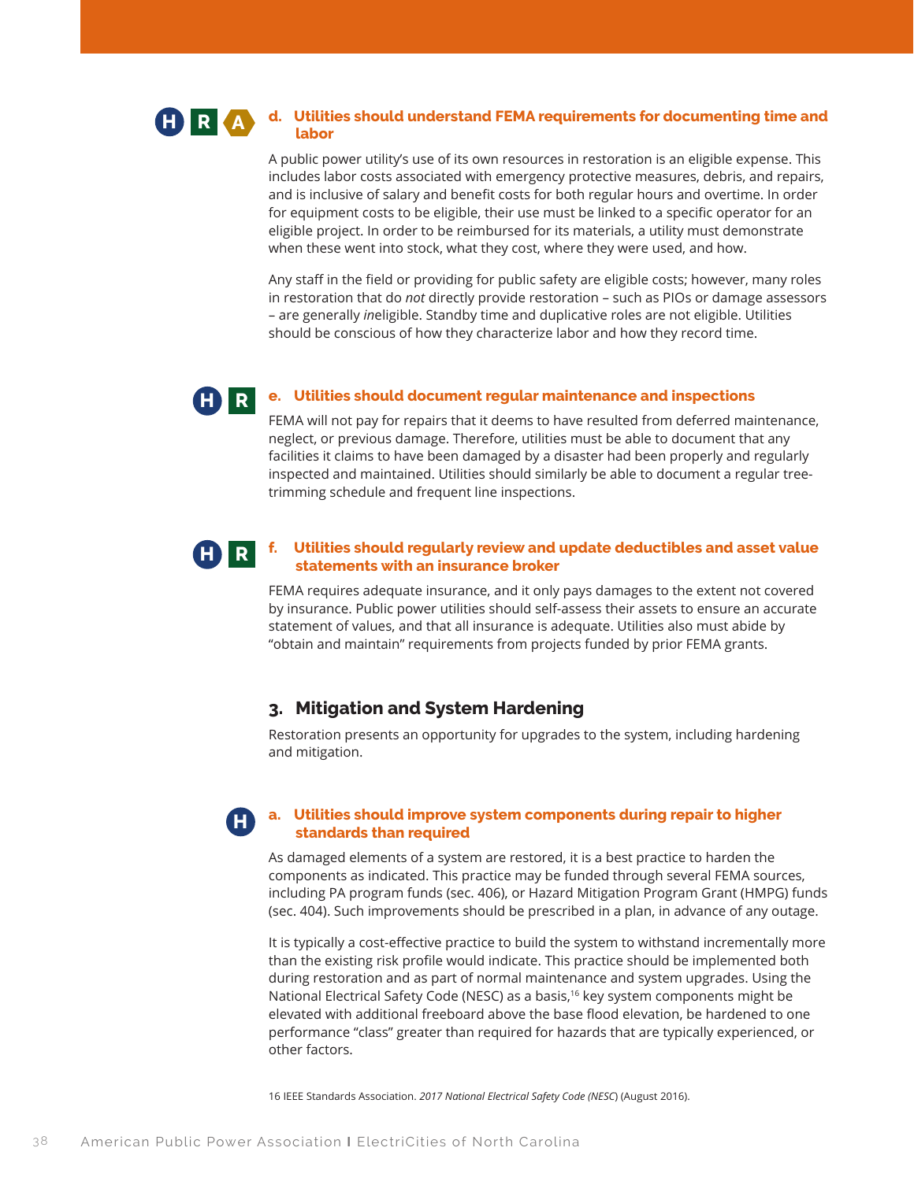H R A

#### d. Utilities should understand FEMA requirements for documenting time and labor

A public power utility's use of its own resources in restoration is an eligible expense. This includes labor costs associated with emergency protective measures, debris, and repairs, and is inclusive of salary and benefit costs for both regular hours and overtime. In order for equipment costs to be eligible, their use must be linked to a specific operator for an eligible project. In order to be reimbursed for its materials, a utility must demonstrate when these went into stock, what they cost, where they were used, and how.

Any staff in the field or providing for public safety are eligible costs; however, many roles in restoration that do *not* directly provide restoration – such as PIOs or damage assessors – are generally *in*eligible. Standby time and duplicative roles are not eligible. Utilities should be conscious of how they characterize labor and how they record time.

H R

#### e. Utilities should document regular maintenance and inspections

FEMA will not pay for repairs that it deems to have resulted from deferred maintenance, neglect, or previous damage. Therefore, utilities must be able to document that any facilities it claims to have been damaged by a disaster had been properly and regularly inspected and maintained. Utilities should similarly be able to document a regular tree-trimming schedule and frequent line inspections.

H R

#### f. Utilities should regularly review and update deductibles and asset value statements with an insurance broker

FEMA requires adequate insurance, and it only pays damages to the extent not covered by insurance. Public power utilities should self-assess their assets to ensure an accurate statement of values, and that all insurance is adequate. Utilities also must abide by "obtain and maintain" requirements from projects funded by prior FEMA grants.

### 3. Mitigation and System Hardening

Restoration presents an opportunity for upgrades to the system, including hardening and mitigation.

H

#### a. Utilities should improve system components during repair to higher standards than required

As damaged elements of a system are restored, it is a best practice to harden the components as indicated. This practice may be funded through several FEMA sources, including PA program funds (sec. 406), or Hazard Mitigation Program Grant (HMPG) funds (sec. 404). Such improvements should be prescribed in a plan, in advance of any outage.

It is typically a cost-effective practice to build the system to withstand incrementally more than the existing risk profile would indicate. This practice should be implemented both during restoration and as part of normal maintenance and system upgrades. Using the National Electrical Safety Code (NESC) as a basis,[16] key system components might be elevated with additional freeboard above the base flood elevation, be hardened to one performance "class" greater than required for hazards that are typically experienced, or other factors.

16 IEEE Standards Association. *2017 National Electrical Safety Code (NESC)* (August 2016).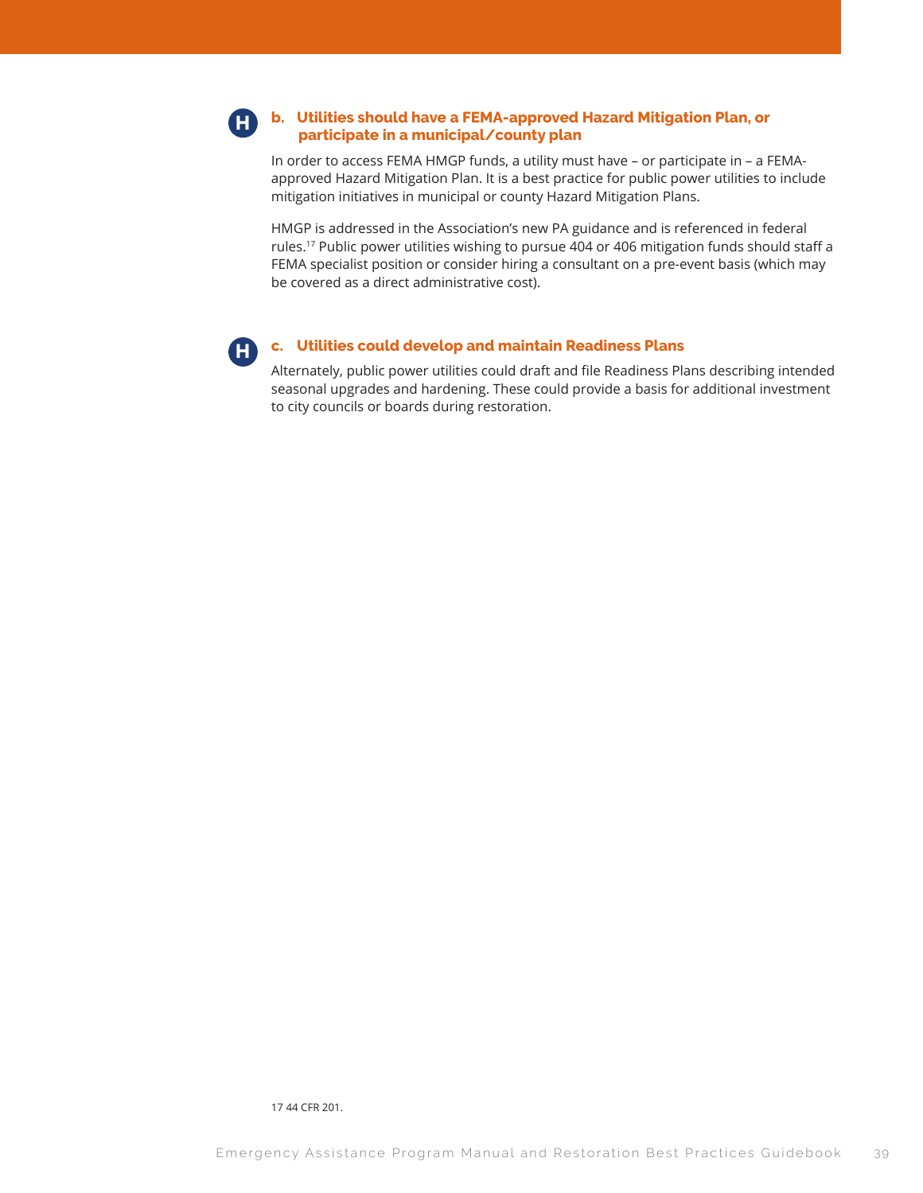### b. Utilities should have a FEMA-approved Hazard Mitigation Plan, or participate in a municipal/county plan

In order to access FEMA HMGP funds, a utility must have – or participate in – a FEMA-approved Hazard Mitigation Plan. It is a best practice for public power utilities to include mitigation initiatives in municipal or county Hazard Mitigation Plans.

HMGP is addressed in the Association's new PA guidance and is referenced in federal rules.[17] Public power utilities wishing to pursue 404 or 406 mitigation funds should staff a FEMA specialist position or consider hiring a consultant on a pre-event basis (which may be covered as a direct administrative cost).

### c. Utilities could develop and maintain Readiness Plans

Alternately, public power utilities could draft and file Readiness Plans describing intended seasonal upgrades and hardening. These could provide a basis for additional investment to city councils or boards during restoration.

17 44 CFR 201.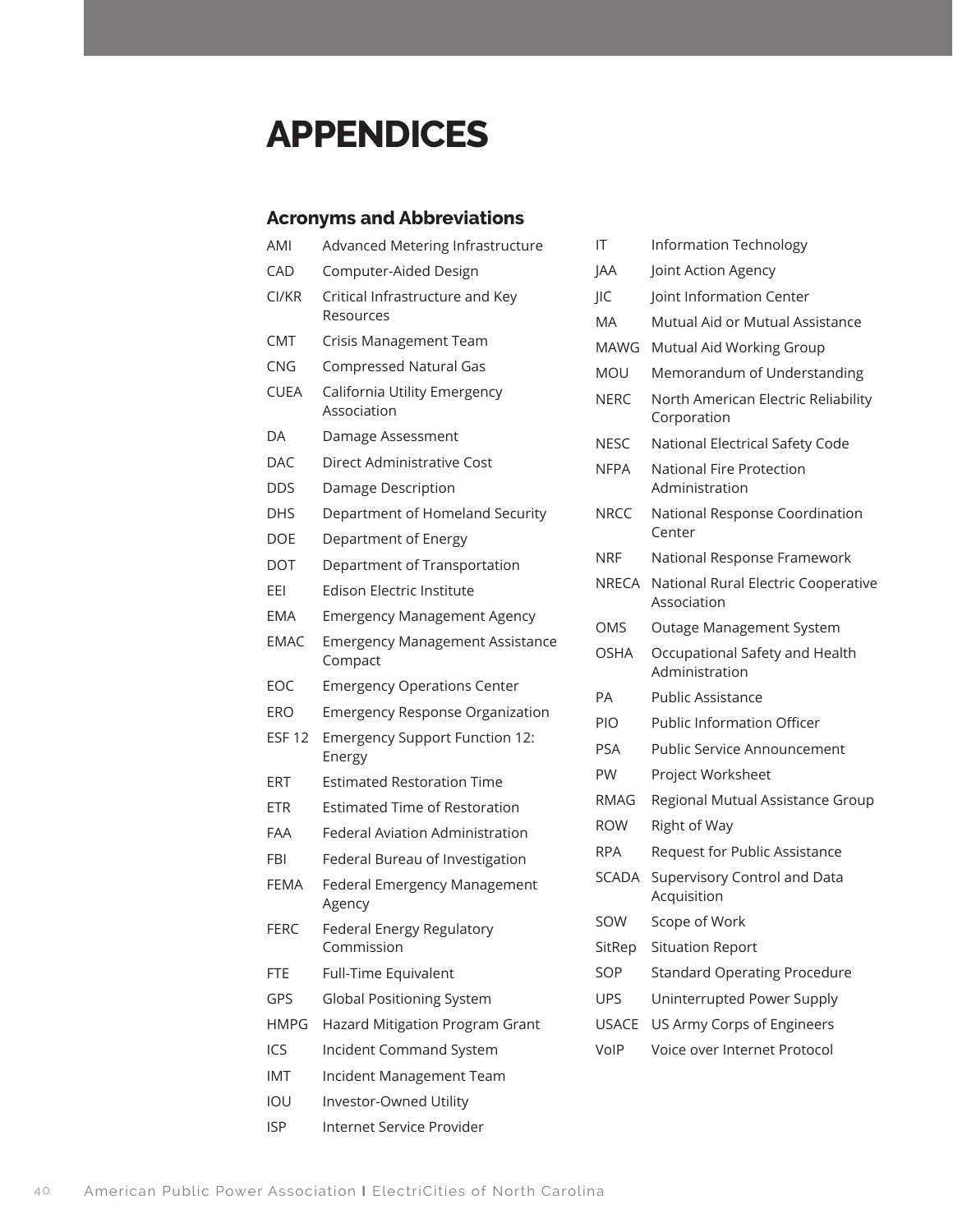# APPENDICES

## Acronyms and Abbreviations

| | |
|---|---|
| AMI | Advanced Metering Infrastructure |
| CAD | Computer-Aided Design |
| CI/KR | Critical Infrastructure and Key Resources |
| CMT | Crisis Management Team |
| CNG | Compressed Natural Gas |
| CUEA | California Utility Emergency Association |
| DA | Damage Assessment |
| DAC | Direct Administrative Cost |
| DDS | Damage Description |
| DHS | Department of Homeland Security |
| DOE | Department of Energy |
| DOT | Department of Transportation |
| EEI | Edison Electric Institute |
| EMA | Emergency Management Agency |
| EMAC | Emergency Management Assistance Compact |
| EOC | Emergency Operations Center |
| ERO | Emergency Response Organization |
| ESF 12 | Emergency Support Function 12: Energy |
| ERT | Estimated Restoration Time |
| ETR | Estimated Time of Restoration |
| FAA | Federal Aviation Administration |
| FBI | Federal Bureau of Investigation |
| FEMA | Federal Emergency Management Agency |
| FERC | Federal Energy Regulatory Commission |
| FTE | Full-Time Equivalent |
| GPS | Global Positioning System |
| HMPG | Hazard Mitigation Program Grant |
| ICS | Incident Command System |
| IMT | Incident Management Team |
| IOU | Investor-Owned Utility |
| ISP | Internet Service Provider |
| IT | Information Technology |
| JAA | Joint Action Agency |
| JIC | Joint Information Center |
| MA | Mutual Aid or Mutual Assistance |
| MAWG | Mutual Aid Working Group |
| MOU | Memorandum of Understanding |
| NERC | North American Electric Reliability Corporation |
| NESC | National Electrical Safety Code |
| NFPA | National Fire Protection Administration |
| NRCC | National Response Coordination Center |
| NRF | National Response Framework |
| NRECA | National Rural Electric Cooperative Association |
| OMS | Outage Management System |
| OSHA | Occupational Safety and Health Administration |
| PA | Public Assistance |
| PIO | Public Information Officer |
| PSA | Public Service Announcement |
| PW | Project Worksheet |
| RMAG | Regional Mutual Assistance Group |
| ROW | Right of Way |
| RPA | Request for Public Assistance |
| SCADA | Supervisory Control and Data Acquisition |
| SOW | Scope of Work |
| SitRep | Situation Report |
| SOP | Standard Operating Procedure |
| UPS | Uninterrupted Power Supply |
| USACE | US Army Corps of Engineers |
| VoIP | Voice over Internet Protocol |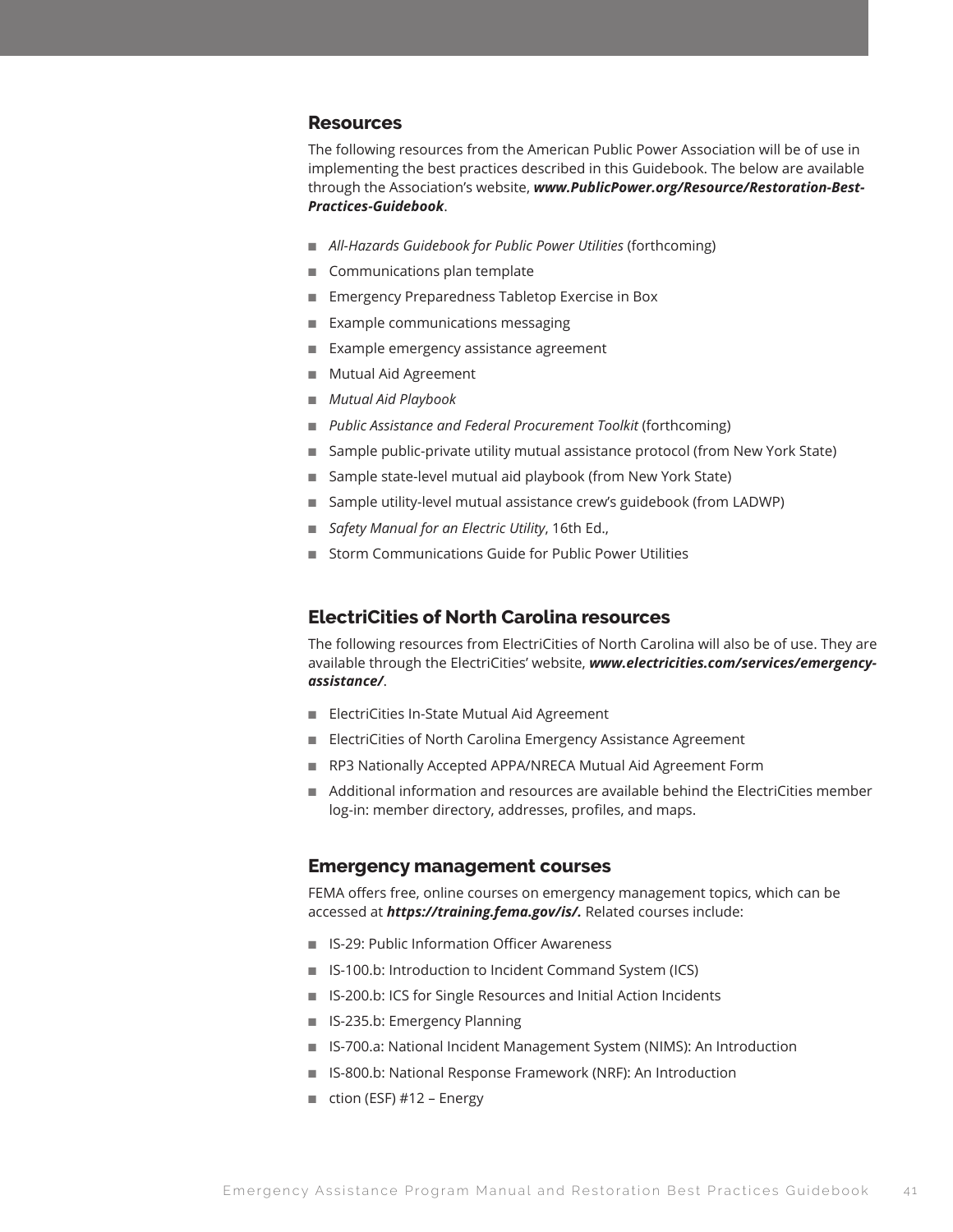## Resources

The following resources from the American Public Power Association will be of use in implementing the best practices described in this Guidebook. The below are available through the Association's website, ***www.PublicPower.org/Resource/Restoration-Best-Practices-Guidebook***.

- *All-Hazards Guidebook for Public Power Utilities* (forthcoming)
- Communications plan template
- Emergency Preparedness Tabletop Exercise in Box
- Example communications messaging
- Example emergency assistance agreement
- Mutual Aid Agreement
- *Mutual Aid Playbook*
- *Public Assistance and Federal Procurement Toolkit* (forthcoming)
- Sample public-private utility mutual assistance protocol (from New York State)
- Sample state-level mutual aid playbook (from New York State)
- Sample utility-level mutual assistance crew's guidebook (from LADWP)
- *Safety Manual for an Electric Utility*, 16th Ed.,
- Storm Communications Guide for Public Power Utilities

## ElectriCities of North Carolina resources

The following resources from ElectriCities of North Carolina will also be of use. They are available through the ElectriCities' website, ***www.electricities.com/services/emergency-assistance/***.

- ElectriCities In-State Mutual Aid Agreement
- ElectriCities of North Carolina Emergency Assistance Agreement
- RP3 Nationally Accepted APPA/NRECA Mutual Aid Agreement Form
- Additional information and resources are available behind the ElectriCities member log-in: member directory, addresses, profiles, and maps.

## Emergency management courses

FEMA offers free, online courses on emergency management topics, which can be accessed at ***https://training.fema.gov/is/.*** Related courses include:

- IS-29: Public Information Officer Awareness
- IS-100.b: Introduction to Incident Command System (ICS)
- IS-200.b: ICS for Single Resources and Initial Action Incidents
- IS-235.b: Emergency Planning
- IS-700.a: National Incident Management System (NIMS): An Introduction
- IS-800.b: National Response Framework (NRF): An Introduction
- ction (ESF) #12 – Energy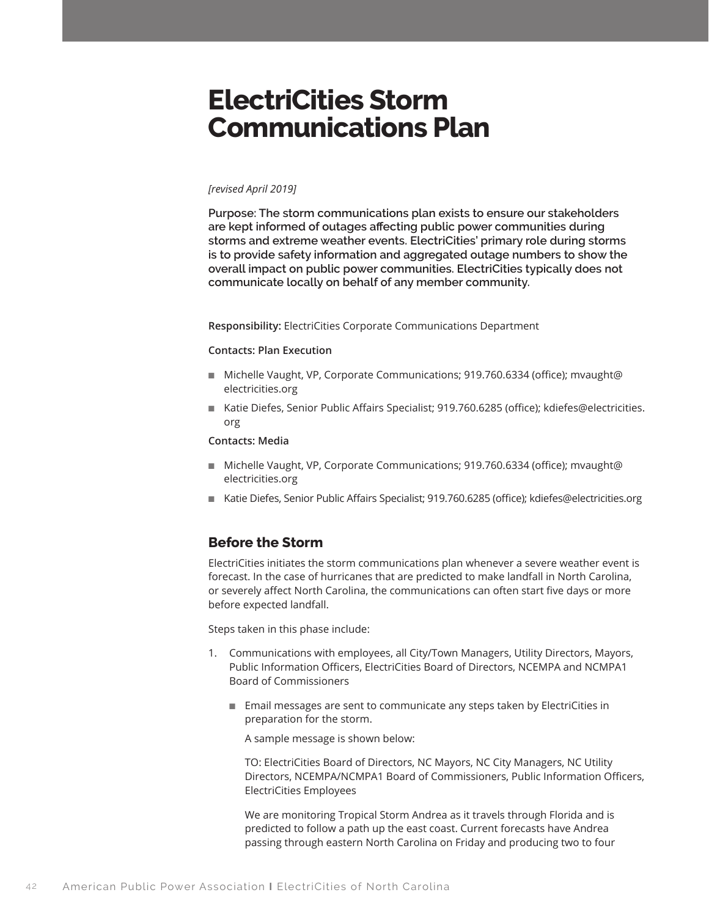# ElectriCities Storm Communications Plan

*[revised April 2019]*

**Purpose: The storm communications plan exists to ensure our stakeholders are kept informed of outages affecting public power communities during storms and extreme weather events. ElectriCities' primary role during storms is to provide safety information and aggregated outage numbers to show the overall impact on public power communities. ElectriCities typically does not communicate locally on behalf of any member community.**

**Responsibility:** ElectriCities Corporate Communications Department

**Contacts: Plan Execution**

- Michelle Vaught, VP, Corporate Communications; 919.760.6334 (office); mvaught@electricities.org
- Katie Diefes, Senior Public Affairs Specialist; 919.760.6285 (office); kdiefes@electricities.org

**Contacts: Media**

- Michelle Vaught, VP, Corporate Communications; 919.760.6334 (office); mvaught@electricities.org
- Katie Diefes, Senior Public Affairs Specialist; 919.760.6285 (office); kdiefes@electricities.org

## Before the Storm

ElectriCities initiates the storm communications plan whenever a severe weather event is forecast. In the case of hurricanes that are predicted to make landfall in North Carolina, or severely affect North Carolina, the communications can often start five days or more before expected landfall.

Steps taken in this phase include:

1. Communications with employees, all City/Town Managers, Utility Directors, Mayors, Public Information Officers, ElectriCities Board of Directors, NCEMPA and NCMPA1 Board of Commissioners

   - Email messages are sent to communicate any steps taken by ElectriCities in preparation for the storm.

     A sample message is shown below:

     TO: ElectriCities Board of Directors, NC Mayors, NC City Managers, NC Utility Directors, NCEMPA/NCMPA1 Board of Commissioners, Public Information Officers, ElectriCities Employees

     We are monitoring Tropical Storm Andrea as it travels through Florida and is predicted to follow a path up the east coast. Current forecasts have Andrea passing through eastern North Carolina on Friday and producing two to four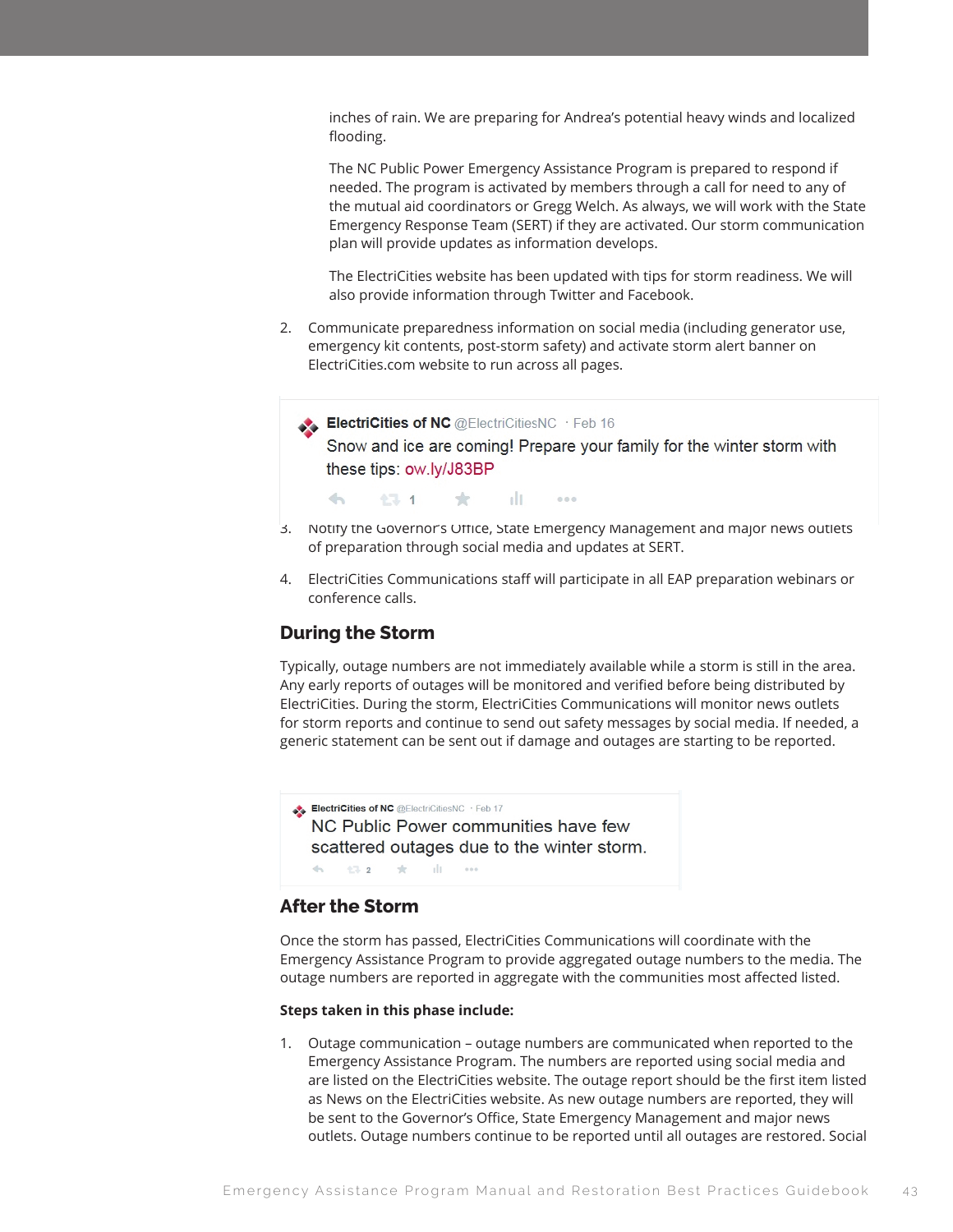inches of rain. We are preparing for Andrea's potential heavy winds and localized flooding.

The NC Public Power Emergency Assistance Program is prepared to respond if needed. The program is activated by members through a call for need to any of the mutual aid coordinators or Gregg Welch. As always, we will work with the State Emergency Response Team (SERT) if they are activated. Our storm communication plan will provide updates as information develops.

The ElectriCities website has been updated with tips for storm readiness. We will also provide information through Twitter and Facebook.

2. Communicate preparedness information on social media (including generator use, emergency kit contents, post-storm safety) and activate storm alert banner on ElectriCities.com website to run across all pages.

> **ElectriCities of NC** @ElectriCitiesNC · Feb 16
> Snow and ice are coming! Prepare your family for the winter storm with these tips: ow.ly/J83BP

3. Notify the Governor's Office, State Emergency Management and major news outlets of preparation through social media and updates at SERT.

4. ElectriCities Communications staff will participate in all EAP preparation webinars or conference calls.

## During the Storm

Typically, outage numbers are not immediately available while a storm is still in the area. Any early reports of outages will be monitored and verified before being distributed by ElectriCities. During the storm, ElectriCities Communications will monitor news outlets for storm reports and continue to send out safety messages by social media. If needed, a generic statement can be sent out if damage and outages are starting to be reported.

> **ElectriCities of NC** @ElectriCitiesNC · Feb 17
> NC Public Power communities have few scattered outages due to the winter storm.

## After the Storm

Once the storm has passed, ElectriCities Communications will coordinate with the Emergency Assistance Program to provide aggregated outage numbers to the media. The outage numbers are reported in aggregate with the communities most affected listed.

**Steps taken in this phase include:**

1. Outage communication – outage numbers are communicated when reported to the Emergency Assistance Program. The numbers are reported using social media and are listed on the ElectriCities website. The outage report should be the first item listed as News on the ElectriCities website. As new outage numbers are reported, they will be sent to the Governor's Office, State Emergency Management and major news outlets. Outage numbers continue to be reported until all outages are restored. Social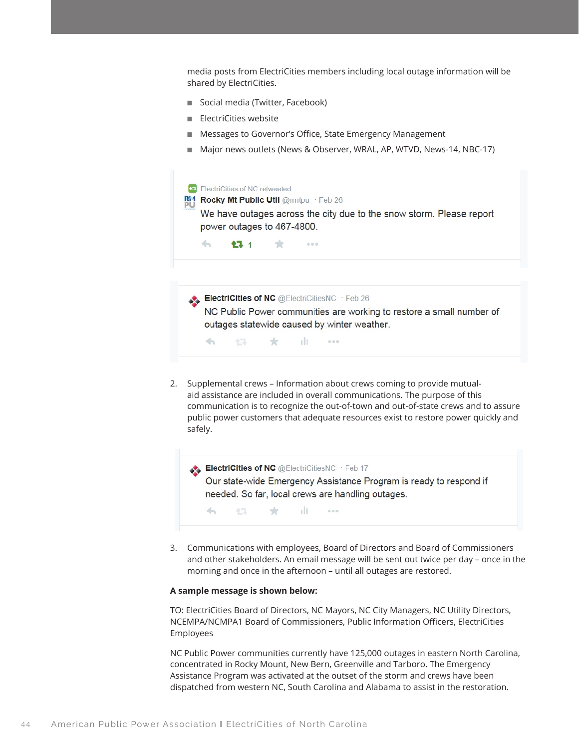media posts from ElectriCities members including local outage information will be shared by ElectriCities.

- Social media (Twitter, Facebook)
- ElectriCities website
- Messages to Governor's Office, State Emergency Management
- Major news outlets (News & Observer, WRAL, AP, WTVD, News-14, NBC-17)

ElectriCities of NC retweeted
Rocky Mt Public Util @rmtpu · Feb 26
We have outages across the city due to the snow storm. Please report power outages to 467-4800.

ElectriCities of NC @ElectriCitiesNC · Feb 26
NC Public Power communities are working to restore a small number of outages statewide caused by winter weather.

2. Supplemental crews – Information about crews coming to provide mutual-aid assistance are included in overall communications. The purpose of this communication is to recognize the out-of-town and out-of-state crews and to assure public power customers that adequate resources exist to restore power quickly and safely.

ElectriCities of NC @ElectriCitiesNC · Feb 17
Our state-wide Emergency Assistance Program is ready to respond if needed. So far, local crews are handling outages.

3. Communications with employees, Board of Directors and Board of Commissioners and other stakeholders. An email message will be sent out twice per day – once in the morning and once in the afternoon – until all outages are restored.

**A sample message is shown below:**

TO: ElectriCities Board of Directors, NC Mayors, NC City Managers, NC Utility Directors, NCEMPA/NCMPA1 Board of Commissioners, Public Information Officers, ElectriCities Employees

NC Public Power communities currently have 125,000 outages in eastern North Carolina, concentrated in Rocky Mount, New Bern, Greenville and Tarboro. The Emergency Assistance Program was activated at the outset of the storm and crews have been dispatched from western NC, South Carolina and Alabama to assist in the restoration.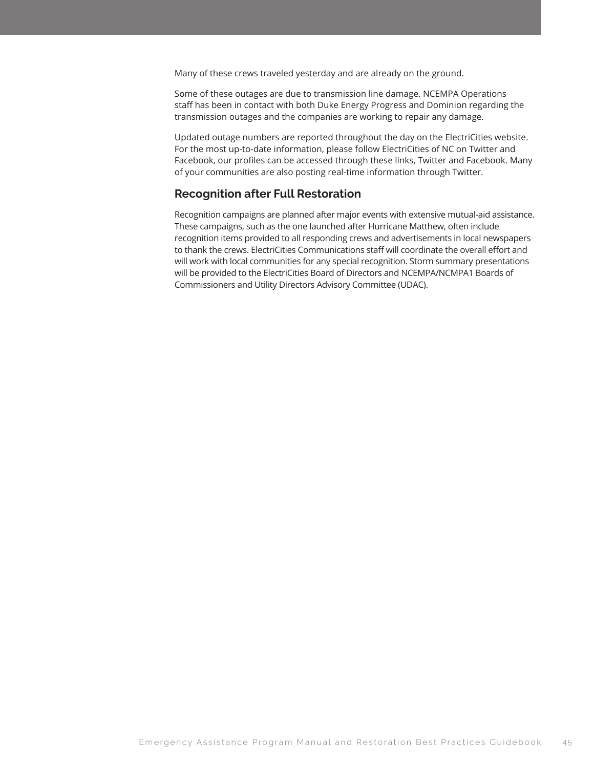Many of these crews traveled yesterday and are already on the ground.

Some of these outages are due to transmission line damage. NCEMPA Operations staff has been in contact with both Duke Energy Progress and Dominion regarding the transmission outages and the companies are working to repair any damage.

Updated outage numbers are reported throughout the day on the ElectriCities website. For the most up-to-date information, please follow ElectriCities of NC on Twitter and Facebook, our profiles can be accessed through these links, Twitter and Facebook. Many of your communities are also posting real-time information through Twitter.

## Recognition after Full Restoration

Recognition campaigns are planned after major events with extensive mutual-aid assistance. These campaigns, such as the one launched after Hurricane Matthew, often include recognition items provided to all responding crews and advertisements in local newspapers to thank the crews. ElectriCities Communications staff will coordinate the overall effort and will work with local communities for any special recognition. Storm summary presentations will be provided to the ElectriCities Board of Directors and NCEMPA/NCMPA1 Boards of Commissioners and Utility Directors Advisory Committee (UDAC).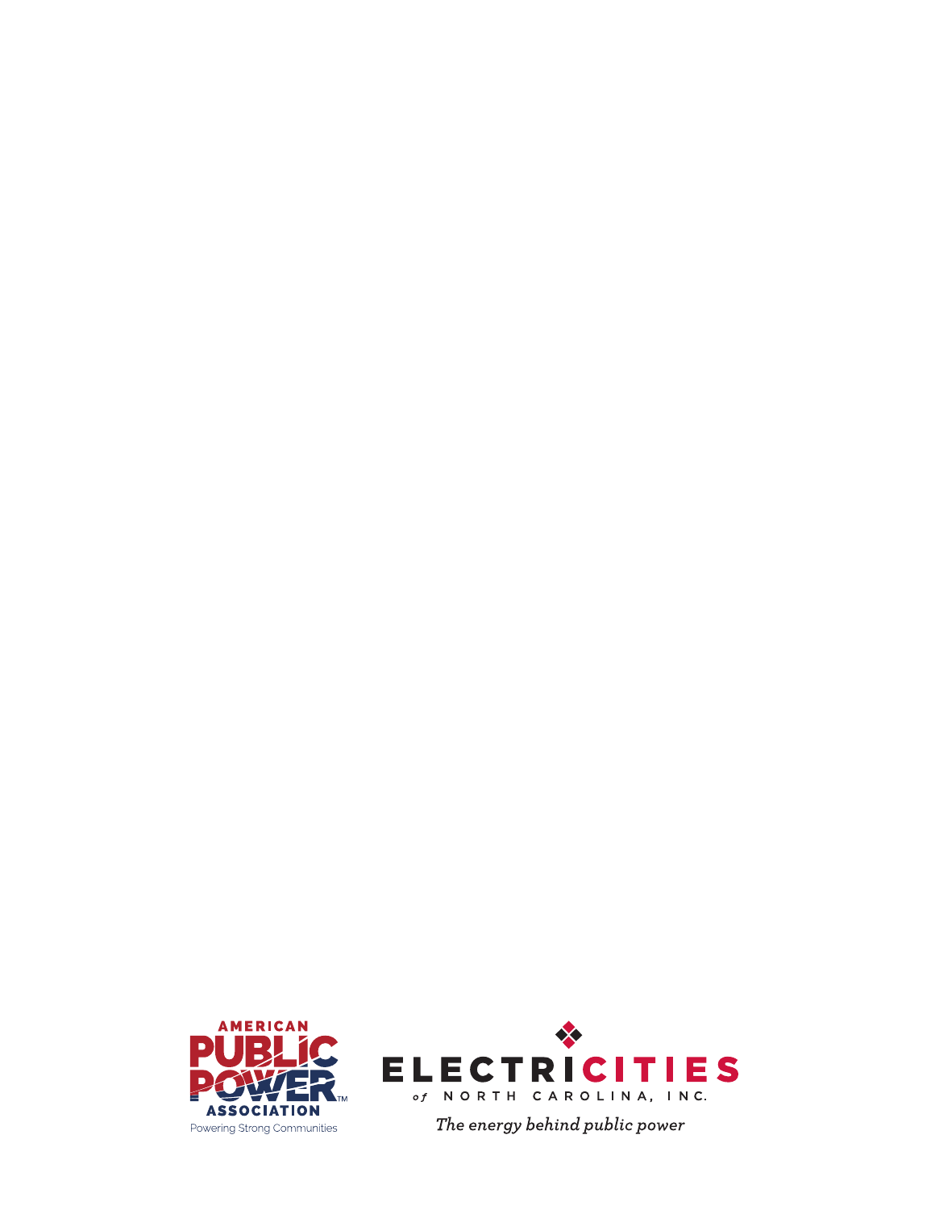AMERICAN PUBLIC POWER ASSOCIATION™

Powering Strong Communities

ELECTRICITIES of NORTH CAROLINA, INC.

*The energy behind public power*